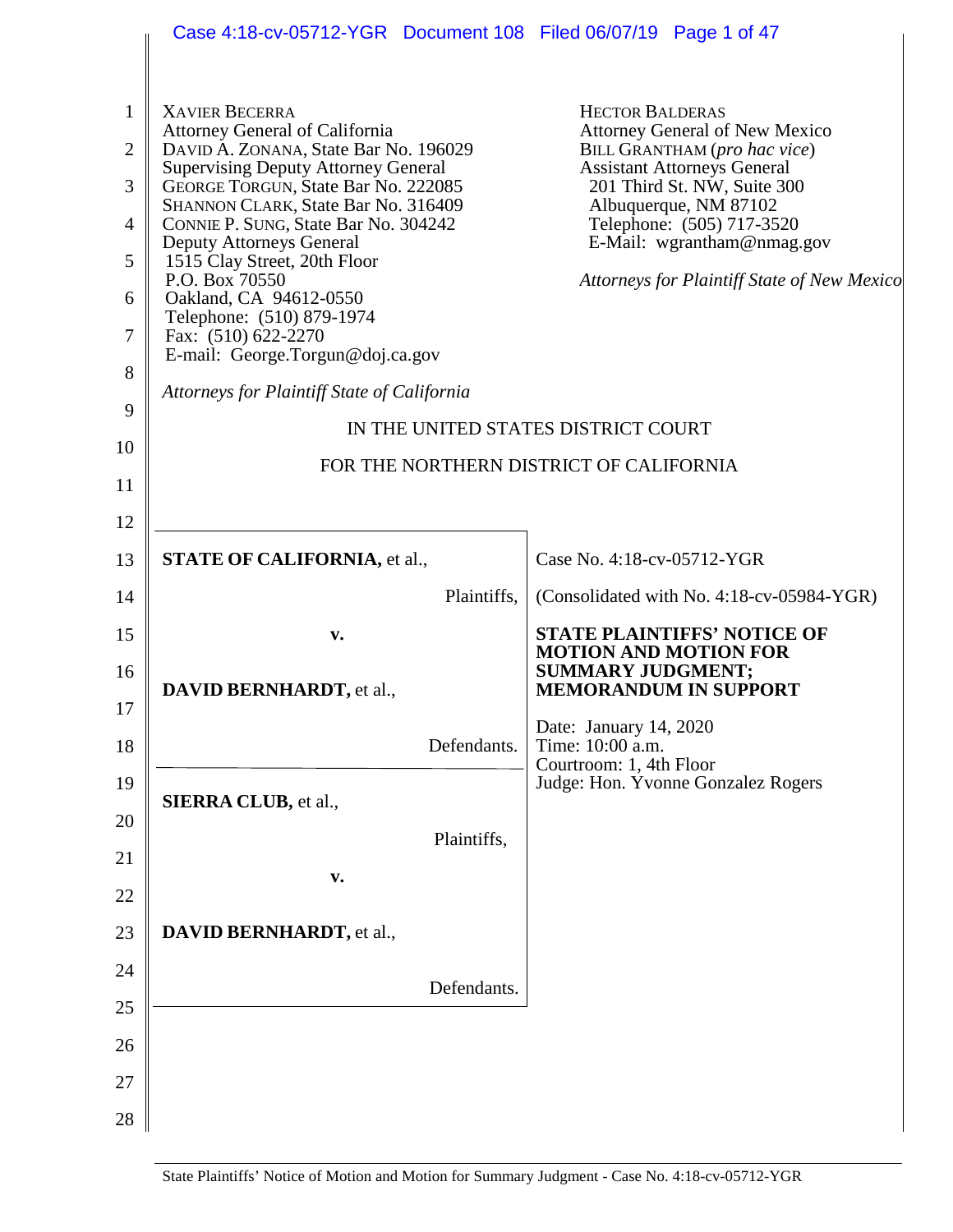XAVIER BECERRA
Attorney General of California
DAVID A. ZONANA, State Bar No. 196029
Supervising Deputy Attorney General
GEORGE TORGUN, State Bar No. 222085
SHANNON CLARK, State Bar No. 316409
CONNIE P. SUNG, State Bar No. 304242
Deputy Attorneys General
1515 Clay Street, 20th Floor
P.O. Box 70550
Oakland, CA 94612-0550
Telephone: (510) 879-1974
Fax: (510) 622-2270
E-mail: George.Torgun@doj.ca.gov

*Attorneys for Plaintiff State of California*

HECTOR BALDERAS
Attorney General of New Mexico
BILL GRANTHAM (*pro hac vice*)
Assistant Attorneys General
201 Third St. NW, Suite 300
Albuquerque, NM 87102
Telephone: (505) 717-3520
E-Mail: wgrantham@nmag.gov

*Attorneys for Plaintiff State of New Mexico*

IN THE UNITED STATES DISTRICT COURT

FOR THE NORTHERN DISTRICT OF CALIFORNIA

**STATE OF CALIFORNIA,** et al.,

Plaintiffs,

**v.**

**DAVID BERNHARDT,** et al.,

Defendants.

**SIERRA CLUB,** et al.,

Plaintiffs,

**v.**

**DAVID BERNHARDT,** et al.,

Defendants.

Case No. 4:18-cv-05712-YGR

(Consolidated with No. 4:18-cv-05984-YGR)

**STATE PLAINTIFFS' NOTICE OF MOTION AND MOTION FOR SUMMARY JUDGMENT; MEMORANDUM IN SUPPORT**

Date: January 14, 2020
Time: 10:00 a.m.
Courtroom: 1, 4th Floor
Judge: Hon. Yvonne Gonzalez Rogers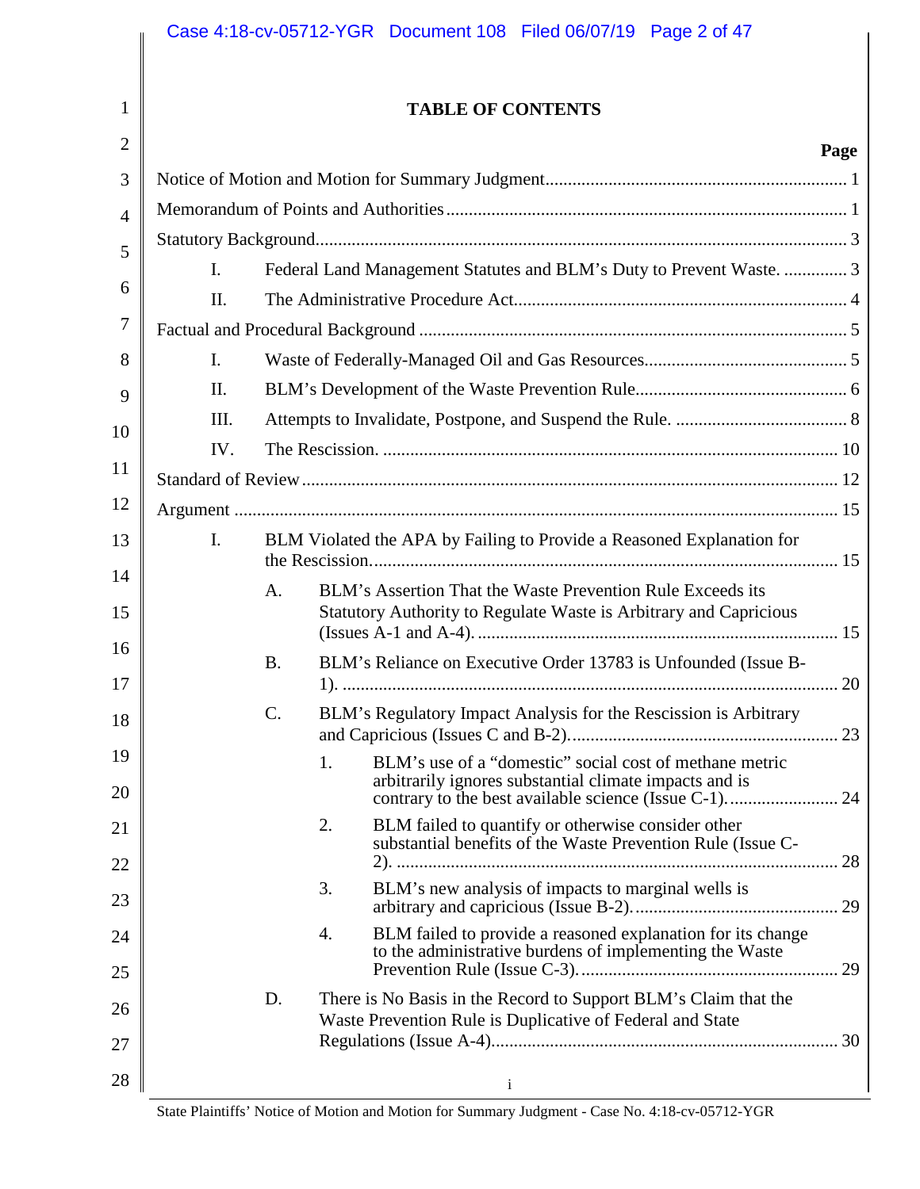# TABLE OF CONTENTS

| | Page |
|---|---|
| Notice of Motion and Motion for Summary Judgment | 1 |
| Memorandum of Points and Authorities | 1 |
| Statutory Background | 3 |
| I. Federal Land Management Statutes and BLM's Duty to Prevent Waste. | 3 |
| II. The Administrative Procedure Act | 4 |
| Factual and Procedural Background | 5 |
| I. Waste of Federally-Managed Oil and Gas Resources | 5 |
| II. BLM's Development of the Waste Prevention Rule | 6 |
| III. Attempts to Invalidate, Postpone, and Suspend the Rule. | 8 |
| IV. The Rescission. | 10 |
| Standard of Review | 12 |
| Argument | 15 |
| I. BLM Violated the APA by Failing to Provide a Reasoned Explanation for the Rescission. | 15 |
| A. BLM's Assertion That the Waste Prevention Rule Exceeds its Statutory Authority to Regulate Waste is Arbitrary and Capricious (Issues A-1 and A-4). | 15 |
| B. BLM's Reliance on Executive Order 13783 is Unfounded (Issue B-1). | 20 |
| C. BLM's Regulatory Impact Analysis for the Rescission is Arbitrary and Capricious (Issues C and B-2). | 23 |
| 1. BLM's use of a "domestic" social cost of methane metric arbitrarily ignores substantial climate impacts and is contrary to the best available science (Issue C-1). | 24 |
| 2. BLM failed to quantify or otherwise consider other substantial benefits of the Waste Prevention Rule (Issue C-2). | 28 |
| 3. BLM's new analysis of impacts to marginal wells is arbitrary and capricious (Issue B-2). | 29 |
| 4. BLM failed to provide a reasoned explanation for its change to the administrative burdens of implementing the Waste Prevention Rule (Issue C-3). | 29 |
| D. There is No Basis in the Record to Support BLM's Claim that the Waste Prevention Rule is Duplicative of Federal and State Regulations (Issue A-4) | 30 |

State Plaintiffs' Notice of Motion and Motion for Summary Judgment - Case No. 4:18-cv-05712-YGR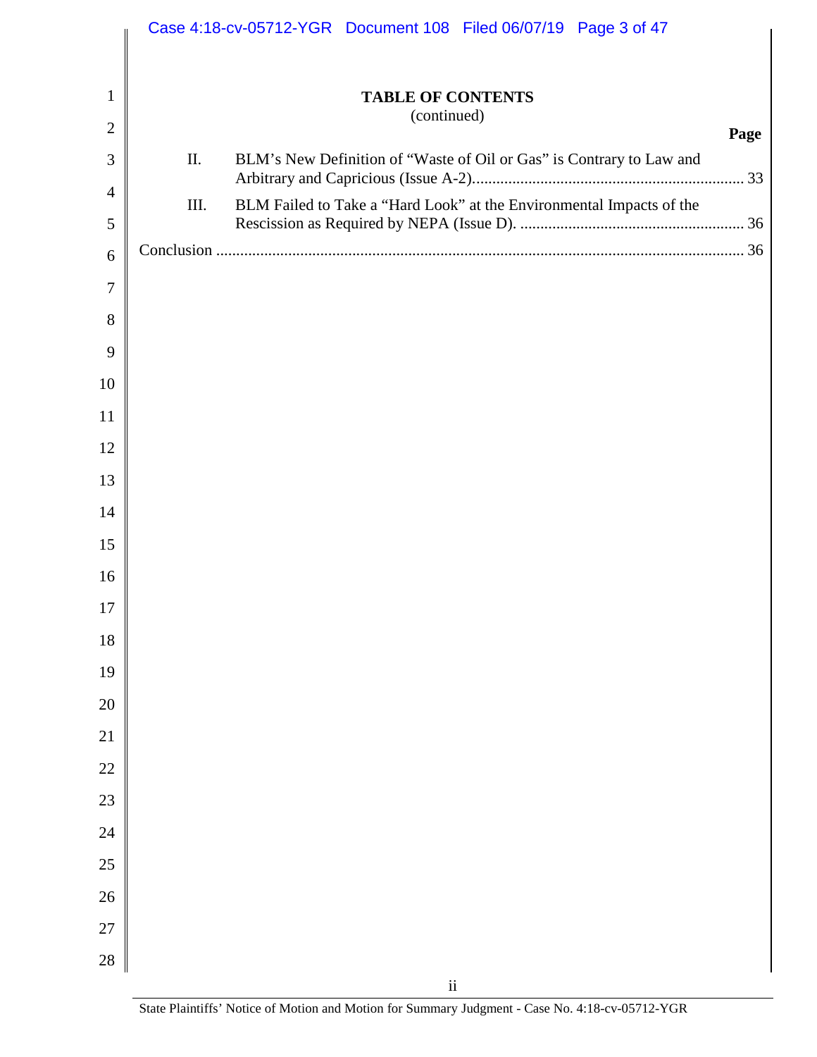**TABLE OF CONTENTS**
(continued)

| | | Page |
|---|---|---|
| II. | BLM's New Definition of "Waste of Oil or Gas" is Contrary to Law and Arbitrary and Capricious (Issue A-2) | 33 |
| III. | BLM Failed to Take a "Hard Look" at the Environmental Impacts of the Rescission as Required by NEPA (Issue D). | 36 |
| Conclusion | | 36 |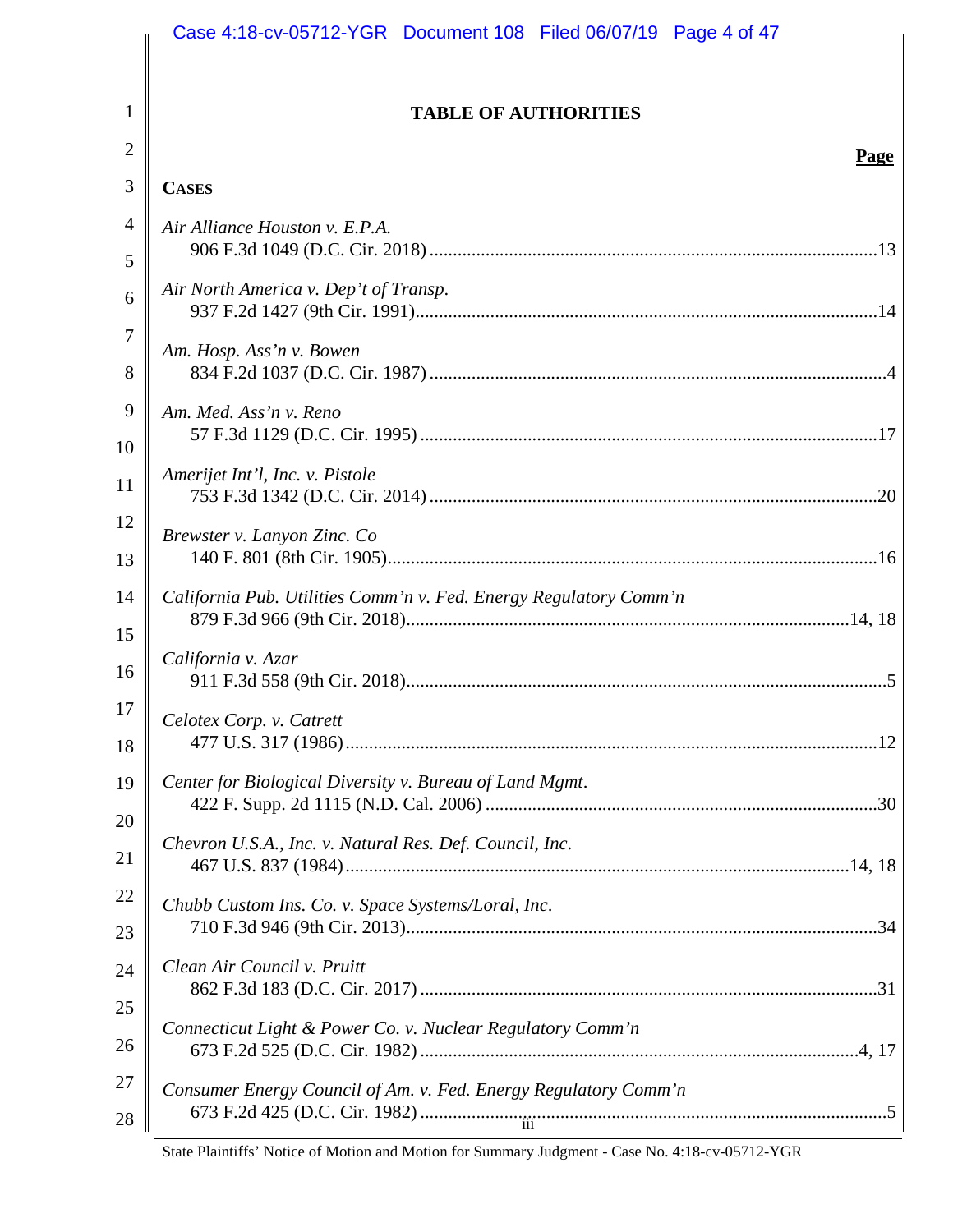# TABLE OF AUTHORITIES

**Page**

**CASES**

*Air Alliance Houston v. E.P.A.*
906 F.3d 1049 (D.C. Cir. 2018) .......... 13

*Air North America v. Dep't of Transp.*
937 F.2d 1427 (9th Cir. 1991) .......... 14

*Am. Hosp. Ass'n v. Bowen*
834 F.2d 1037 (D.C. Cir. 1987) .......... 4

*Am. Med. Ass'n v. Reno*
57 F.3d 1129 (D.C. Cir. 1995) .......... 17

*Amerijet Int'l, Inc. v. Pistole*
753 F.3d 1342 (D.C. Cir. 2014) .......... 20

*Brewster v. Lanyon Zinc. Co*
140 F. 801 (8th Cir. 1905) .......... 16

*California Pub. Utilities Comm'n v. Fed. Energy Regulatory Comm'n*
879 F.3d 966 (9th Cir. 2018) .......... 14, 18

*California v. Azar*
911 F.3d 558 (9th Cir. 2018) .......... 5

*Celotex Corp. v. Catrett*
477 U.S. 317 (1986) .......... 12

*Center for Biological Diversity v. Bureau of Land Mgmt.*
422 F. Supp. 2d 1115 (N.D. Cal. 2006) .......... 30

*Chevron U.S.A., Inc. v. Natural Res. Def. Council, Inc.*
467 U.S. 837 (1984) .......... 14, 18

*Chubb Custom Ins. Co. v. Space Systems/Loral, Inc.*
710 F.3d 946 (9th Cir. 2013) .......... 34

*Clean Air Council v. Pruitt*
862 F.3d 183 (D.C. Cir. 2017) .......... 31

*Connecticut Light & Power Co. v. Nuclear Regulatory Comm'n*
673 F.2d 525 (D.C. Cir. 1982) .......... 4, 17

*Consumer Energy Council of Am. v. Fed. Energy Regulatory Comm'n*
673 F.2d 425 (D.C. Cir. 1982) .......... 5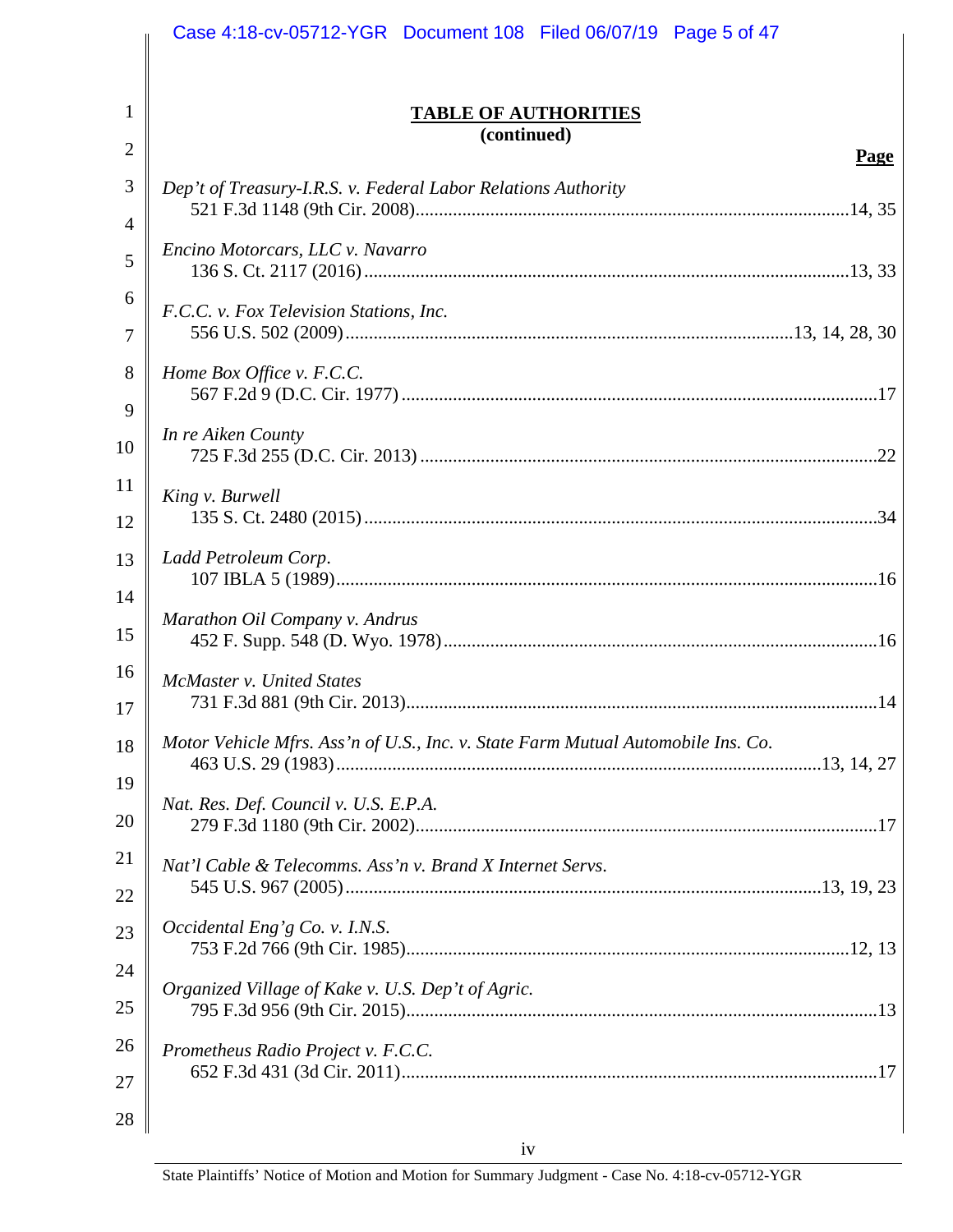**TABLE OF AUTHORITIES**
**(continued)**

**Page**

*Dep't of Treasury-I.R.S. v. Federal Labor Relations Authority*
521 F.3d 1148 (9th Cir. 2008)....................14, 35

*Encino Motorcars, LLC v. Navarro*
136 S. Ct. 2117 (2016)....................13, 33

*F.C.C. v. Fox Television Stations, Inc.*
556 U.S. 502 (2009)....................13, 14, 28, 30

*Home Box Office v. F.C.C.*
567 F.2d 9 (D.C. Cir. 1977)....................17

*In re Aiken County*
725 F.3d 255 (D.C. Cir. 2013)....................22

*King v. Burwell*
135 S. Ct. 2480 (2015)....................34

*Ladd Petroleum Corp.*
107 IBLA 5 (1989)....................16

*Marathon Oil Company v. Andrus*
452 F. Supp. 548 (D. Wyo. 1978)....................16

*McMaster v. United States*
731 F.3d 881 (9th Cir. 2013)....................14

*Motor Vehicle Mfrs. Ass'n of U.S., Inc. v. State Farm Mutual Automobile Ins. Co.*
463 U.S. 29 (1983)....................13, 14, 27

*Nat. Res. Def. Council v. U.S. E.P.A.*
279 F.3d 1180 (9th Cir. 2002)....................17

*Nat'l Cable & Telecomms. Ass'n v. Brand X Internet Servs.*
545 U.S. 967 (2005)....................13, 19, 23

*Occidental Eng'g Co. v. I.N.S.*
753 F.2d 766 (9th Cir. 1985)....................12, 13

*Organized Village of Kake v. U.S. Dep't of Agric.*
795 F.3d 956 (9th Cir. 2015)....................13

*Prometheus Radio Project v. F.C.C.*
652 F.3d 431 (3d Cir. 2011)....................17

State Plaintiffs' Notice of Motion and Motion for Summary Judgment - Case No. 4:18-cv-05712-YGR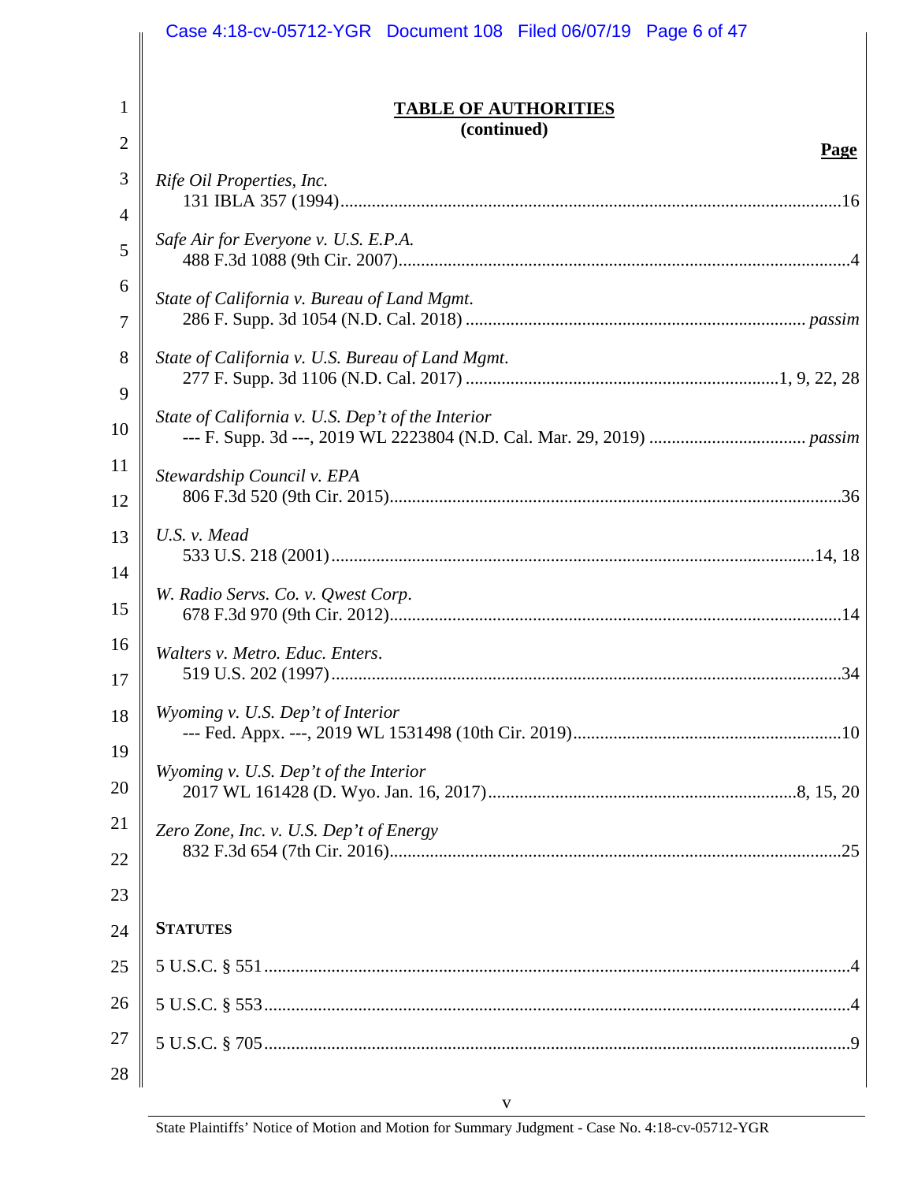## TABLE OF AUTHORITIES
### (continued)

**Page**

*Rife Oil Properties, Inc.*
131 IBLA 357 (1994) ..... 16

*Safe Air for Everyone v. U.S. E.P.A.*
488 F.3d 1088 (9th Cir. 2007) ..... 4

*State of California v. Bureau of Land Mgmt.*
286 F. Supp. 3d 1054 (N.D. Cal. 2018) ..... *passim*

*State of California v. U.S. Bureau of Land Mgmt.*
277 F. Supp. 3d 1106 (N.D. Cal. 2017) ..... 1, 9, 22, 28

*State of California v. U.S. Dep't of the Interior*
--- F. Supp. 3d ---, 2019 WL 2223804 (N.D. Cal. Mar. 29, 2019) ..... *passim*

*Stewardship Council v. EPA*
806 F.3d 520 (9th Cir. 2015) ..... 36

*U.S. v. Mead*
533 U.S. 218 (2001) ..... 14, 18

*W. Radio Servs. Co. v. Qwest Corp.*
678 F.3d 970 (9th Cir. 2012) ..... 14

*Walters v. Metro. Educ. Enters.*
519 U.S. 202 (1997) ..... 34

*Wyoming v. U.S. Dep't of Interior*
--- Fed. Appx. ---, 2019 WL 1531498 (10th Cir. 2019) ..... 10

*Wyoming v. U.S. Dep't of the Interior*
2017 WL 161428 (D. Wyo. Jan. 16, 2017) ..... 8, 15, 20

*Zero Zone, Inc. v. U.S. Dep't of Energy*
832 F.3d 654 (7th Cir. 2016) ..... 25

**STATUTES**

5 U.S.C. § 551 ..... 4

5 U.S.C. § 553 ..... 4

5 U.S.C. § 705 ..... 9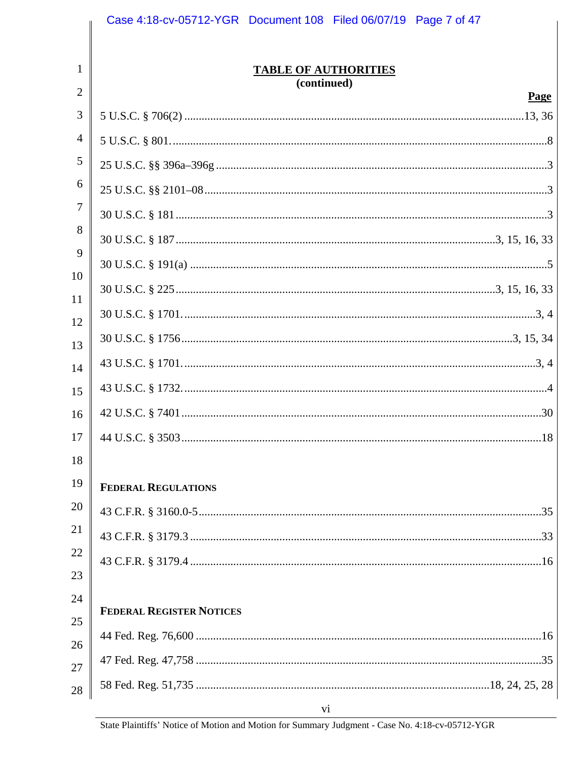## TABLE OF AUTHORITIES
### (continued)

| | Page |
|---|---|
| 5 U.S.C. § 706(2) | 13, 36 |
| 5 U.S.C. § 801. | 8 |
| 25 U.S.C. §§ 396a–396g | 3 |
| 25 U.S.C. §§ 2101–08 | 3 |
| 30 U.S.C. § 181 | 3 |
| 30 U.S.C. § 187 | 3, 15, 16, 33 |
| 30 U.S.C. § 191(a) | 5 |
| 30 U.S.C. § 225 | 3, 15, 16, 33 |
| 30 U.S.C. § 1701. | 3, 4 |
| 30 U.S.C. § 1756 | 3, 15, 34 |
| 43 U.S.C. § 1701. | 3, 4 |
| 43 U.S.C. § 1732. | 4 |
| 42 U.S.C. § 7401 | 30 |
| 44 U.S.C. § 3503 | 18 |

**FEDERAL REGULATIONS**

| | |
|---|---|
| 43 C.F.R. § 3160.0-5 | 35 |
| 43 C.F.R. § 3179.3 | 33 |
| 43 C.F.R. § 3179.4 | 16 |

**FEDERAL REGISTER NOTICES**

| | |
|---|---|
| 44 Fed. Reg. 76,600 | 16 |
| 47 Fed. Reg. 47,758 | 35 |
| 58 Fed. Reg. 51,735 | 18, 24, 25, 28 |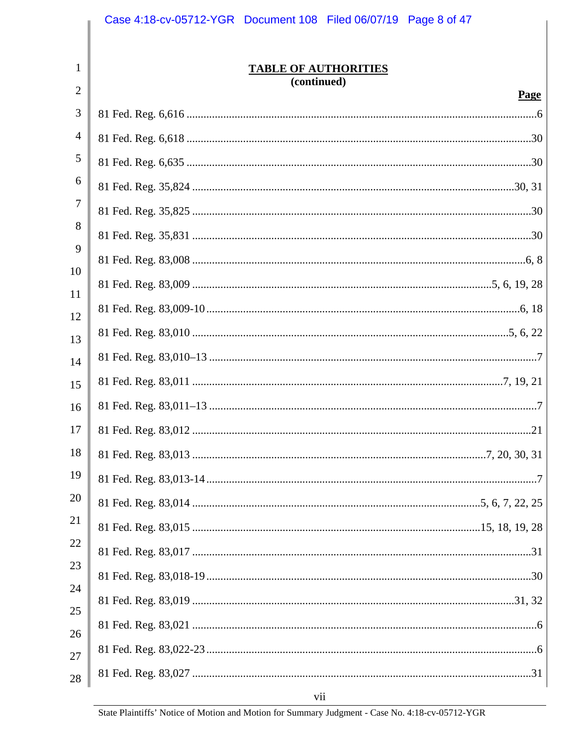## TABLE OF AUTHORITIES
### (continued)

| | Page |
|---|---|
| 81 Fed. Reg. 6,616 | 6 |
| 81 Fed. Reg. 6,618 | 30 |
| 81 Fed. Reg. 6,635 | 30 |
| 81 Fed. Reg. 35,824 | 30, 31 |
| 81 Fed. Reg. 35,825 | 30 |
| 81 Fed. Reg. 35,831 | 30 |
| 81 Fed. Reg. 83,008 | 6, 8 |
| 81 Fed. Reg. 83,009 | 5, 6, 19, 28 |
| 81 Fed. Reg. 83,009-10 | 6, 18 |
| 81 Fed. Reg. 83,010 | 5, 6, 22 |
| 81 Fed. Reg. 83,010–13 | 7 |
| 81 Fed. Reg. 83,011 | 7, 19, 21 |
| 81 Fed. Reg. 83,011–13 | 7 |
| 81 Fed. Reg. 83,012 | 21 |
| 81 Fed. Reg. 83,013 | 7, 20, 30, 31 |
| 81 Fed. Reg. 83,013-14 | 7 |
| 81 Fed. Reg. 83,014 | 5, 6, 7, 22, 25 |
| 81 Fed. Reg. 83,015 | 15, 18, 19, 28 |
| 81 Fed. Reg. 83,017 | 31 |
| 81 Fed. Reg. 83,018-19 | 30 |
| 81 Fed. Reg. 83,019 | 31, 32 |
| 81 Fed. Reg. 83,021 | 6 |
| 81 Fed. Reg. 83,022-23 | 6 |
| 81 Fed. Reg. 83,027 | 31 |

vii

State Plaintiffs' Notice of Motion and Motion for Summary Judgment - Case No. 4:18-cv-05712-YGR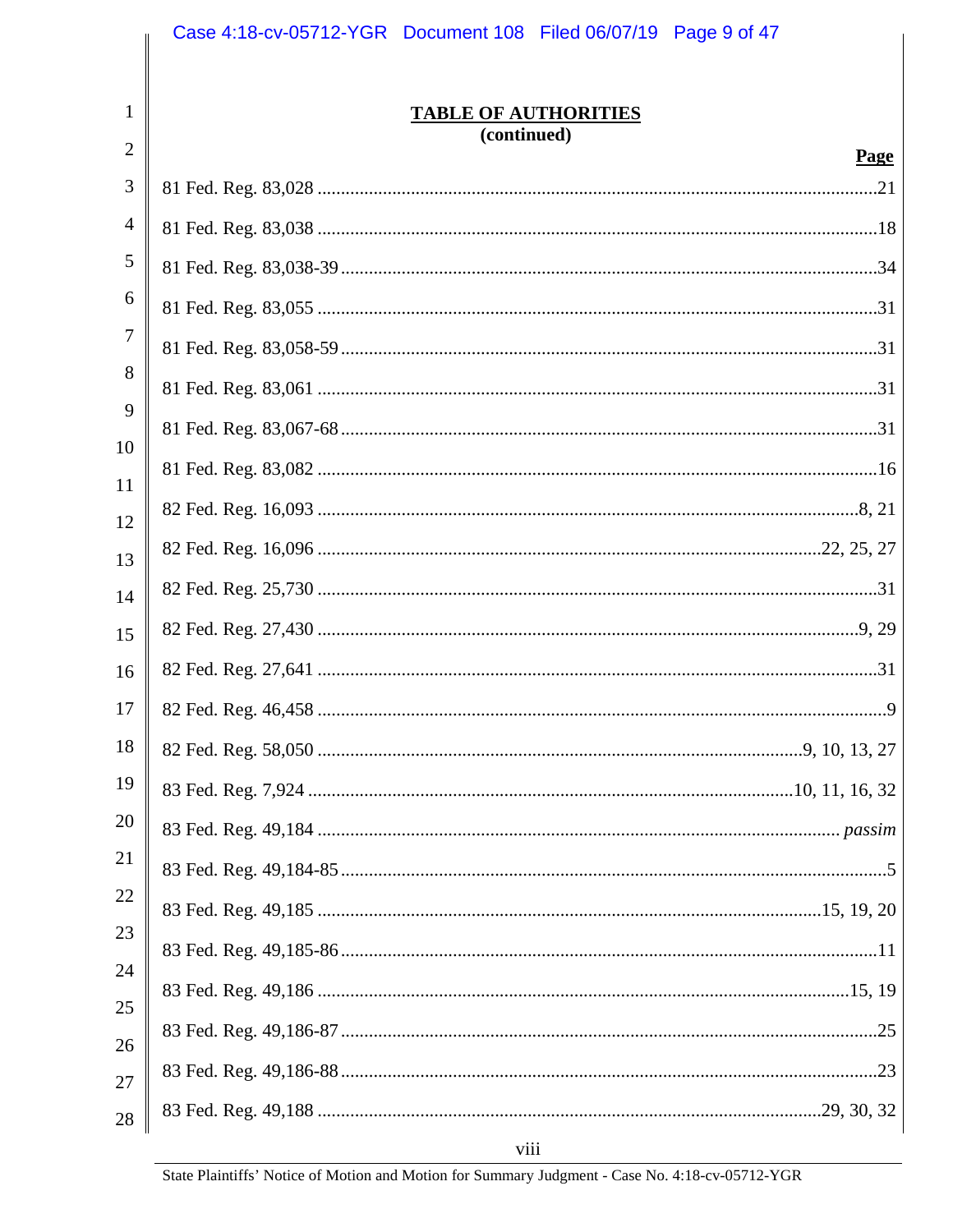## TABLE OF AUTHORITIES
**(continued)**

| | Page |
|---|---|
| 81 Fed. Reg. 83,028 | 21 |
| 81 Fed. Reg. 83,038 | 18 |
| 81 Fed. Reg. 83,038-39 | 34 |
| 81 Fed. Reg. 83,055 | 31 |
| 81 Fed. Reg. 83,058-59 | 31 |
| 81 Fed. Reg. 83,061 | 31 |
| 81 Fed. Reg. 83,067-68 | 31 |
| 81 Fed. Reg. 83,082 | 16 |
| 82 Fed. Reg. 16,093 | 8, 21 |
| 82 Fed. Reg. 16,096 | 22, 25, 27 |
| 82 Fed. Reg. 25,730 | 31 |
| 82 Fed. Reg. 27,430 | 9, 29 |
| 82 Fed. Reg. 27,641 | 31 |
| 82 Fed. Reg. 46,458 | 9 |
| 82 Fed. Reg. 58,050 | 9, 10, 13, 27 |
| 83 Fed. Reg. 7,924 | 10, 11, 16, 32 |
| 83 Fed. Reg. 49,184 | *passim* |
| 83 Fed. Reg. 49,184-85 | 5 |
| 83 Fed. Reg. 49,185 | 15, 19, 20 |
| 83 Fed. Reg. 49,185-86 | 11 |
| 83 Fed. Reg. 49,186 | 15, 19 |
| 83 Fed. Reg. 49,186-87 | 25 |
| 83 Fed. Reg. 49,186-88 | 23 |
| 83 Fed. Reg. 49,188 | 29, 30, 32 |

viii

State Plaintiffs' Notice of Motion and Motion for Summary Judgment - Case No. 4:18-cv-05712-YGR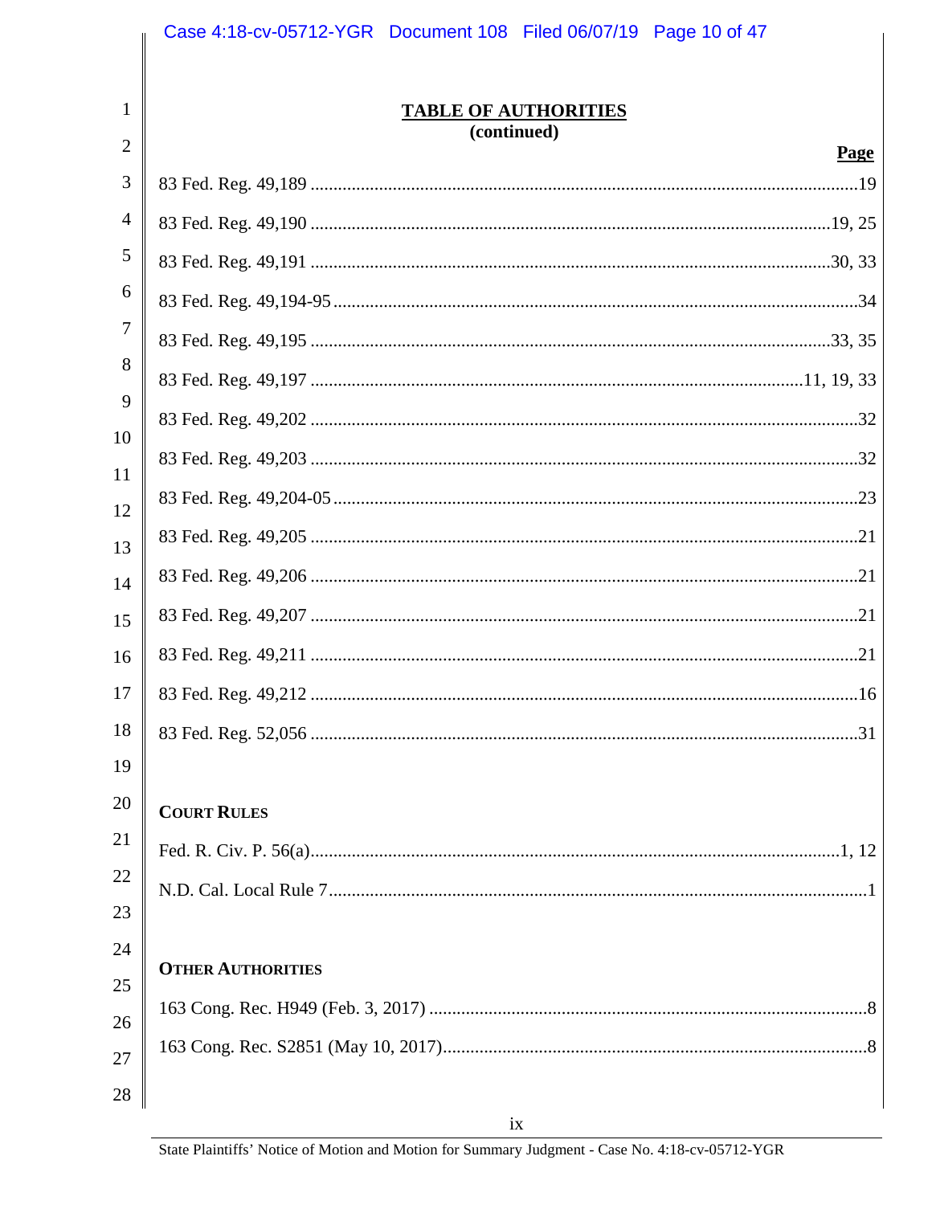## TABLE OF AUTHORITIES
### (continued)

**Page**

83 Fed. Reg. 49,189 ........................................................................................................19

83 Fed. Reg. 49,190 ...................................................................................................19, 25

83 Fed. Reg. 49,191 ...................................................................................................30, 33

83 Fed. Reg. 49,194-95 ...................................................................................................34

83 Fed. Reg. 49,195 ...................................................................................................33, 35

83 Fed. Reg. 49,197 ..............................................................................................11, 19, 33

83 Fed. Reg. 49,202 ........................................................................................................32

83 Fed. Reg. 49,203 ........................................................................................................32

83 Fed. Reg. 49,204-05 ...................................................................................................23

83 Fed. Reg. 49,205 ........................................................................................................21

83 Fed. Reg. 49,206 ........................................................................................................21

83 Fed. Reg. 49,207 ........................................................................................................21

83 Fed. Reg. 49,211 ........................................................................................................21

83 Fed. Reg. 49,212 ........................................................................................................16

83 Fed. Reg. 52,056 ........................................................................................................31

**COURT RULES**

Fed. R. Civ. P. 56(a)....................................................................................................1, 12

N.D. Cal. Local Rule 7......................................................................................................1

**OTHER AUTHORITIES**

163 Cong. Rec. H949 (Feb. 3, 2017) ................................................................................8

163 Cong. Rec. S2851 (May 10, 2017).............................................................................8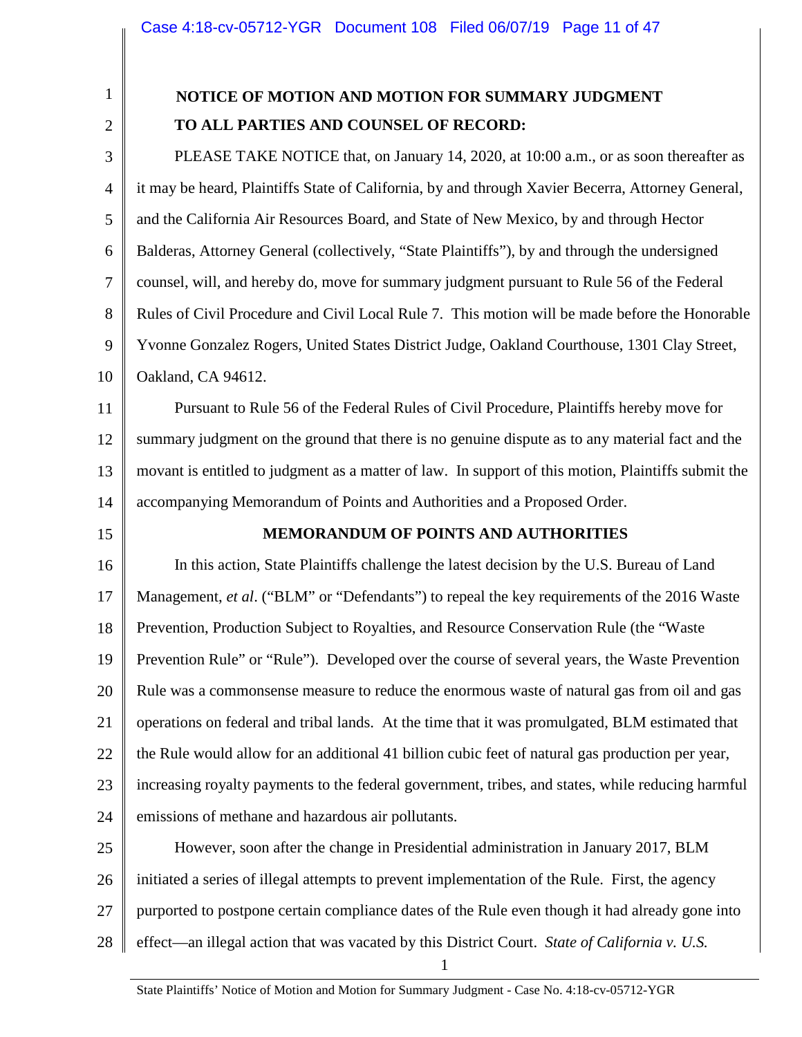**NOTICE OF MOTION AND MOTION FOR SUMMARY JUDGMENT**

**TO ALL PARTIES AND COUNSEL OF RECORD:**

PLEASE TAKE NOTICE that, on January 14, 2020, at 10:00 a.m., or as soon thereafter as it may be heard, Plaintiffs State of California, by and through Xavier Becerra, Attorney General, and the California Air Resources Board, and State of New Mexico, by and through Hector Balderas, Attorney General (collectively, "State Plaintiffs"), by and through the undersigned counsel, will, and hereby do, move for summary judgment pursuant to Rule 56 of the Federal Rules of Civil Procedure and Civil Local Rule 7. This motion will be made before the Honorable Yvonne Gonzalez Rogers, United States District Judge, Oakland Courthouse, 1301 Clay Street, Oakland, CA 94612.

Pursuant to Rule 56 of the Federal Rules of Civil Procedure, Plaintiffs hereby move for summary judgment on the ground that there is no genuine dispute as to any material fact and the movant is entitled to judgment as a matter of law. In support of this motion, Plaintiffs submit the accompanying Memorandum of Points and Authorities and a Proposed Order.

**MEMORANDUM OF POINTS AND AUTHORITIES**

In this action, State Plaintiffs challenge the latest decision by the U.S. Bureau of Land Management, *et al*. ("BLM" or "Defendants") to repeal the key requirements of the 2016 Waste Prevention, Production Subject to Royalties, and Resource Conservation Rule (the "Waste Prevention Rule" or "Rule"). Developed over the course of several years, the Waste Prevention Rule was a commonsense measure to reduce the enormous waste of natural gas from oil and gas operations on federal and tribal lands. At the time that it was promulgated, BLM estimated that the Rule would allow for an additional 41 billion cubic feet of natural gas production per year, increasing royalty payments to the federal government, tribes, and states, while reducing harmful emissions of methane and hazardous air pollutants.

However, soon after the change in Presidential administration in January 2017, BLM initiated a series of illegal attempts to prevent implementation of the Rule. First, the agency purported to postpone certain compliance dates of the Rule even though it had already gone into effect—an illegal action that was vacated by this District Court. *State of California v. U.S.*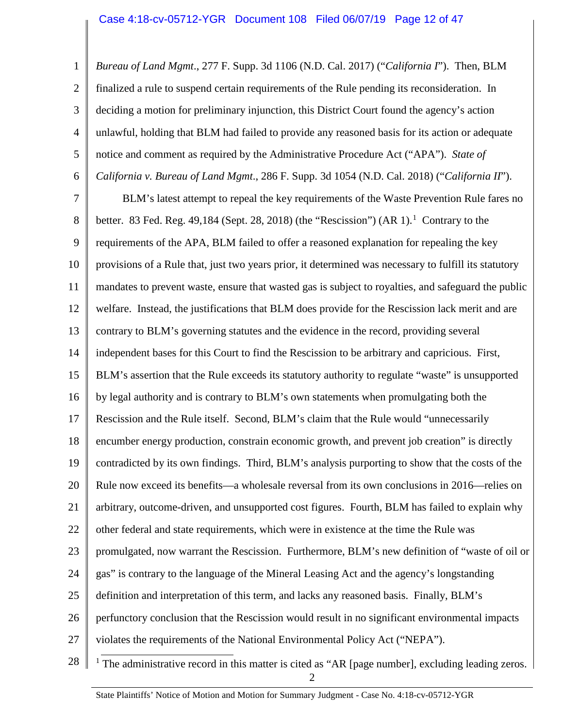*Bureau of Land Mgmt*., 277 F. Supp. 3d 1106 (N.D. Cal. 2017) ("*California I*"). Then, BLM finalized a rule to suspend certain requirements of the Rule pending its reconsideration. In deciding a motion for preliminary injunction, this District Court found the agency's action unlawful, holding that BLM had failed to provide any reasoned basis for its action or adequate notice and comment as required by the Administrative Procedure Act ("APA"). *State of California v. Bureau of Land Mgmt*., 286 F. Supp. 3d 1054 (N.D. Cal. 2018) ("*California II*").

BLM's latest attempt to repeal the key requirements of the Waste Prevention Rule fares no better. 83 Fed. Reg. 49,184 (Sept. 28, 2018) (the "Rescission") (AR 1).[1] Contrary to the requirements of the APA, BLM failed to offer a reasoned explanation for repealing the key provisions of a Rule that, just two years prior, it determined was necessary to fulfill its statutory mandates to prevent waste, ensure that wasted gas is subject to royalties, and safeguard the public welfare. Instead, the justifications that BLM does provide for the Rescission lack merit and are contrary to BLM's governing statutes and the evidence in the record, providing several independent bases for this Court to find the Rescission to be arbitrary and capricious. First, BLM's assertion that the Rule exceeds its statutory authority to regulate "waste" is unsupported by legal authority and is contrary to BLM's own statements when promulgating both the Rescission and the Rule itself. Second, BLM's claim that the Rule would "unnecessarily encumber energy production, constrain economic growth, and prevent job creation" is directly contradicted by its own findings. Third, BLM's analysis purporting to show that the costs of the Rule now exceed its benefits—a wholesale reversal from its own conclusions in 2016—relies on arbitrary, outcome-driven, and unsupported cost figures. Fourth, BLM has failed to explain why other federal and state requirements, which were in existence at the time the Rule was promulgated, now warrant the Rescission. Furthermore, BLM's new definition of "waste of oil or gas" is contrary to the language of the Mineral Leasing Act and the agency's longstanding definition and interpretation of this term, and lacks any reasoned basis. Finally, BLM's perfunctory conclusion that the Rescission would result in no significant environmental impacts violates the requirements of the National Environmental Policy Act ("NEPA").

[1] The administrative record in this matter is cited as "AR [page number], excluding leading zeros.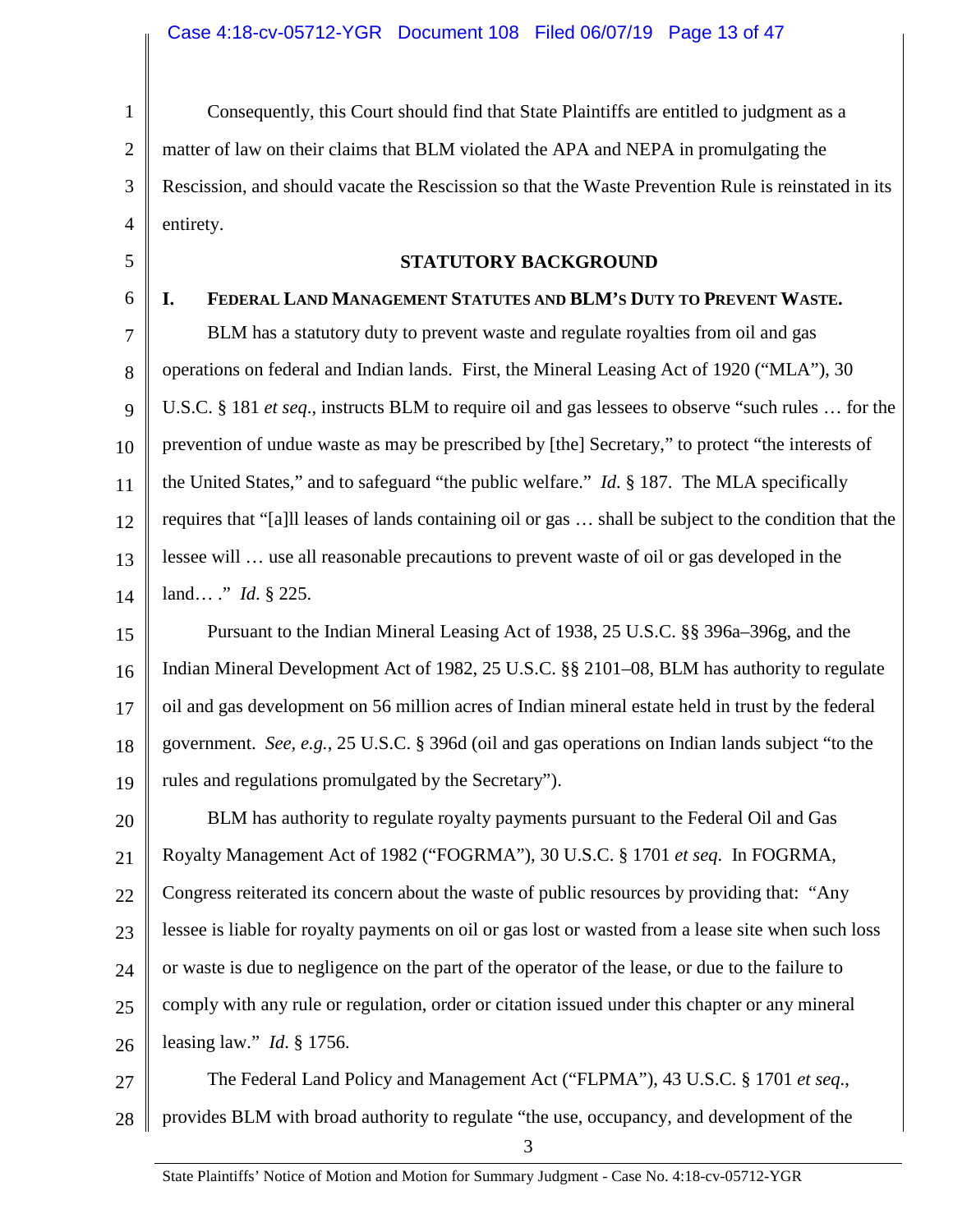Consequently, this Court should find that State Plaintiffs are entitled to judgment as a matter of law on their claims that BLM violated the APA and NEPA in promulgating the Rescission, and should vacate the Rescission so that the Waste Prevention Rule is reinstated in its entirety.

## STATUTORY BACKGROUND

### I. Federal Land Management Statutes and BLM's Duty to Prevent Waste.

BLM has a statutory duty to prevent waste and regulate royalties from oil and gas operations on federal and Indian lands. First, the Mineral Leasing Act of 1920 ("MLA"), 30 U.S.C. § 181 *et seq.*, instructs BLM to require oil and gas lessees to observe "such rules … for the prevention of undue waste as may be prescribed by [the] Secretary," to protect "the interests of the United States," and to safeguard "the public welfare." *Id.* § 187. The MLA specifically requires that "[a]ll leases of lands containing oil or gas … shall be subject to the condition that the lessee will … use all reasonable precautions to prevent waste of oil or gas developed in the land… ." *Id.* § 225.

Pursuant to the Indian Mineral Leasing Act of 1938, 25 U.S.C. §§ 396a–396g, and the Indian Mineral Development Act of 1982, 25 U.S.C. §§ 2101–08, BLM has authority to regulate oil and gas development on 56 million acres of Indian mineral estate held in trust by the federal government. *See, e.g.*, 25 U.S.C. § 396d (oil and gas operations on Indian lands subject "to the rules and regulations promulgated by the Secretary").

BLM has authority to regulate royalty payments pursuant to the Federal Oil and Gas Royalty Management Act of 1982 ("FOGRMA"), 30 U.S.C. § 1701 *et seq*. In FOGRMA, Congress reiterated its concern about the waste of public resources by providing that: "Any lessee is liable for royalty payments on oil or gas lost or wasted from a lease site when such loss or waste is due to negligence on the part of the operator of the lease, or due to the failure to comply with any rule or regulation, order or citation issued under this chapter or any mineral leasing law." *Id.* § 1756.

The Federal Land Policy and Management Act ("FLPMA"), 43 U.S.C. § 1701 *et seq.*, provides BLM with broad authority to regulate "the use, occupancy, and development of the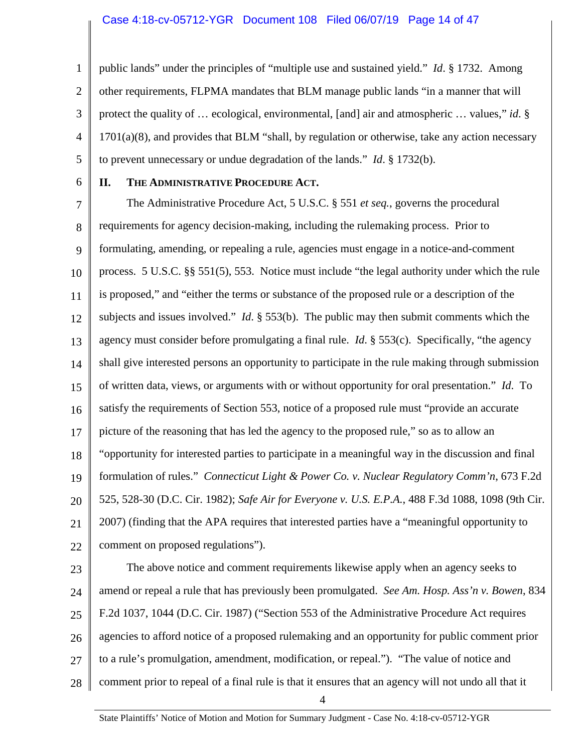public lands" under the principles of "multiple use and sustained yield." *Id*. § 1732. Among other requirements, FLPMA mandates that BLM manage public lands "in a manner that will protect the quality of … ecological, environmental, [and] air and atmospheric … values," *id*. § 1701(a)(8), and provides that BLM "shall, by regulation or otherwise, take any action necessary to prevent unnecessary or undue degradation of the lands." *Id*. § 1732(b).

## II. THE ADMINISTRATIVE PROCEDURE ACT.

The Administrative Procedure Act, 5 U.S.C. § 551 *et seq.*, governs the procedural requirements for agency decision-making, including the rulemaking process. Prior to formulating, amending, or repealing a rule, agencies must engage in a notice-and-comment process. 5 U.S.C. §§ 551(5), 553. Notice must include "the legal authority under which the rule is proposed," and "either the terms or substance of the proposed rule or a description of the subjects and issues involved." *Id*. § 553(b). The public may then submit comments which the agency must consider before promulgating a final rule. *Id*. § 553(c). Specifically, "the agency shall give interested persons an opportunity to participate in the rule making through submission of written data, views, or arguments with or without opportunity for oral presentation." *Id*. To satisfy the requirements of Section 553, notice of a proposed rule must "provide an accurate picture of the reasoning that has led the agency to the proposed rule," so as to allow an "opportunity for interested parties to participate in a meaningful way in the discussion and final formulation of rules." *Connecticut Light & Power Co. v. Nuclear Regulatory Comm'n*, 673 F.2d 525, 528-30 (D.C. Cir. 1982); *Safe Air for Everyone v. U.S. E.P.A.*, 488 F.3d 1088, 1098 (9th Cir. 2007) (finding that the APA requires that interested parties have a "meaningful opportunity to comment on proposed regulations").

The above notice and comment requirements likewise apply when an agency seeks to amend or repeal a rule that has previously been promulgated. *See Am. Hosp. Ass'n v. Bowen*, 834 F.2d 1037, 1044 (D.C. Cir. 1987) ("Section 553 of the Administrative Procedure Act requires agencies to afford notice of a proposed rulemaking and an opportunity for public comment prior to a rule's promulgation, amendment, modification, or repeal."). "The value of notice and comment prior to repeal of a final rule is that it ensures that an agency will not undo all that it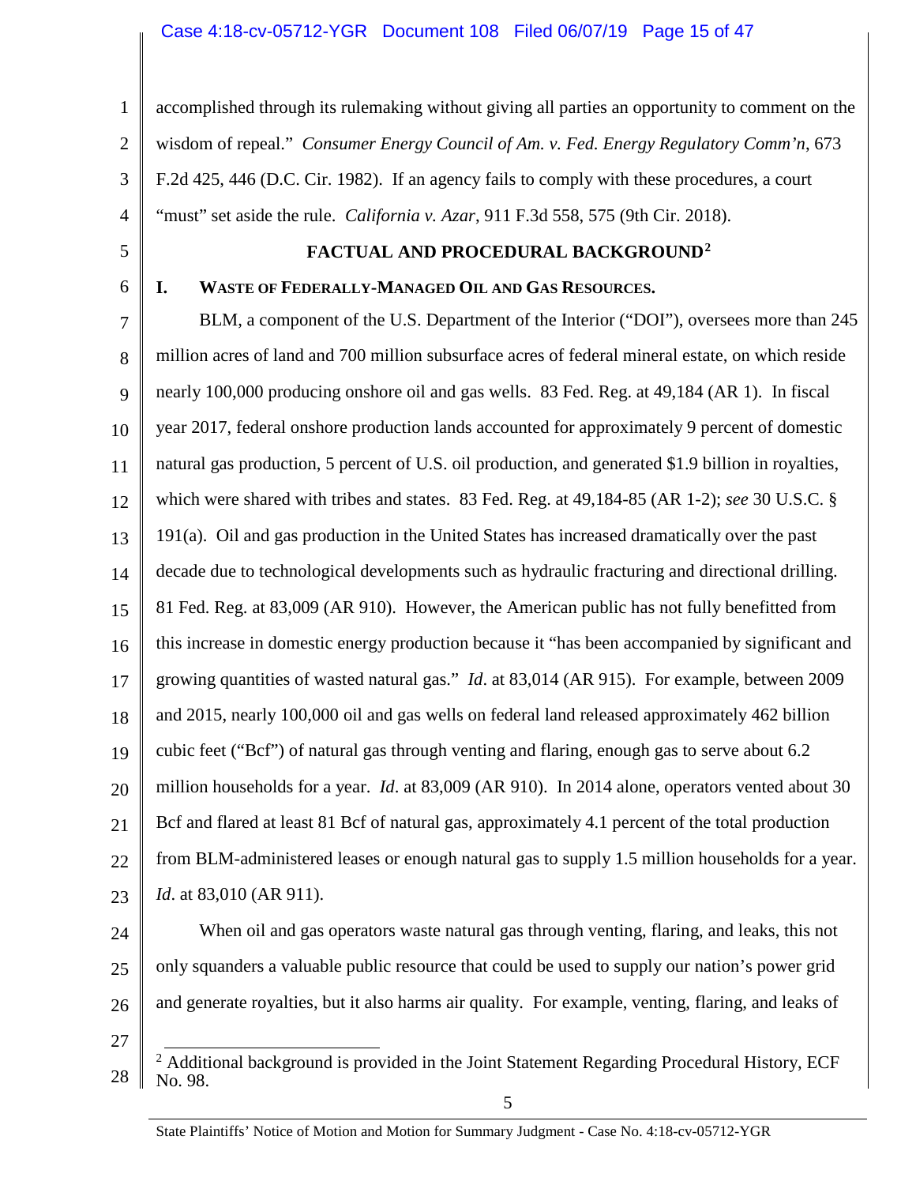accomplished through its rulemaking without giving all parties an opportunity to comment on the wisdom of repeal." *Consumer Energy Council of Am. v. Fed. Energy Regulatory Comm'n*, 673 F.2d 425, 446 (D.C. Cir. 1982). If an agency fails to comply with these procedures, a court "must" set aside the rule. *California v. Azar*, 911 F.3d 558, 575 (9th Cir. 2018).

## FACTUAL AND PROCEDURAL BACKGROUND[2]

### I. WASTE OF FEDERALLY-MANAGED OIL AND GAS RESOURCES.

BLM, a component of the U.S. Department of the Interior ("DOI"), oversees more than 245 million acres of land and 700 million subsurface acres of federal mineral estate, on which reside nearly 100,000 producing onshore oil and gas wells. 83 Fed. Reg. at 49,184 (AR 1). In fiscal year 2017, federal onshore production lands accounted for approximately 9 percent of domestic natural gas production, 5 percent of U.S. oil production, and generated $1.9 billion in royalties, which were shared with tribes and states. 83 Fed. Reg. at 49,184-85 (AR 1-2); *see* 30 U.S.C. § 191(a). Oil and gas production in the United States has increased dramatically over the past decade due to technological developments such as hydraulic fracturing and directional drilling. 81 Fed. Reg. at 83,009 (AR 910). However, the American public has not fully benefitted from this increase in domestic energy production because it "has been accompanied by significant and growing quantities of wasted natural gas." *Id*. at 83,014 (AR 915). For example, between 2009 and 2015, nearly 100,000 oil and gas wells on federal land released approximately 462 billion cubic feet ("Bcf") of natural gas through venting and flaring, enough gas to serve about 6.2 million households for a year. *Id*. at 83,009 (AR 910). In 2014 alone, operators vented about 30 Bcf and flared at least 81 Bcf of natural gas, approximately 4.1 percent of the total production from BLM-administered leases or enough natural gas to supply 1.5 million households for a year. *Id*. at 83,010 (AR 911).

When oil and gas operators waste natural gas through venting, flaring, and leaks, this not only squanders a valuable public resource that could be used to supply our nation's power grid and generate royalties, but it also harms air quality. For example, venting, flaring, and leaks of

---

[2] Additional background is provided in the Joint Statement Regarding Procedural History, ECF No. 98.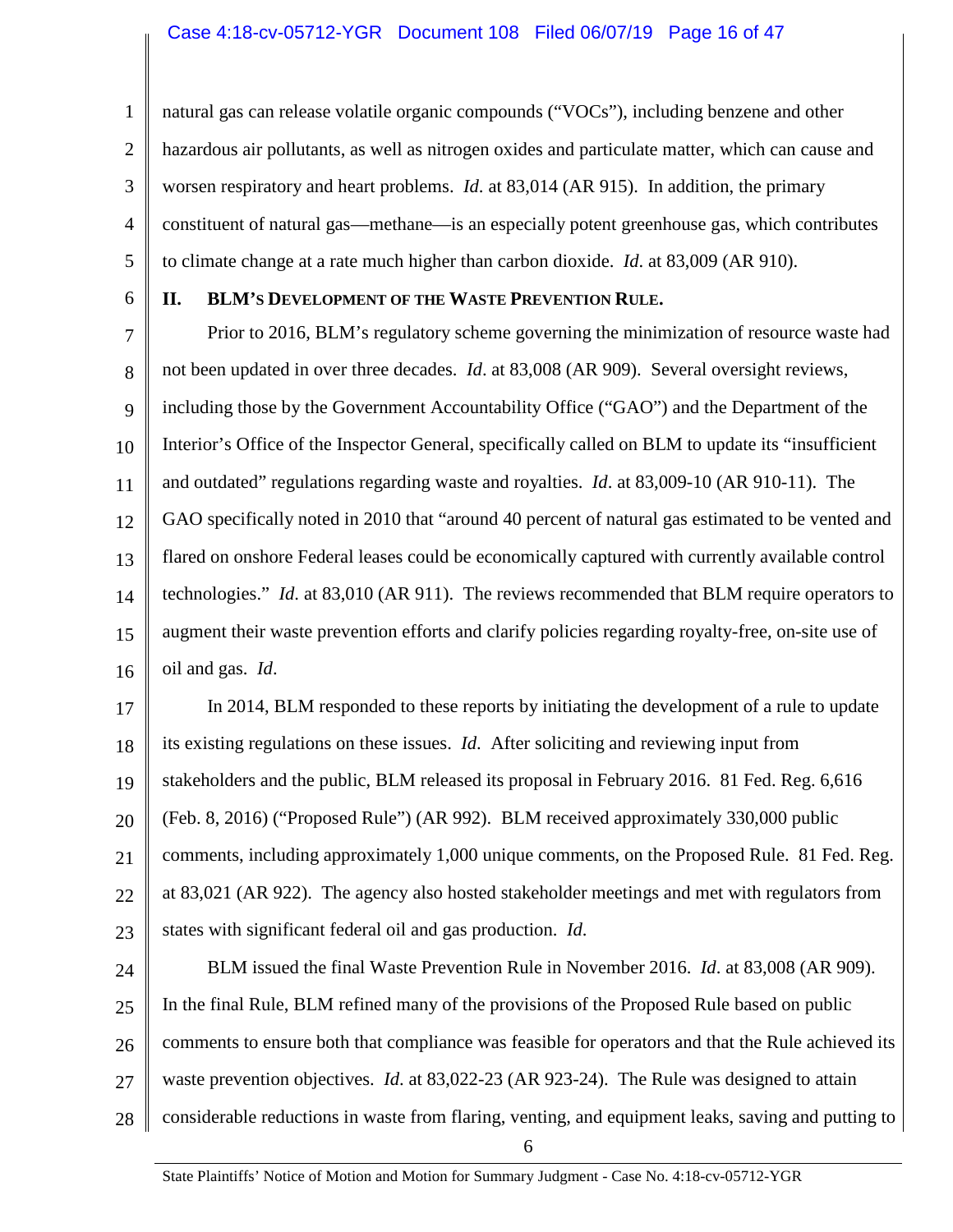natural gas can release volatile organic compounds ("VOCs"), including benzene and other hazardous air pollutants, as well as nitrogen oxides and particulate matter, which can cause and worsen respiratory and heart problems. *Id*. at 83,014 (AR 915). In addition, the primary constituent of natural gas—methane—is an especially potent greenhouse gas, which contributes to climate change at a rate much higher than carbon dioxide. *Id*. at 83,009 (AR 910).

## II. BLM'S DEVELOPMENT OF THE WASTE PREVENTION RULE.

Prior to 2016, BLM's regulatory scheme governing the minimization of resource waste had not been updated in over three decades. *Id*. at 83,008 (AR 909). Several oversight reviews, including those by the Government Accountability Office ("GAO") and the Department of the Interior's Office of the Inspector General, specifically called on BLM to update its "insufficient and outdated" regulations regarding waste and royalties. *Id*. at 83,009-10 (AR 910-11). The GAO specifically noted in 2010 that "around 40 percent of natural gas estimated to be vented and flared on onshore Federal leases could be economically captured with currently available control technologies." *Id*. at 83,010 (AR 911). The reviews recommended that BLM require operators to augment their waste prevention efforts and clarify policies regarding royalty-free, on-site use of oil and gas. *Id*.

In 2014, BLM responded to these reports by initiating the development of a rule to update its existing regulations on these issues. *Id*. After soliciting and reviewing input from stakeholders and the public, BLM released its proposal in February 2016. 81 Fed. Reg. 6,616 (Feb. 8, 2016) ("Proposed Rule") (AR 992). BLM received approximately 330,000 public comments, including approximately 1,000 unique comments, on the Proposed Rule. 81 Fed. Reg. at 83,021 (AR 922). The agency also hosted stakeholder meetings and met with regulators from states with significant federal oil and gas production. *Id*.

BLM issued the final Waste Prevention Rule in November 2016. *Id*. at 83,008 (AR 909). In the final Rule, BLM refined many of the provisions of the Proposed Rule based on public comments to ensure both that compliance was feasible for operators and that the Rule achieved its waste prevention objectives. *Id*. at 83,022-23 (AR 923-24). The Rule was designed to attain considerable reductions in waste from flaring, venting, and equipment leaks, saving and putting to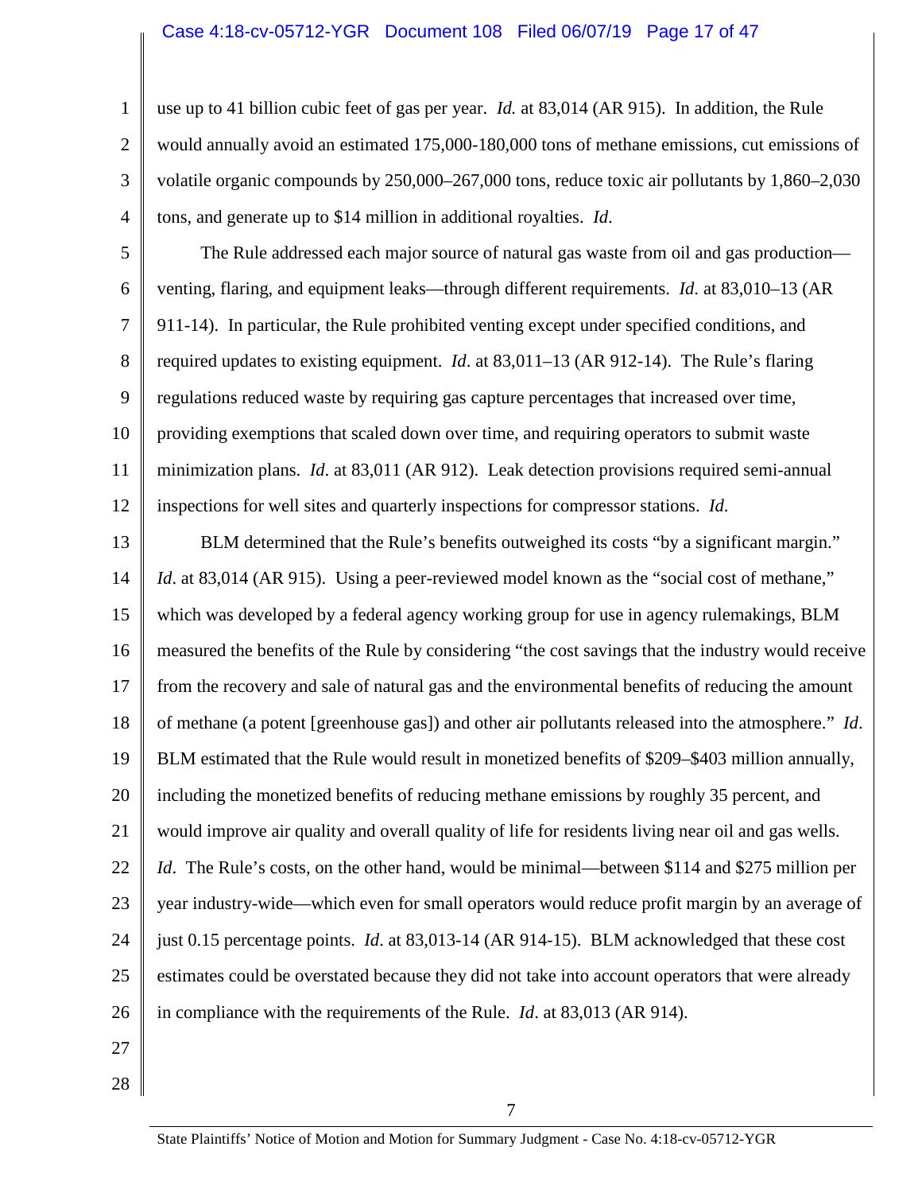use up to 41 billion cubic feet of gas per year. *Id.* at 83,014 (AR 915). In addition, the Rule would annually avoid an estimated 175,000-180,000 tons of methane emissions, cut emissions of volatile organic compounds by 250,000–267,000 tons, reduce toxic air pollutants by 1,860–2,030 tons, and generate up to $14 million in additional royalties. *Id*.

The Rule addressed each major source of natural gas waste from oil and gas production—venting, flaring, and equipment leaks—through different requirements. *Id*. at 83,010–13 (AR 911-14). In particular, the Rule prohibited venting except under specified conditions, and required updates to existing equipment. *Id*. at 83,011–13 (AR 912-14). The Rule's flaring regulations reduced waste by requiring gas capture percentages that increased over time, providing exemptions that scaled down over time, and requiring operators to submit waste minimization plans. *Id*. at 83,011 (AR 912). Leak detection provisions required semi-annual inspections for well sites and quarterly inspections for compressor stations. *Id.*

BLM determined that the Rule's benefits outweighed its costs "by a significant margin." *Id*. at 83,014 (AR 915). Using a peer-reviewed model known as the "social cost of methane," which was developed by a federal agency working group for use in agency rulemakings, BLM measured the benefits of the Rule by considering "the cost savings that the industry would receive from the recovery and sale of natural gas and the environmental benefits of reducing the amount of methane (a potent [greenhouse gas]) and other air pollutants released into the atmosphere." *Id*. BLM estimated that the Rule would result in monetized benefits of $209–$403 million annually, including the monetized benefits of reducing methane emissions by roughly 35 percent, and would improve air quality and overall quality of life for residents living near oil and gas wells. *Id*. The Rule's costs, on the other hand, would be minimal—between $114 and $275 million per year industry-wide—which even for small operators would reduce profit margin by an average of just 0.15 percentage points. *Id*. at 83,013-14 (AR 914-15). BLM acknowledged that these cost estimates could be overstated because they did not take into account operators that were already in compliance with the requirements of the Rule. *Id*. at 83,013 (AR 914).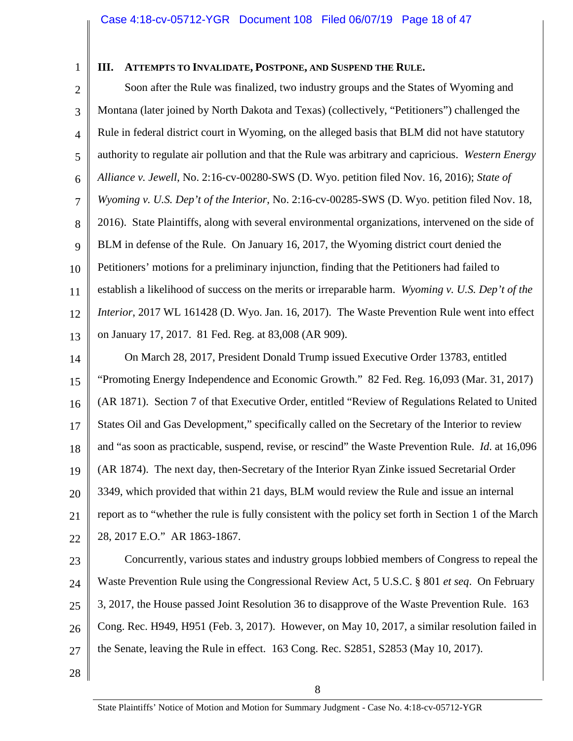### III. Attempts to Invalidate, Postpone, and Suspend the Rule.

Soon after the Rule was finalized, two industry groups and the States of Wyoming and Montana (later joined by North Dakota and Texas) (collectively, "Petitioners") challenged the Rule in federal district court in Wyoming, on the alleged basis that BLM did not have statutory authority to regulate air pollution and that the Rule was arbitrary and capricious. *Western Energy Alliance v. Jewell*, No. 2:16-cv-00280-SWS (D. Wyo. petition filed Nov. 16, 2016); *State of Wyoming v. U.S. Dep't of the Interior*, No. 2:16-cv-00285-SWS (D. Wyo. petition filed Nov. 18, 2016). State Plaintiffs, along with several environmental organizations, intervened on the side of BLM in defense of the Rule. On January 16, 2017, the Wyoming district court denied the Petitioners' motions for a preliminary injunction, finding that the Petitioners had failed to establish a likelihood of success on the merits or irreparable harm. *Wyoming v. U.S. Dep't of the Interior*, 2017 WL 161428 (D. Wyo. Jan. 16, 2017). The Waste Prevention Rule went into effect on January 17, 2017. 81 Fed. Reg. at 83,008 (AR 909).

On March 28, 2017, President Donald Trump issued Executive Order 13783, entitled "Promoting Energy Independence and Economic Growth." 82 Fed. Reg. 16,093 (Mar. 31, 2017) (AR 1871). Section 7 of that Executive Order, entitled "Review of Regulations Related to United States Oil and Gas Development," specifically called on the Secretary of the Interior to review and "as soon as practicable, suspend, revise, or rescind" the Waste Prevention Rule. *Id*. at 16,096 (AR 1874). The next day, then-Secretary of the Interior Ryan Zinke issued Secretarial Order 3349, which provided that within 21 days, BLM would review the Rule and issue an internal report as to "whether the rule is fully consistent with the policy set forth in Section 1 of the March 28, 2017 E.O." AR 1863-1867.

Concurrently, various states and industry groups lobbied members of Congress to repeal the Waste Prevention Rule using the Congressional Review Act, 5 U.S.C. § 801 *et seq*. On February 3, 2017, the House passed Joint Resolution 36 to disapprove of the Waste Prevention Rule. 163 Cong. Rec. H949, H951 (Feb. 3, 2017). However, on May 10, 2017, a similar resolution failed in the Senate, leaving the Rule in effect. 163 Cong. Rec. S2851, S2853 (May 10, 2017).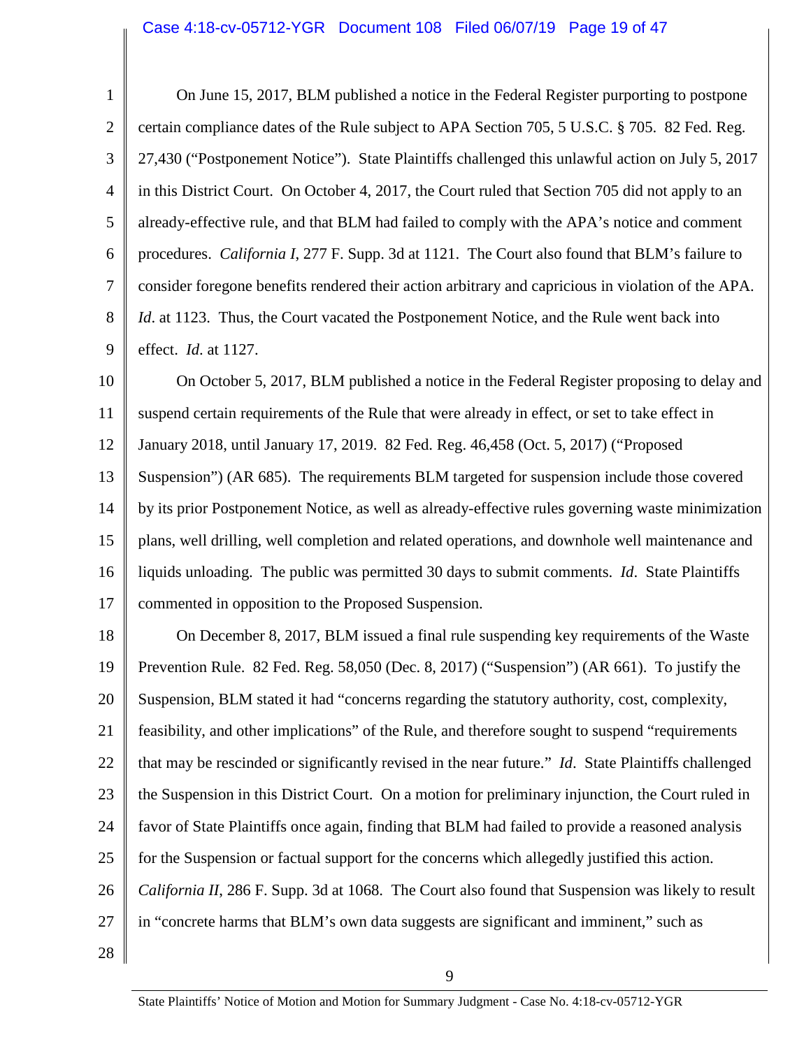On June 15, 2017, BLM published a notice in the Federal Register purporting to postpone certain compliance dates of the Rule subject to APA Section 705, 5 U.S.C. § 705. 82 Fed. Reg. 27,430 ("Postponement Notice"). State Plaintiffs challenged this unlawful action on July 5, 2017 in this District Court. On October 4, 2017, the Court ruled that Section 705 did not apply to an already-effective rule, and that BLM had failed to comply with the APA's notice and comment procedures. *California I*, 277 F. Supp. 3d at 1121. The Court also found that BLM's failure to consider foregone benefits rendered their action arbitrary and capricious in violation of the APA. *Id*. at 1123. Thus, the Court vacated the Postponement Notice, and the Rule went back into effect. *Id*. at 1127.

On October 5, 2017, BLM published a notice in the Federal Register proposing to delay and suspend certain requirements of the Rule that were already in effect, or set to take effect in January 2018, until January 17, 2019. 82 Fed. Reg. 46,458 (Oct. 5, 2017) ("Proposed Suspension") (AR 685). The requirements BLM targeted for suspension include those covered by its prior Postponement Notice, as well as already-effective rules governing waste minimization plans, well drilling, well completion and related operations, and downhole well maintenance and liquids unloading. The public was permitted 30 days to submit comments. *Id*. State Plaintiffs commented in opposition to the Proposed Suspension.

On December 8, 2017, BLM issued a final rule suspending key requirements of the Waste Prevention Rule. 82 Fed. Reg. 58,050 (Dec. 8, 2017) ("Suspension") (AR 661). To justify the Suspension, BLM stated it had "concerns regarding the statutory authority, cost, complexity, feasibility, and other implications" of the Rule, and therefore sought to suspend "requirements that may be rescinded or significantly revised in the near future." *Id*. State Plaintiffs challenged the Suspension in this District Court. On a motion for preliminary injunction, the Court ruled in favor of State Plaintiffs once again, finding that BLM had failed to provide a reasoned analysis for the Suspension or factual support for the concerns which allegedly justified this action. *California II*, 286 F. Supp. 3d at 1068. The Court also found that Suspension was likely to result in "concrete harms that BLM's own data suggests are significant and imminent," such as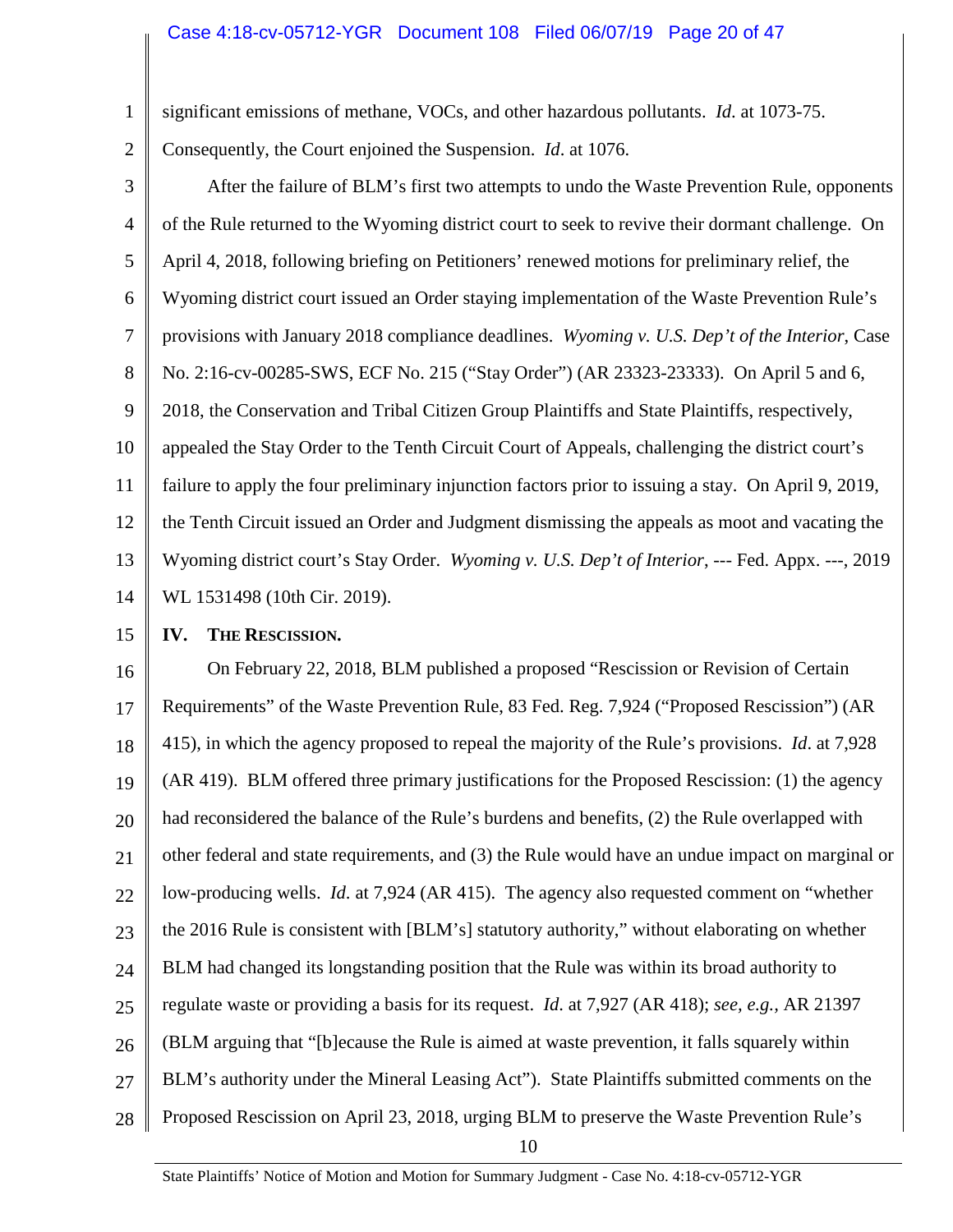significant emissions of methane, VOCs, and other hazardous pollutants. *Id*. at 1073-75. Consequently, the Court enjoined the Suspension. *Id*. at 1076.

After the failure of BLM's first two attempts to undo the Waste Prevention Rule, opponents of the Rule returned to the Wyoming district court to seek to revive their dormant challenge. On April 4, 2018, following briefing on Petitioners' renewed motions for preliminary relief, the Wyoming district court issued an Order staying implementation of the Waste Prevention Rule's provisions with January 2018 compliance deadlines. *Wyoming v. U.S. Dep't of the Interior*, Case No. 2:16-cv-00285-SWS, ECF No. 215 ("Stay Order") (AR 23323-23333). On April 5 and 6, 2018, the Conservation and Tribal Citizen Group Plaintiffs and State Plaintiffs, respectively, appealed the Stay Order to the Tenth Circuit Court of Appeals, challenging the district court's failure to apply the four preliminary injunction factors prior to issuing a stay. On April 9, 2019, the Tenth Circuit issued an Order and Judgment dismissing the appeals as moot and vacating the Wyoming district court's Stay Order. *Wyoming v. U.S. Dep't of Interior*, --- Fed. Appx. ---, 2019 WL 1531498 (10th Cir. 2019).

## IV. THE RESCISSION.

On February 22, 2018, BLM published a proposed "Rescission or Revision of Certain Requirements" of the Waste Prevention Rule, 83 Fed. Reg. 7,924 ("Proposed Rescission") (AR 415), in which the agency proposed to repeal the majority of the Rule's provisions. *Id*. at 7,928 (AR 419). BLM offered three primary justifications for the Proposed Rescission: (1) the agency had reconsidered the balance of the Rule's burdens and benefits, (2) the Rule overlapped with other federal and state requirements, and (3) the Rule would have an undue impact on marginal or low-producing wells. *Id*. at 7,924 (AR 415). The agency also requested comment on "whether the 2016 Rule is consistent with [BLM's] statutory authority," without elaborating on whether BLM had changed its longstanding position that the Rule was within its broad authority to regulate waste or providing a basis for its request. *Id*. at 7,927 (AR 418); *see, e.g.*, AR 21397 (BLM arguing that "[b]ecause the Rule is aimed at waste prevention, it falls squarely within BLM's authority under the Mineral Leasing Act"). State Plaintiffs submitted comments on the Proposed Rescission on April 23, 2018, urging BLM to preserve the Waste Prevention Rule's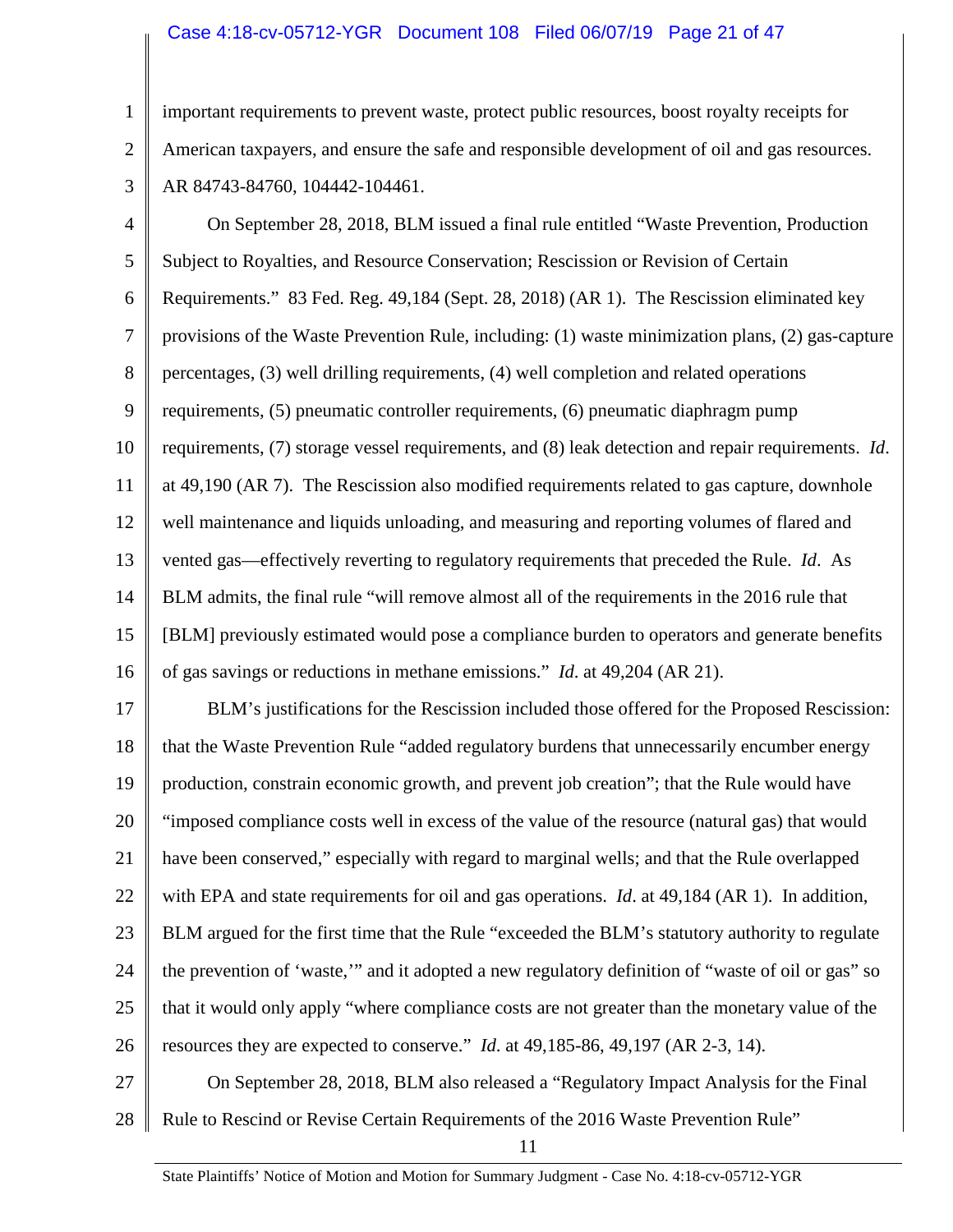important requirements to prevent waste, protect public resources, boost royalty receipts for American taxpayers, and ensure the safe and responsible development of oil and gas resources. AR 84743-84760, 104442-104461.

On September 28, 2018, BLM issued a final rule entitled "Waste Prevention, Production Subject to Royalties, and Resource Conservation; Rescission or Revision of Certain Requirements." 83 Fed. Reg. 49,184 (Sept. 28, 2018) (AR 1). The Rescission eliminated key provisions of the Waste Prevention Rule, including: (1) waste minimization plans, (2) gas-capture percentages, (3) well drilling requirements, (4) well completion and related operations requirements, (5) pneumatic controller requirements, (6) pneumatic diaphragm pump requirements, (7) storage vessel requirements, and (8) leak detection and repair requirements. *Id*. at 49,190 (AR 7). The Rescission also modified requirements related to gas capture, downhole well maintenance and liquids unloading, and measuring and reporting volumes of flared and vented gas—effectively reverting to regulatory requirements that preceded the Rule. *Id*. As BLM admits, the final rule "will remove almost all of the requirements in the 2016 rule that [BLM] previously estimated would pose a compliance burden to operators and generate benefits of gas savings or reductions in methane emissions." *Id*. at 49,204 (AR 21).

BLM's justifications for the Rescission included those offered for the Proposed Rescission: that the Waste Prevention Rule "added regulatory burdens that unnecessarily encumber energy production, constrain economic growth, and prevent job creation"; that the Rule would have "imposed compliance costs well in excess of the value of the resource (natural gas) that would have been conserved," especially with regard to marginal wells; and that the Rule overlapped with EPA and state requirements for oil and gas operations. *Id*. at 49,184 (AR 1). In addition, BLM argued for the first time that the Rule "exceeded the BLM's statutory authority to regulate the prevention of 'waste,'" and it adopted a new regulatory definition of "waste of oil or gas" so that it would only apply "where compliance costs are not greater than the monetary value of the resources they are expected to conserve." *Id*. at 49,185-86, 49,197 (AR 2-3, 14).

On September 28, 2018, BLM also released a "Regulatory Impact Analysis for the Final Rule to Rescind or Revise Certain Requirements of the 2016 Waste Prevention Rule"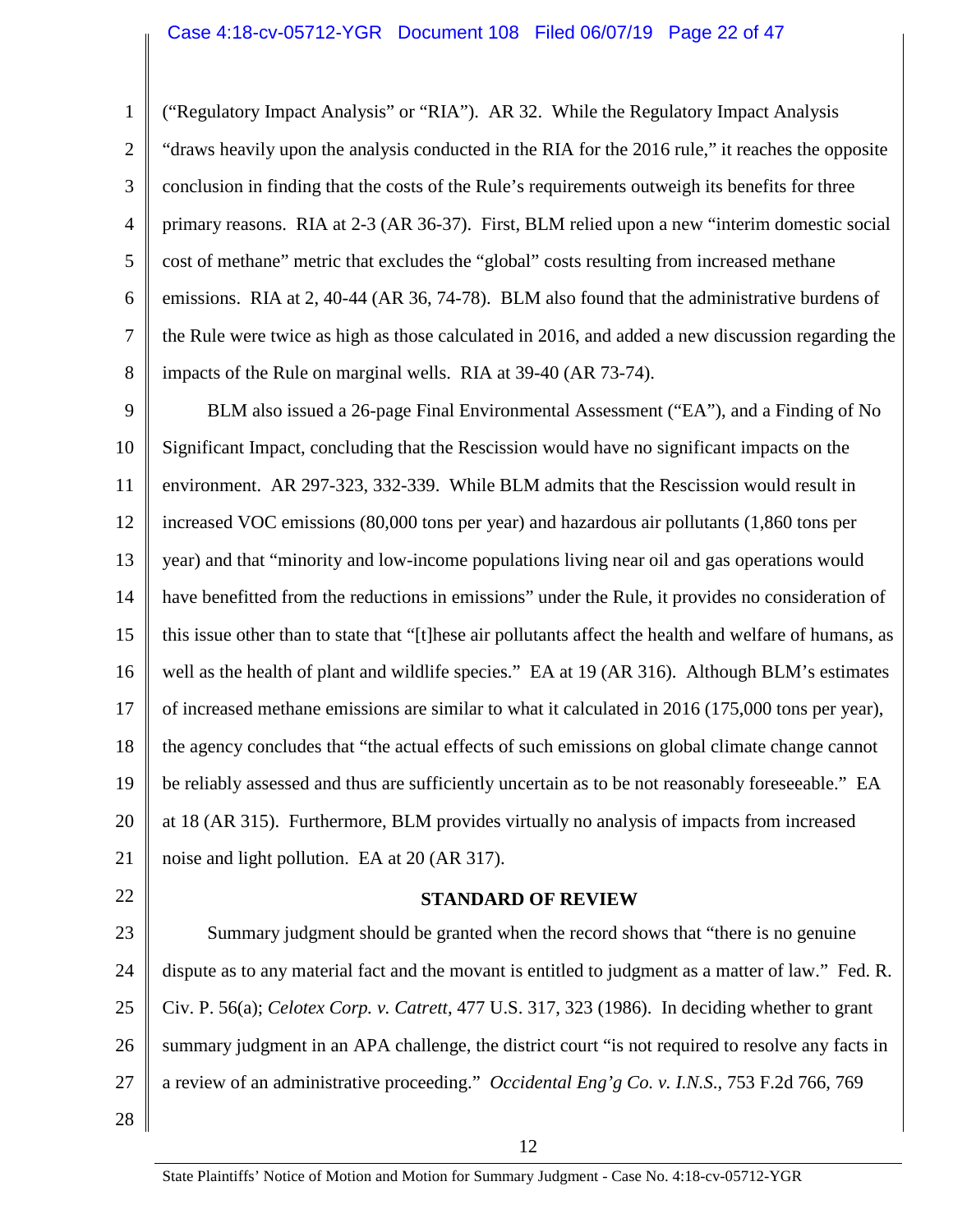("Regulatory Impact Analysis" or "RIA"). AR 32. While the Regulatory Impact Analysis "draws heavily upon the analysis conducted in the RIA for the 2016 rule," it reaches the opposite conclusion in finding that the costs of the Rule's requirements outweigh its benefits for three primary reasons. RIA at 2-3 (AR 36-37). First, BLM relied upon a new "interim domestic social cost of methane" metric that excludes the "global" costs resulting from increased methane emissions. RIA at 2, 40-44 (AR 36, 74-78). BLM also found that the administrative burdens of the Rule were twice as high as those calculated in 2016, and added a new discussion regarding the impacts of the Rule on marginal wells. RIA at 39-40 (AR 73-74).

BLM also issued a 26-page Final Environmental Assessment ("EA"), and a Finding of No Significant Impact, concluding that the Rescission would have no significant impacts on the environment. AR 297-323, 332-339. While BLM admits that the Rescission would result in increased VOC emissions (80,000 tons per year) and hazardous air pollutants (1,860 tons per year) and that "minority and low-income populations living near oil and gas operations would have benefitted from the reductions in emissions" under the Rule, it provides no consideration of this issue other than to state that "[t]hese air pollutants affect the health and welfare of humans, as well as the health of plant and wildlife species." EA at 19 (AR 316). Although BLM's estimates of increased methane emissions are similar to what it calculated in 2016 (175,000 tons per year), the agency concludes that "the actual effects of such emissions on global climate change cannot be reliably assessed and thus are sufficiently uncertain as to be not reasonably foreseeable." EA at 18 (AR 315). Furthermore, BLM provides virtually no analysis of impacts from increased noise and light pollution. EA at 20 (AR 317).

## STANDARD OF REVIEW

Summary judgment should be granted when the record shows that "there is no genuine dispute as to any material fact and the movant is entitled to judgment as a matter of law." Fed. R. Civ. P. 56(a); *Celotex Corp. v. Catrett*, 477 U.S. 317, 323 (1986). In deciding whether to grant summary judgment in an APA challenge, the district court "is not required to resolve any facts in a review of an administrative proceeding." *Occidental Eng'g Co. v. I.N.S.*, 753 F.2d 766, 769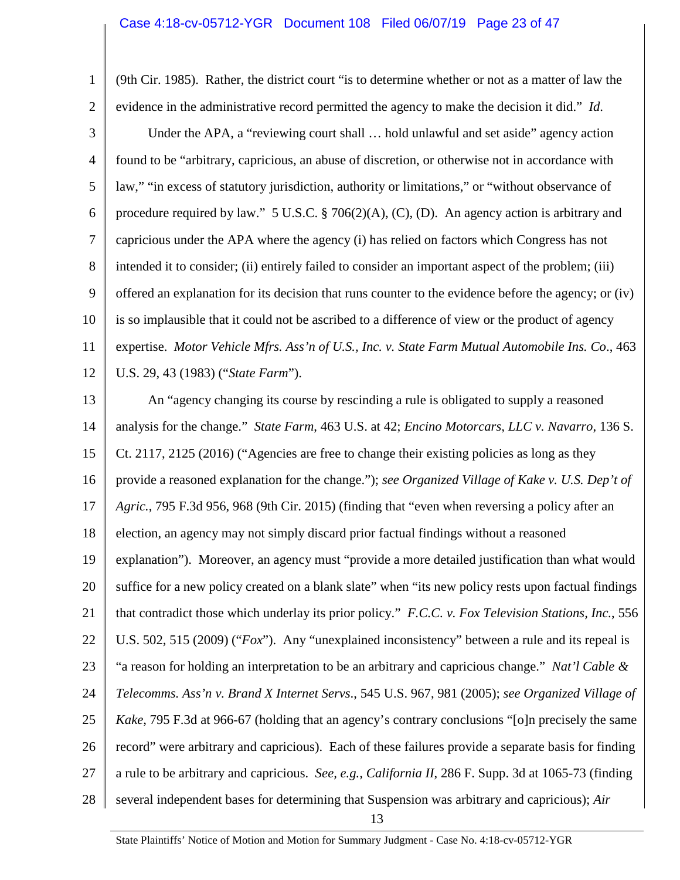(9th Cir. 1985). Rather, the district court "is to determine whether or not as a matter of law the evidence in the administrative record permitted the agency to make the decision it did." *Id.*

Under the APA, a "reviewing court shall … hold unlawful and set aside" agency action found to be "arbitrary, capricious, an abuse of discretion, or otherwise not in accordance with law," "in excess of statutory jurisdiction, authority or limitations," or "without observance of procedure required by law." 5 U.S.C. § 706(2)(A), (C), (D). An agency action is arbitrary and capricious under the APA where the agency (i) has relied on factors which Congress has not intended it to consider; (ii) entirely failed to consider an important aspect of the problem; (iii) offered an explanation for its decision that runs counter to the evidence before the agency; or (iv) is so implausible that it could not be ascribed to a difference of view or the product of agency expertise. *Motor Vehicle Mfrs. Ass'n of U.S., Inc. v. State Farm Mutual Automobile Ins. Co*., 463 U.S. 29, 43 (1983) ("*State Farm*").

An "agency changing its course by rescinding a rule is obligated to supply a reasoned analysis for the change." *State Farm*, 463 U.S. at 42; *Encino Motorcars, LLC v. Navarro*, 136 S. Ct. 2117, 2125 (2016) ("Agencies are free to change their existing policies as long as they provide a reasoned explanation for the change."); *see Organized Village of Kake v. U.S. Dep't of Agric.*, 795 F.3d 956, 968 (9th Cir. 2015) (finding that "even when reversing a policy after an election, an agency may not simply discard prior factual findings without a reasoned explanation"). Moreover, an agency must "provide a more detailed justification than what would suffice for a new policy created on a blank slate" when "its new policy rests upon factual findings that contradict those which underlay its prior policy." *F.C.C. v. Fox Television Stations, Inc.*, 556 U.S. 502, 515 (2009) ("*Fox*"). Any "unexplained inconsistency" between a rule and its repeal is "a reason for holding an interpretation to be an arbitrary and capricious change." *Nat'l Cable & Telecomms. Ass'n v. Brand X Internet Servs*., 545 U.S. 967, 981 (2005); *see Organized Village of Kake*, 795 F.3d at 966-67 (holding that an agency's contrary conclusions "[o]n precisely the same record" were arbitrary and capricious). Each of these failures provide a separate basis for finding a rule to be arbitrary and capricious. *See, e.g., California II*, 286 F. Supp. 3d at 1065-73 (finding several independent bases for determining that Suspension was arbitrary and capricious); *Air*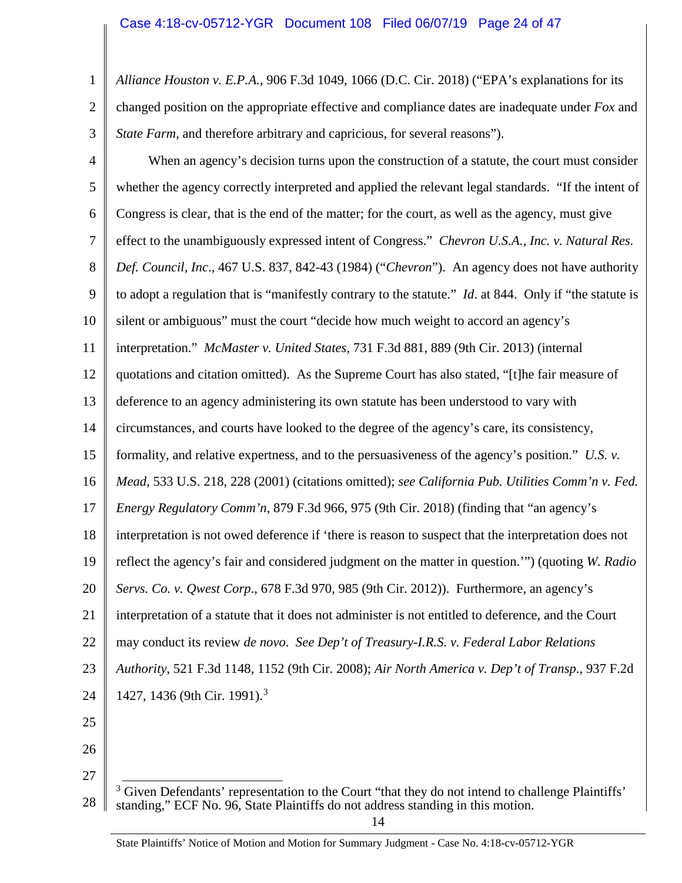*Alliance Houston v. E.P.A.*, 906 F.3d 1049, 1066 (D.C. Cir. 2018) ("EPA's explanations for its changed position on the appropriate effective and compliance dates are inadequate under *Fox* and *State Farm*, and therefore arbitrary and capricious, for several reasons").

When an agency's decision turns upon the construction of a statute, the court must consider whether the agency correctly interpreted and applied the relevant legal standards. "If the intent of Congress is clear, that is the end of the matter; for the court, as well as the agency, must give effect to the unambiguously expressed intent of Congress." *Chevron U.S.A., Inc. v. Natural Res. Def. Council, Inc*., 467 U.S. 837, 842-43 (1984) ("*Chevron*"). An agency does not have authority to adopt a regulation that is "manifestly contrary to the statute." *Id*. at 844. Only if "the statute is silent or ambiguous" must the court "decide how much weight to accord an agency's interpretation." *McMaster v. United States*, 731 F.3d 881, 889 (9th Cir. 2013) (internal quotations and citation omitted). As the Supreme Court has also stated, "[t]he fair measure of deference to an agency administering its own statute has been understood to vary with circumstances, and courts have looked to the degree of the agency's care, its consistency, formality, and relative expertness, and to the persuasiveness of the agency's position." *U.S. v. Mead*, 533 U.S. 218, 228 (2001) (citations omitted); *see California Pub. Utilities Comm'n v. Fed. Energy Regulatory Comm'n*, 879 F.3d 966, 975 (9th Cir. 2018) (finding that "an agency's interpretation is not owed deference if 'there is reason to suspect that the interpretation does not reflect the agency's fair and considered judgment on the matter in question.'") (quoting *W. Radio Servs. Co. v. Qwest Corp*., 678 F.3d 970, 985 (9th Cir. 2012)). Furthermore, an agency's interpretation of a statute that it does not administer is not entitled to deference, and the Court may conduct its review *de novo*. *See Dep't of Treasury-I.R.S. v. Federal Labor Relations Authority*, 521 F.3d 1148, 1152 (9th Cir. 2008); *Air North America v. Dep't of Transp*., 937 F.2d 1427, 1436 (9th Cir. 1991).[3]

[3] Given Defendants' representation to the Court "that they do not intend to challenge Plaintiffs' standing," ECF No. 96, State Plaintiffs do not address standing in this motion.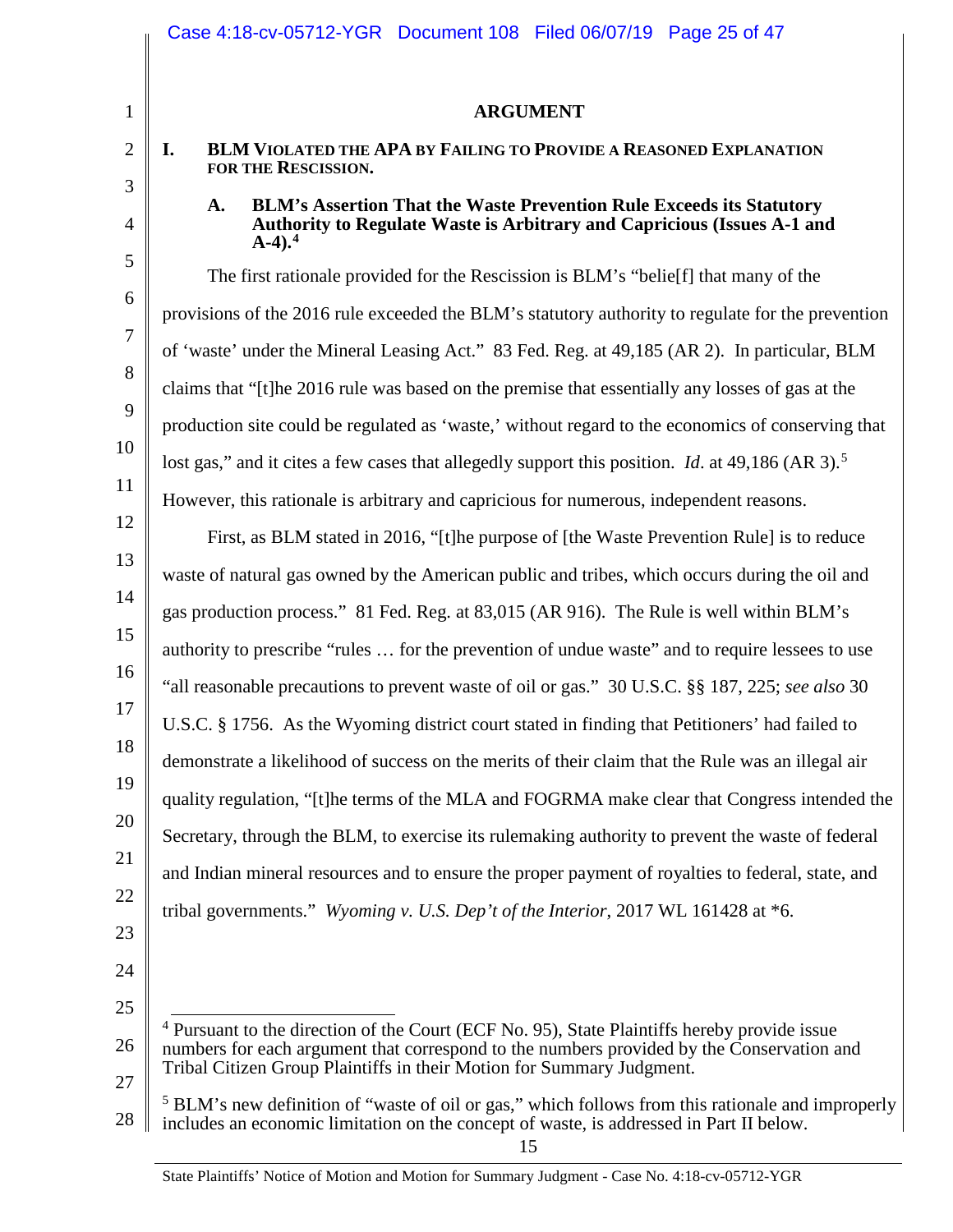## ARGUMENT

### I. BLM VIOLATED THE APA BY FAILING TO PROVIDE A REASONED EXPLANATION FOR THE RESCISSION.

#### A. BLM's Assertion That the Waste Prevention Rule Exceeds its Statutory Authority to Regulate Waste is Arbitrary and Capricious (Issues A-1 and A-4).[4]

The first rationale provided for the Rescission is BLM's "belie[f] that many of the provisions of the 2016 rule exceeded the BLM's statutory authority to regulate for the prevention of 'waste' under the Mineral Leasing Act." 83 Fed. Reg. at 49,185 (AR 2). In particular, BLM claims that "[t]he 2016 rule was based on the premise that essentially any losses of gas at the production site could be regulated as 'waste,' without regard to the economics of conserving that lost gas," and it cites a few cases that allegedly support this position. *Id*. at 49,186 (AR 3).[5] However, this rationale is arbitrary and capricious for numerous, independent reasons.

First, as BLM stated in 2016, "[t]he purpose of [the Waste Prevention Rule] is to reduce waste of natural gas owned by the American public and tribes, which occurs during the oil and gas production process." 81 Fed. Reg. at 83,015 (AR 916). The Rule is well within BLM's authority to prescribe "rules … for the prevention of undue waste" and to require lessees to use "all reasonable precautions to prevent waste of oil or gas." 30 U.S.C. §§ 187, 225; *see also* 30 U.S.C. § 1756. As the Wyoming district court stated in finding that Petitioners' had failed to demonstrate a likelihood of success on the merits of their claim that the Rule was an illegal air quality regulation, "[t]he terms of the MLA and FOGRMA make clear that Congress intended the Secretary, through the BLM, to exercise its rulemaking authority to prevent the waste of federal and Indian mineral resources and to ensure the proper payment of royalties to federal, state, and tribal governments." *Wyoming v. U.S. Dep't of the Interior*, 2017 WL 161428 at *6.

---

[4] Pursuant to the direction of the Court (ECF No. 95), State Plaintiffs hereby provide issue numbers for each argument that correspond to the numbers provided by the Conservation and Tribal Citizen Group Plaintiffs in their Motion for Summary Judgment.

[5] BLM's new definition of "waste of oil or gas," which follows from this rationale and improperly includes an economic limitation on the concept of waste, is addressed in Part II below.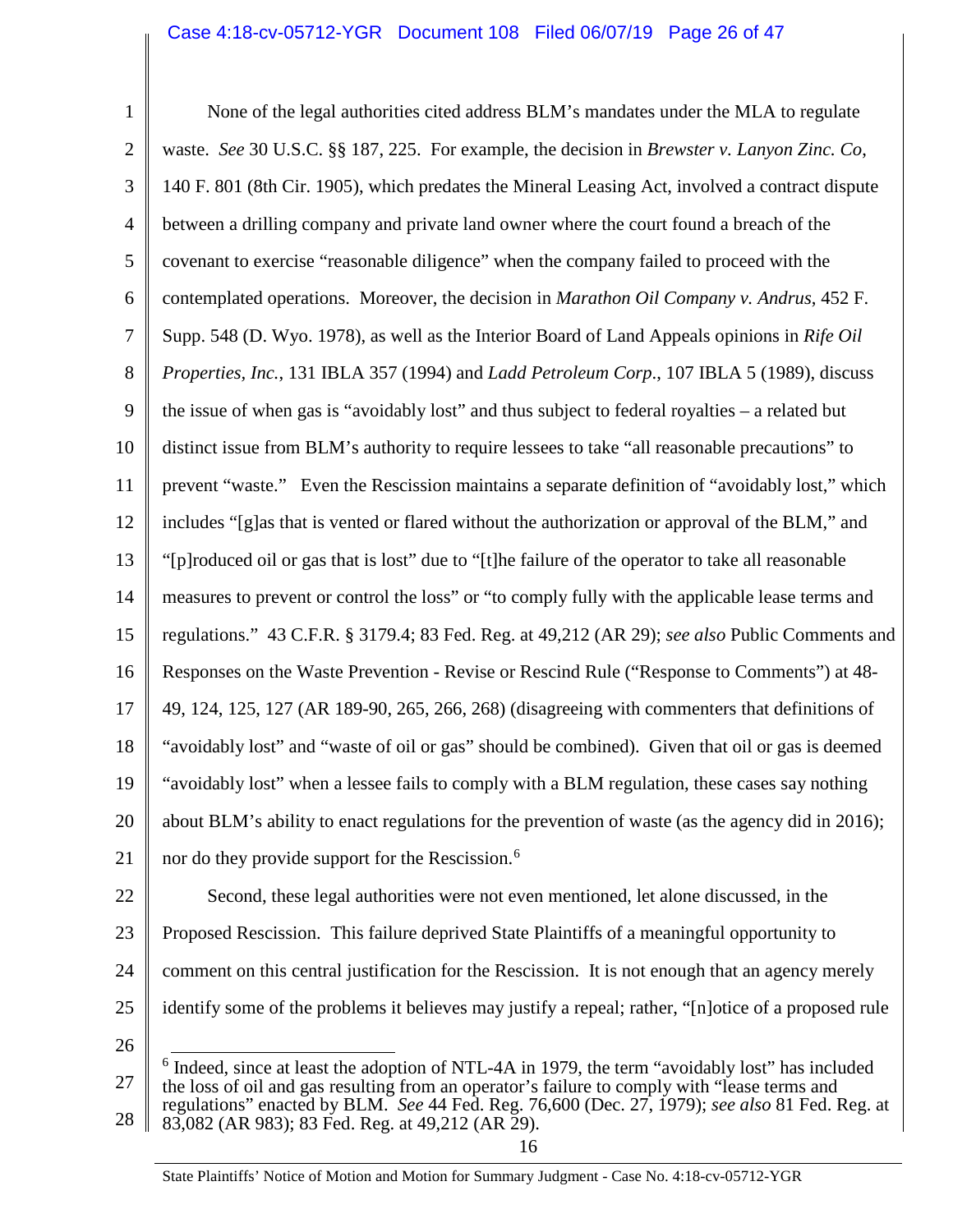None of the legal authorities cited address BLM's mandates under the MLA to regulate waste. *See* 30 U.S.C. §§ 187, 225. For example, the decision in *Brewster v. Lanyon Zinc. Co*, 140 F. 801 (8th Cir. 1905), which predates the Mineral Leasing Act, involved a contract dispute between a drilling company and private land owner where the court found a breach of the covenant to exercise "reasonable diligence" when the company failed to proceed with the contemplated operations. Moreover, the decision in *Marathon Oil Company v. Andrus*, 452 F. Supp. 548 (D. Wyo. 1978), as well as the Interior Board of Land Appeals opinions in *Rife Oil Properties, Inc.*, 131 IBLA 357 (1994) and *Ladd Petroleum Corp*., 107 IBLA 5 (1989), discuss the issue of when gas is "avoidably lost" and thus subject to federal royalties – a related but distinct issue from BLM's authority to require lessees to take "all reasonable precautions" to prevent "waste." Even the Rescission maintains a separate definition of "avoidably lost," which includes "[g]as that is vented or flared without the authorization or approval of the BLM," and "[p]roduced oil or gas that is lost" due to "[t]he failure of the operator to take all reasonable measures to prevent or control the loss" or "to comply fully with the applicable lease terms and regulations." 43 C.F.R. § 3179.4; 83 Fed. Reg. at 49,212 (AR 29); *see also* Public Comments and Responses on the Waste Prevention - Revise or Rescind Rule ("Response to Comments") at 48-49, 124, 125, 127 (AR 189-90, 265, 266, 268) (disagreeing with commenters that definitions of "avoidably lost" and "waste of oil or gas" should be combined). Given that oil or gas is deemed "avoidably lost" when a lessee fails to comply with a BLM regulation, these cases say nothing about BLM's ability to enact regulations for the prevention of waste (as the agency did in 2016); nor do they provide support for the Rescission.[6]

Second, these legal authorities were not even mentioned, let alone discussed, in the Proposed Rescission. This failure deprived State Plaintiffs of a meaningful opportunity to comment on this central justification for the Rescission. It is not enough that an agency merely identify some of the problems it believes may justify a repeal; rather, "[n]otice of a proposed rule

---

[6] Indeed, since at least the adoption of NTL-4A in 1979, the term "avoidably lost" has included the loss of oil and gas resulting from an operator's failure to comply with "lease terms and regulations" enacted by BLM. *See* 44 Fed. Reg. 76,600 (Dec. 27, 1979); *see also* 81 Fed. Reg. at 83,082 (AR 983); 83 Fed. Reg. at 49,212 (AR 29).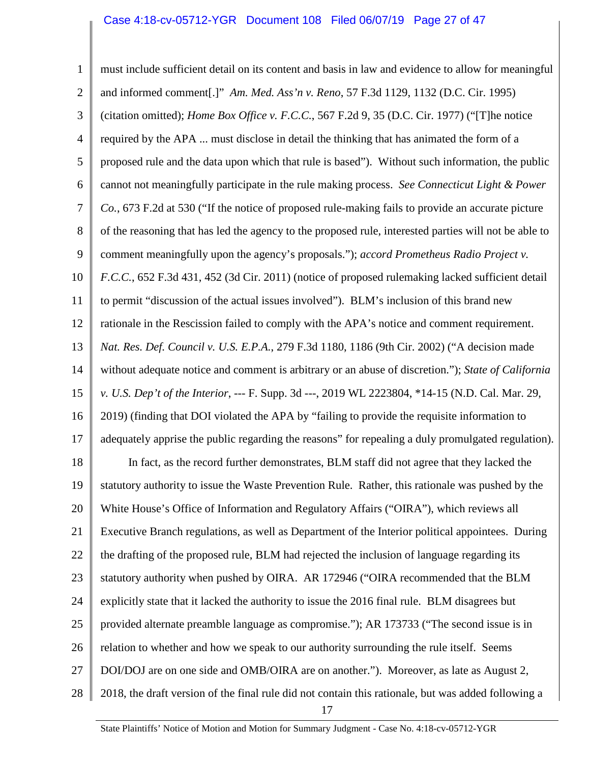must include sufficient detail on its content and basis in law and evidence to allow for meaningful and informed comment[.]" *Am. Med. Ass'n v. Reno*, 57 F.3d 1129, 1132 (D.C. Cir. 1995) (citation omitted); *Home Box Office v. F.C.C.*, 567 F.2d 9, 35 (D.C. Cir. 1977) ("[T]he notice required by the APA ... must disclose in detail the thinking that has animated the form of a proposed rule and the data upon which that rule is based"). Without such information, the public cannot not meaningfully participate in the rule making process. *See Connecticut Light & Power Co.*, 673 F.2d at 530 ("If the notice of proposed rule-making fails to provide an accurate picture of the reasoning that has led the agency to the proposed rule, interested parties will not be able to comment meaningfully upon the agency's proposals."); *accord Prometheus Radio Project v. F.C.C.*, 652 F.3d 431, 452 (3d Cir. 2011) (notice of proposed rulemaking lacked sufficient detail to permit "discussion of the actual issues involved"). BLM's inclusion of this brand new rationale in the Rescission failed to comply with the APA's notice and comment requirement. *Nat. Res. Def. Council v. U.S. E.P.A.*, 279 F.3d 1180, 1186 (9th Cir. 2002) ("A decision made without adequate notice and comment is arbitrary or an abuse of discretion."); *State of California v. U.S. Dep't of the Interior*, --- F. Supp. 3d ---, 2019 WL 2223804, *14-15 (N.D. Cal. Mar. 29, 2019) (finding that DOI violated the APA by "failing to provide the requisite information to adequately apprise the public regarding the reasons" for repealing a duly promulgated regulation).

In fact, as the record further demonstrates, BLM staff did not agree that they lacked the statutory authority to issue the Waste Prevention Rule. Rather, this rationale was pushed by the White House's Office of Information and Regulatory Affairs ("OIRA"), which reviews all Executive Branch regulations, as well as Department of the Interior political appointees. During the drafting of the proposed rule, BLM had rejected the inclusion of language regarding its statutory authority when pushed by OIRA. AR 172946 ("OIRA recommended that the BLM explicitly state that it lacked the authority to issue the 2016 final rule. BLM disagrees but provided alternate preamble language as compromise."); AR 173733 ("The second issue is in relation to whether and how we speak to our authority surrounding the rule itself. Seems DOI/DOJ are on one side and OMB/OIRA are on another."). Moreover, as late as August 2, 2018, the draft version of the final rule did not contain this rationale, but was added following a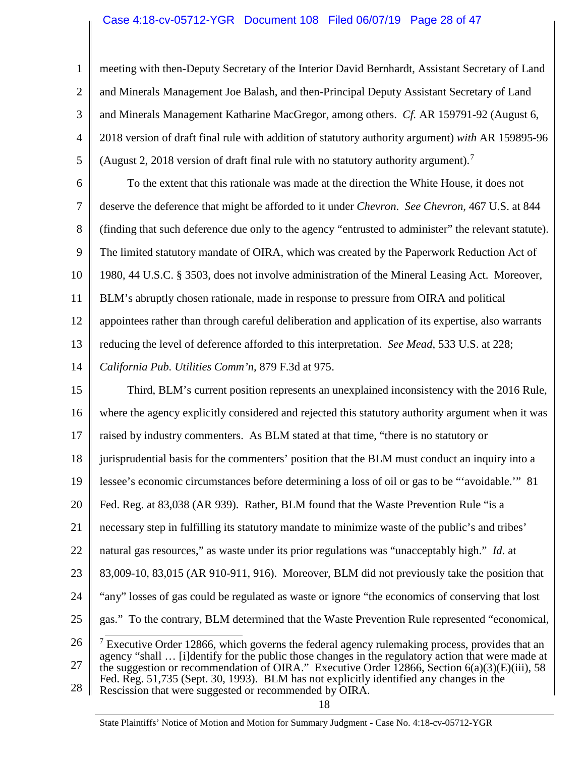meeting with then-Deputy Secretary of the Interior David Bernhardt, Assistant Secretary of Land and Minerals Management Joe Balash, and then-Principal Deputy Assistant Secretary of Land and Minerals Management Katharine MacGregor, among others. *Cf.* AR 159791-92 (August 6, 2018 version of draft final rule with addition of statutory authority argument) *with* AR 159895-96 (August 2, 2018 version of draft final rule with no statutory authority argument).[7]

To the extent that this rationale was made at the direction the White House, it does not deserve the deference that might be afforded to it under *Chevron*. *See Chevron*, 467 U.S. at 844 (finding that such deference due only to the agency "entrusted to administer" the relevant statute). The limited statutory mandate of OIRA, which was created by the Paperwork Reduction Act of 1980, 44 U.S.C. § 3503, does not involve administration of the Mineral Leasing Act. Moreover, BLM's abruptly chosen rationale, made in response to pressure from OIRA and political appointees rather than through careful deliberation and application of its expertise, also warrants reducing the level of deference afforded to this interpretation. *See Mead*, 533 U.S. at 228; *California Pub. Utilities Comm'n*, 879 F.3d at 975.

Third, BLM's current position represents an unexplained inconsistency with the 2016 Rule, where the agency explicitly considered and rejected this statutory authority argument when it was raised by industry commenters. As BLM stated at that time, "there is no statutory or jurisprudential basis for the commenters' position that the BLM must conduct an inquiry into a lessee's economic circumstances before determining a loss of oil or gas to be "'avoidable.'" 81 Fed. Reg. at 83,038 (AR 939). Rather, BLM found that the Waste Prevention Rule "is a necessary step in fulfilling its statutory mandate to minimize waste of the public's and tribes' natural gas resources," as waste under its prior regulations was "unacceptably high." *Id.* at 83,009-10, 83,015 (AR 910-911, 916). Moreover, BLM did not previously take the position that "any" losses of gas could be regulated as waste or ignore "the economics of conserving that lost gas." To the contrary, BLM determined that the Waste Prevention Rule represented "economical,

[7] Executive Order 12866, which governs the federal agency rulemaking process, provides that an agency "shall … [i]dentify for the public those changes in the regulatory action that were made at the suggestion or recommendation of OIRA." Executive Order 12866, Section 6(a)(3)(E)(iii), 58 Fed. Reg. 51,735 (Sept. 30, 1993). BLM has not explicitly identified any changes in the Rescission that were suggested or recommended by OIRA.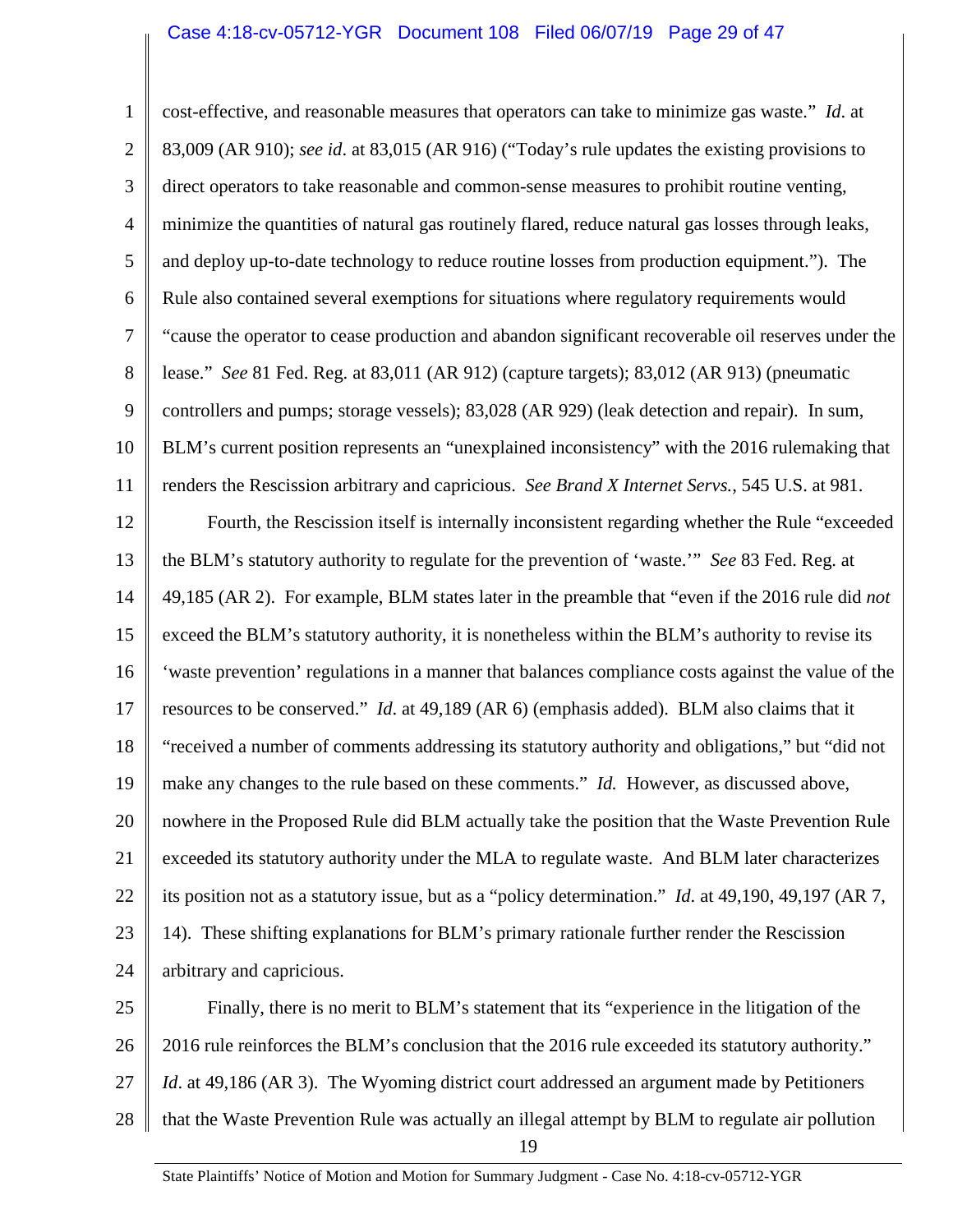cost-effective, and reasonable measures that operators can take to minimize gas waste." *Id*. at 83,009 (AR 910); *see id*. at 83,015 (AR 916) ("Today's rule updates the existing provisions to direct operators to take reasonable and common-sense measures to prohibit routine venting, minimize the quantities of natural gas routinely flared, reduce natural gas losses through leaks, and deploy up-to-date technology to reduce routine losses from production equipment."). The Rule also contained several exemptions for situations where regulatory requirements would "cause the operator to cease production and abandon significant recoverable oil reserves under the lease." *See* 81 Fed. Reg. at 83,011 (AR 912) (capture targets); 83,012 (AR 913) (pneumatic controllers and pumps; storage vessels); 83,028 (AR 929) (leak detection and repair). In sum, BLM's current position represents an "unexplained inconsistency" with the 2016 rulemaking that renders the Rescission arbitrary and capricious. *See Brand X Internet Servs.*, 545 U.S. at 981.

Fourth, the Rescission itself is internally inconsistent regarding whether the Rule "exceeded the BLM's statutory authority to regulate for the prevention of 'waste.'" *See* 83 Fed. Reg. at 49,185 (AR 2). For example, BLM states later in the preamble that "even if the 2016 rule did *not* exceed the BLM's statutory authority, it is nonetheless within the BLM's authority to revise its 'waste prevention' regulations in a manner that balances compliance costs against the value of the resources to be conserved." *Id*. at 49,189 (AR 6) (emphasis added). BLM also claims that it "received a number of comments addressing its statutory authority and obligations," but "did not make any changes to the rule based on these comments." *Id.* However, as discussed above, nowhere in the Proposed Rule did BLM actually take the position that the Waste Prevention Rule exceeded its statutory authority under the MLA to regulate waste. And BLM later characterizes its position not as a statutory issue, but as a "policy determination." *Id*. at 49,190, 49,197 (AR 7, 14). These shifting explanations for BLM's primary rationale further render the Rescission arbitrary and capricious.

Finally, there is no merit to BLM's statement that its "experience in the litigation of the 2016 rule reinforces the BLM's conclusion that the 2016 rule exceeded its statutory authority." *Id*. at 49,186 (AR 3). The Wyoming district court addressed an argument made by Petitioners that the Waste Prevention Rule was actually an illegal attempt by BLM to regulate air pollution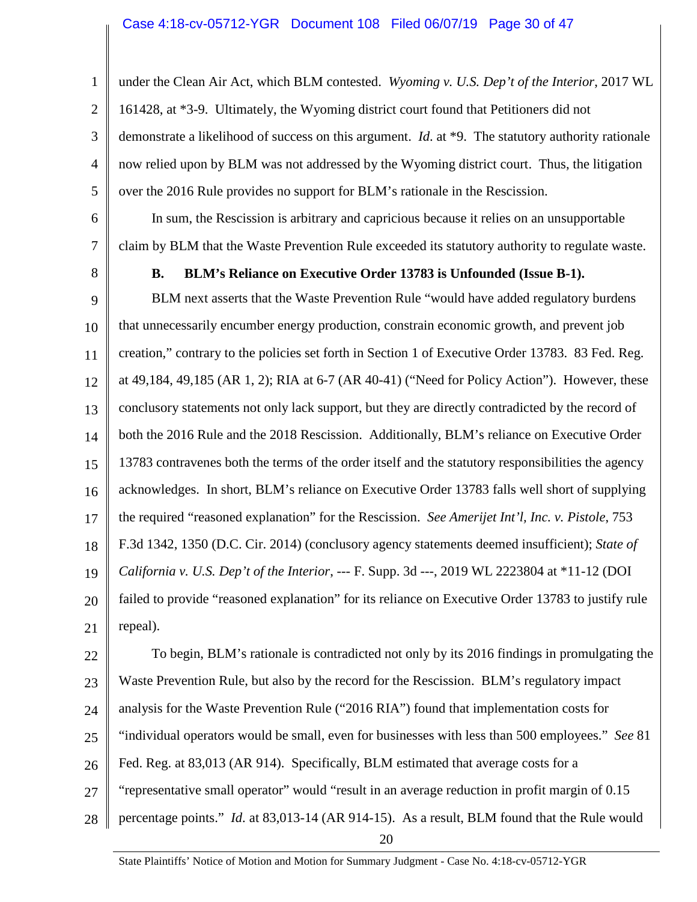under the Clean Air Act, which BLM contested. *Wyoming v. U.S. Dep't of the Interior*, 2017 WL 161428, at *3-9. Ultimately, the Wyoming district court found that Petitioners did not demonstrate a likelihood of success on this argument. *Id.* at *9. The statutory authority rationale now relied upon by BLM was not addressed by the Wyoming district court. Thus, the litigation over the 2016 Rule provides no support for BLM's rationale in the Rescission.

In sum, the Rescission is arbitrary and capricious because it relies on an unsupportable claim by BLM that the Waste Prevention Rule exceeded its statutory authority to regulate waste.

### B. BLM's Reliance on Executive Order 13783 is Unfounded (Issue B-1).

BLM next asserts that the Waste Prevention Rule "would have added regulatory burdens that unnecessarily encumber energy production, constrain economic growth, and prevent job creation," contrary to the policies set forth in Section 1 of Executive Order 13783. 83 Fed. Reg. at 49,184, 49,185 (AR 1, 2); RIA at 6-7 (AR 40-41) ("Need for Policy Action"). However, these conclusory statements not only lack support, but they are directly contradicted by the record of both the 2016 Rule and the 2018 Rescission. Additionally, BLM's reliance on Executive Order 13783 contravenes both the terms of the order itself and the statutory responsibilities the agency acknowledges. In short, BLM's reliance on Executive Order 13783 falls well short of supplying the required "reasoned explanation" for the Rescission. *See Amerijet Int'l, Inc. v. Pistole*, 753 F.3d 1342, 1350 (D.C. Cir. 2014) (conclusory agency statements deemed insufficient); *State of California v. U.S. Dep't of the Interior*, --- F. Supp. 3d ---, 2019 WL 2223804 at *11-12 (DOI failed to provide "reasoned explanation" for its reliance on Executive Order 13783 to justify rule repeal).

To begin, BLM's rationale is contradicted not only by its 2016 findings in promulgating the Waste Prevention Rule, but also by the record for the Rescission. BLM's regulatory impact analysis for the Waste Prevention Rule ("2016 RIA") found that implementation costs for "individual operators would be small, even for businesses with less than 500 employees." *See* 81 Fed. Reg. at 83,013 (AR 914). Specifically, BLM estimated that average costs for a "representative small operator" would "result in an average reduction in profit margin of 0.15 percentage points." *Id.* at 83,013-14 (AR 914-15). As a result, BLM found that the Rule would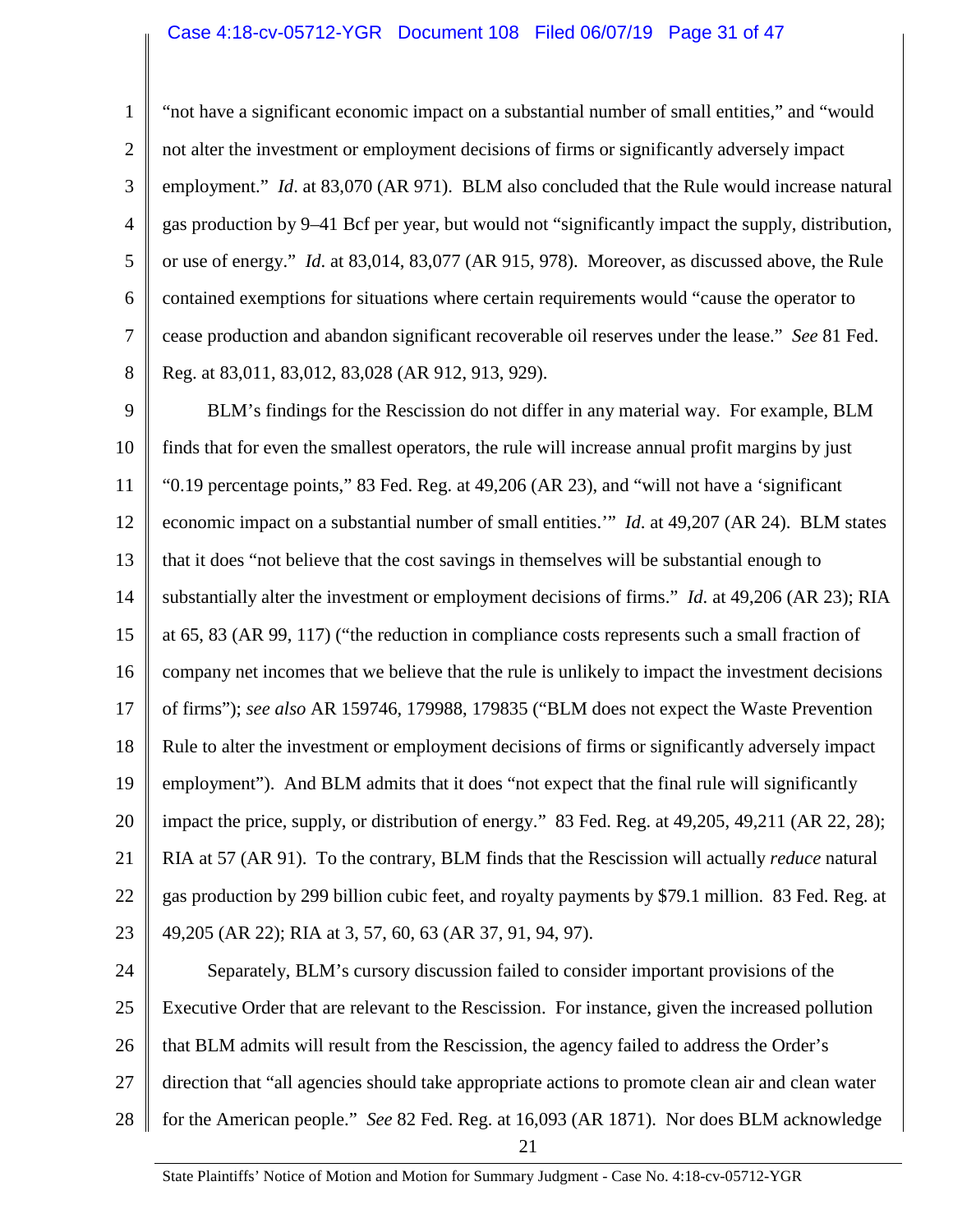"not have a significant economic impact on a substantial number of small entities," and "would not alter the investment or employment decisions of firms or significantly adversely impact employment." *Id*. at 83,070 (AR 971). BLM also concluded that the Rule would increase natural gas production by 9–41 Bcf per year, but would not "significantly impact the supply, distribution, or use of energy." *Id*. at 83,014, 83,077 (AR 915, 978). Moreover, as discussed above, the Rule contained exemptions for situations where certain requirements would "cause the operator to cease production and abandon significant recoverable oil reserves under the lease." *See* 81 Fed. Reg. at 83,011, 83,012, 83,028 (AR 912, 913, 929).

BLM's findings for the Rescission do not differ in any material way. For example, BLM finds that for even the smallest operators, the rule will increase annual profit margins by just "0.19 percentage points," 83 Fed. Reg. at 49,206 (AR 23), and "will not have a 'significant economic impact on a substantial number of small entities.'" *Id*. at 49,207 (AR 24). BLM states that it does "not believe that the cost savings in themselves will be substantial enough to substantially alter the investment or employment decisions of firms." *Id*. at 49,206 (AR 23); RIA at 65, 83 (AR 99, 117) ("the reduction in compliance costs represents such a small fraction of company net incomes that we believe that the rule is unlikely to impact the investment decisions of firms"); *see also* AR 159746, 179988, 179835 ("BLM does not expect the Waste Prevention Rule to alter the investment or employment decisions of firms or significantly adversely impact employment"). And BLM admits that it does "not expect that the final rule will significantly impact the price, supply, or distribution of energy." 83 Fed. Reg. at 49,205, 49,211 (AR 22, 28); RIA at 57 (AR 91). To the contrary, BLM finds that the Rescission will actually *reduce* natural gas production by 299 billion cubic feet, and royalty payments by $79.1 million. 83 Fed. Reg. at 49,205 (AR 22); RIA at 3, 57, 60, 63 (AR 37, 91, 94, 97).

Separately, BLM's cursory discussion failed to consider important provisions of the Executive Order that are relevant to the Rescission. For instance, given the increased pollution that BLM admits will result from the Rescission, the agency failed to address the Order's direction that "all agencies should take appropriate actions to promote clean air and clean water for the American people." *See* 82 Fed. Reg. at 16,093 (AR 1871). Nor does BLM acknowledge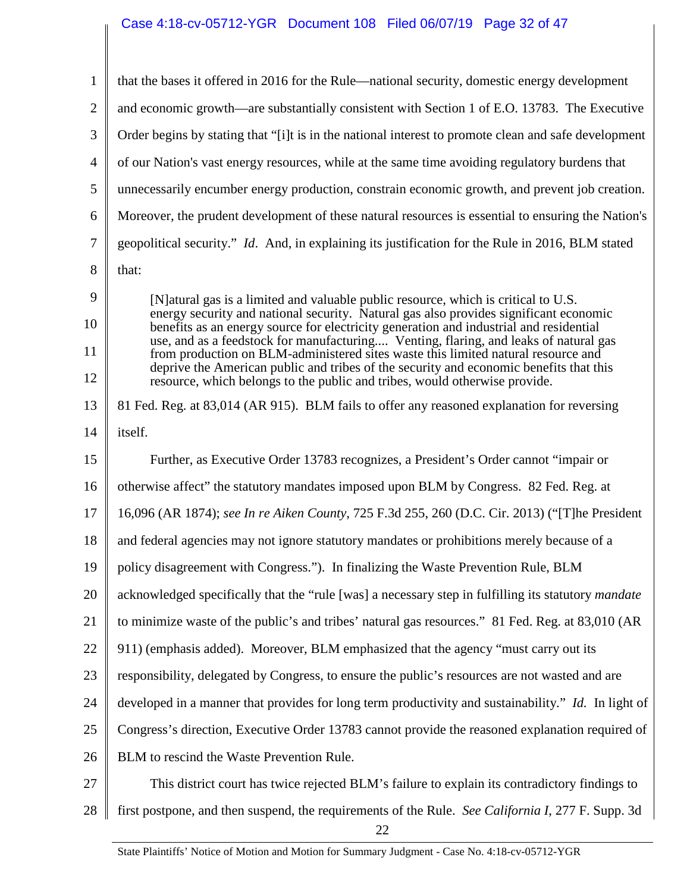that the bases it offered in 2016 for the Rule—national security, domestic energy development and economic growth—are substantially consistent with Section 1 of E.O. 13783. The Executive Order begins by stating that "[i]t is in the national interest to promote clean and safe development of our Nation's vast energy resources, while at the same time avoiding regulatory burdens that unnecessarily encumber energy production, constrain economic growth, and prevent job creation. Moreover, the prudent development of these natural resources is essential to ensuring the Nation's geopolitical security." *Id*. And, in explaining its justification for the Rule in 2016, BLM stated that:

> [N]atural gas is a limited and valuable public resource, which is critical to U.S. energy security and national security. Natural gas also provides significant economic benefits as an energy source for electricity generation and industrial and residential use, and as a feedstock for manufacturing.... Venting, flaring, and leaks of natural gas from production on BLM-administered sites waste this limited natural resource and deprive the American public and tribes of the security and economic benefits that this resource, which belongs to the public and tribes, would otherwise provide.

81 Fed. Reg. at 83,014 (AR 915). BLM fails to offer any reasoned explanation for reversing itself.

Further, as Executive Order 13783 recognizes, a President's Order cannot "impair or otherwise affect" the statutory mandates imposed upon BLM by Congress. 82 Fed. Reg. at 16,096 (AR 1874); *see In re Aiken County*, 725 F.3d 255, 260 (D.C. Cir. 2013) ("[T]he President and federal agencies may not ignore statutory mandates or prohibitions merely because of a policy disagreement with Congress."). In finalizing the Waste Prevention Rule, BLM acknowledged specifically that the "rule [was] a necessary step in fulfilling its statutory *mandate* to minimize waste of the public's and tribes' natural gas resources." 81 Fed. Reg. at 83,010 (AR 911) (emphasis added). Moreover, BLM emphasized that the agency "must carry out its responsibility, delegated by Congress, to ensure the public's resources are not wasted and are developed in a manner that provides for long term productivity and sustainability." *Id.* In light of Congress's direction, Executive Order 13783 cannot provide the reasoned explanation required of BLM to rescind the Waste Prevention Rule.

This district court has twice rejected BLM's failure to explain its contradictory findings to first postpone, and then suspend, the requirements of the Rule. *See California I*, 277 F. Supp. 3d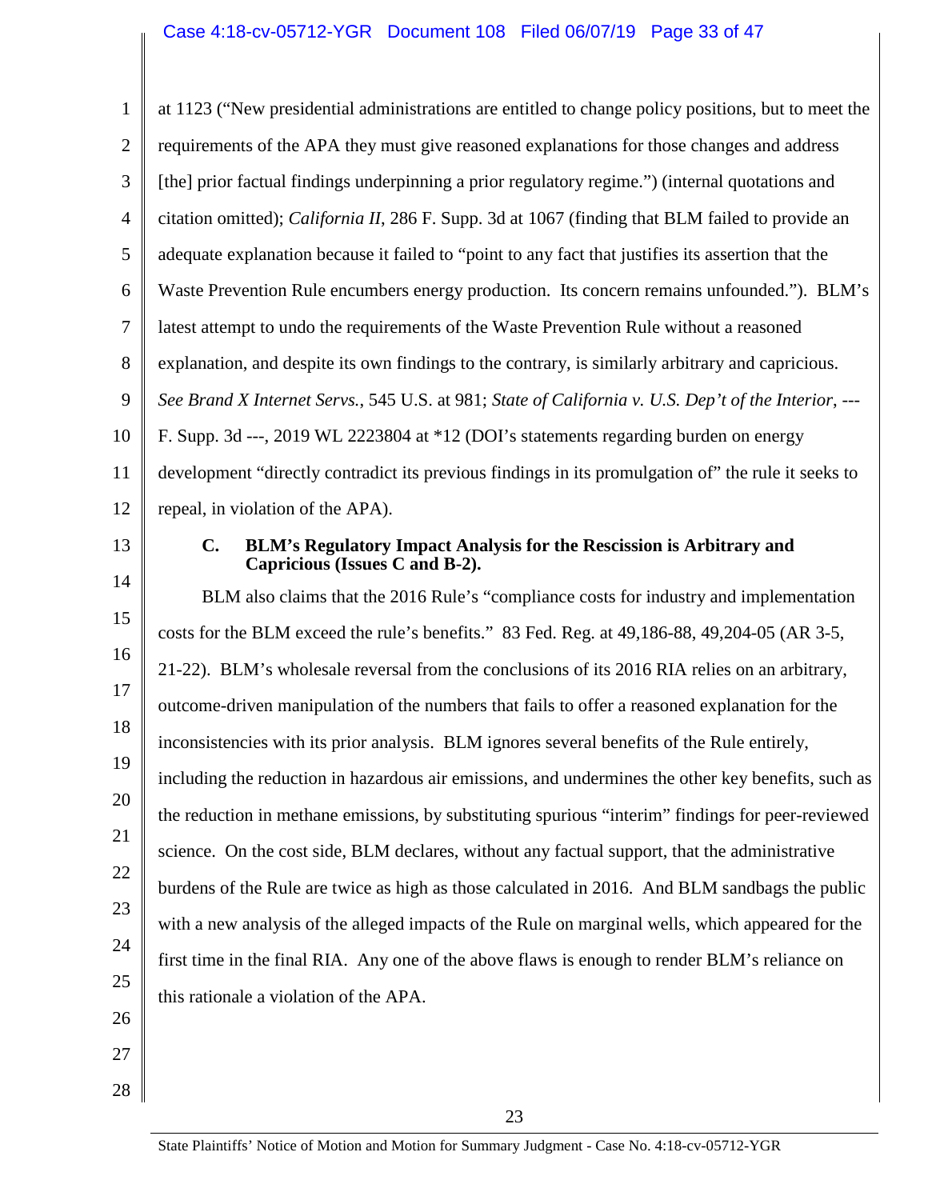at 1123 ("New presidential administrations are entitled to change policy positions, but to meet the requirements of the APA they must give reasoned explanations for those changes and address [the] prior factual findings underpinning a prior regulatory regime.") (internal quotations and citation omitted); *California II*, 286 F. Supp. 3d at 1067 (finding that BLM failed to provide an adequate explanation because it failed to "point to any fact that justifies its assertion that the Waste Prevention Rule encumbers energy production. Its concern remains unfounded."). BLM's latest attempt to undo the requirements of the Waste Prevention Rule without a reasoned explanation, and despite its own findings to the contrary, is similarly arbitrary and capricious. *See Brand X Internet Servs.*, 545 U.S. at 981; *State of California v. U.S. Dep't of the Interior*, --- F. Supp. 3d ---, 2019 WL 2223804 at *12 (DOI's statements regarding burden on energy development "directly contradict its previous findings in its promulgation of" the rule it seeks to repeal, in violation of the APA).

### C. BLM's Regulatory Impact Analysis for the Rescission is Arbitrary and Capricious (Issues C and B-2).

BLM also claims that the 2016 Rule's "compliance costs for industry and implementation costs for the BLM exceed the rule's benefits." 83 Fed. Reg. at 49,186-88, 49,204-05 (AR 3-5, 21-22). BLM's wholesale reversal from the conclusions of its 2016 RIA relies on an arbitrary, outcome-driven manipulation of the numbers that fails to offer a reasoned explanation for the inconsistencies with its prior analysis. BLM ignores several benefits of the Rule entirely, including the reduction in hazardous air emissions, and undermines the other key benefits, such as the reduction in methane emissions, by substituting spurious "interim" findings for peer-reviewed science. On the cost side, BLM declares, without any factual support, that the administrative burdens of the Rule are twice as high as those calculated in 2016. And BLM sandbags the public with a new analysis of the alleged impacts of the Rule on marginal wells, which appeared for the first time in the final RIA. Any one of the above flaws is enough to render BLM's reliance on this rationale a violation of the APA.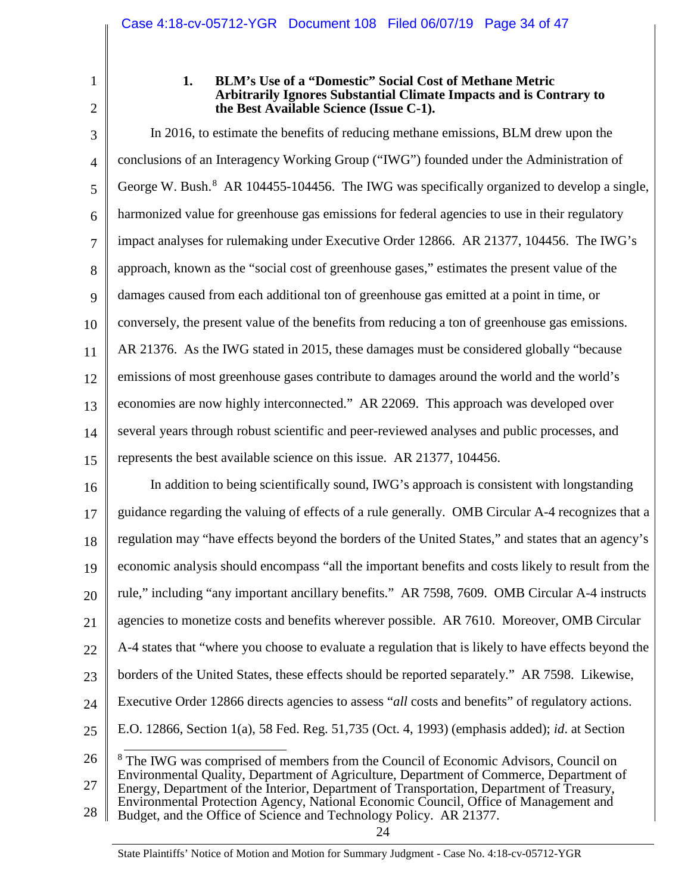### 1. BLM's Use of a "Domestic" Social Cost of Methane Metric Arbitrarily Ignores Substantial Climate Impacts and is Contrary to the Best Available Science (Issue C-1).

In 2016, to estimate the benefits of reducing methane emissions, BLM drew upon the conclusions of an Interagency Working Group ("IWG") founded under the Administration of George W. Bush.[8] AR 104455-104456. The IWG was specifically organized to develop a single, harmonized value for greenhouse gas emissions for federal agencies to use in their regulatory impact analyses for rulemaking under Executive Order 12866. AR 21377, 104456. The IWG's approach, known as the "social cost of greenhouse gases," estimates the present value of the damages caused from each additional ton of greenhouse gas emitted at a point in time, or conversely, the present value of the benefits from reducing a ton of greenhouse gas emissions. AR 21376. As the IWG stated in 2015, these damages must be considered globally "because emissions of most greenhouse gases contribute to damages around the world and the world's economies are now highly interconnected." AR 22069. This approach was developed over several years through robust scientific and peer-reviewed analyses and public processes, and represents the best available science on this issue. AR 21377, 104456.

In addition to being scientifically sound, IWG's approach is consistent with longstanding guidance regarding the valuing of effects of a rule generally. OMB Circular A-4 recognizes that a regulation may "have effects beyond the borders of the United States," and states that an agency's economic analysis should encompass "all the important benefits and costs likely to result from the rule," including "any important ancillary benefits." AR 7598, 7609. OMB Circular A-4 instructs agencies to monetize costs and benefits wherever possible. AR 7610. Moreover, OMB Circular A-4 states that "where you choose to evaluate a regulation that is likely to have effects beyond the borders of the United States, these effects should be reported separately." AR 7598. Likewise, Executive Order 12866 directs agencies to assess "*all* costs and benefits" of regulatory actions. E.O. 12866, Section 1(a), 58 Fed. Reg. 51,735 (Oct. 4, 1993) (emphasis added); *id*. at Section

[8] The IWG was comprised of members from the Council of Economic Advisors, Council on Environmental Quality, Department of Agriculture, Department of Commerce, Department of Energy, Department of the Interior, Department of Transportation, Department of Treasury, Environmental Protection Agency, National Economic Council, Office of Management and Budget, and the Office of Science and Technology Policy. AR 21377.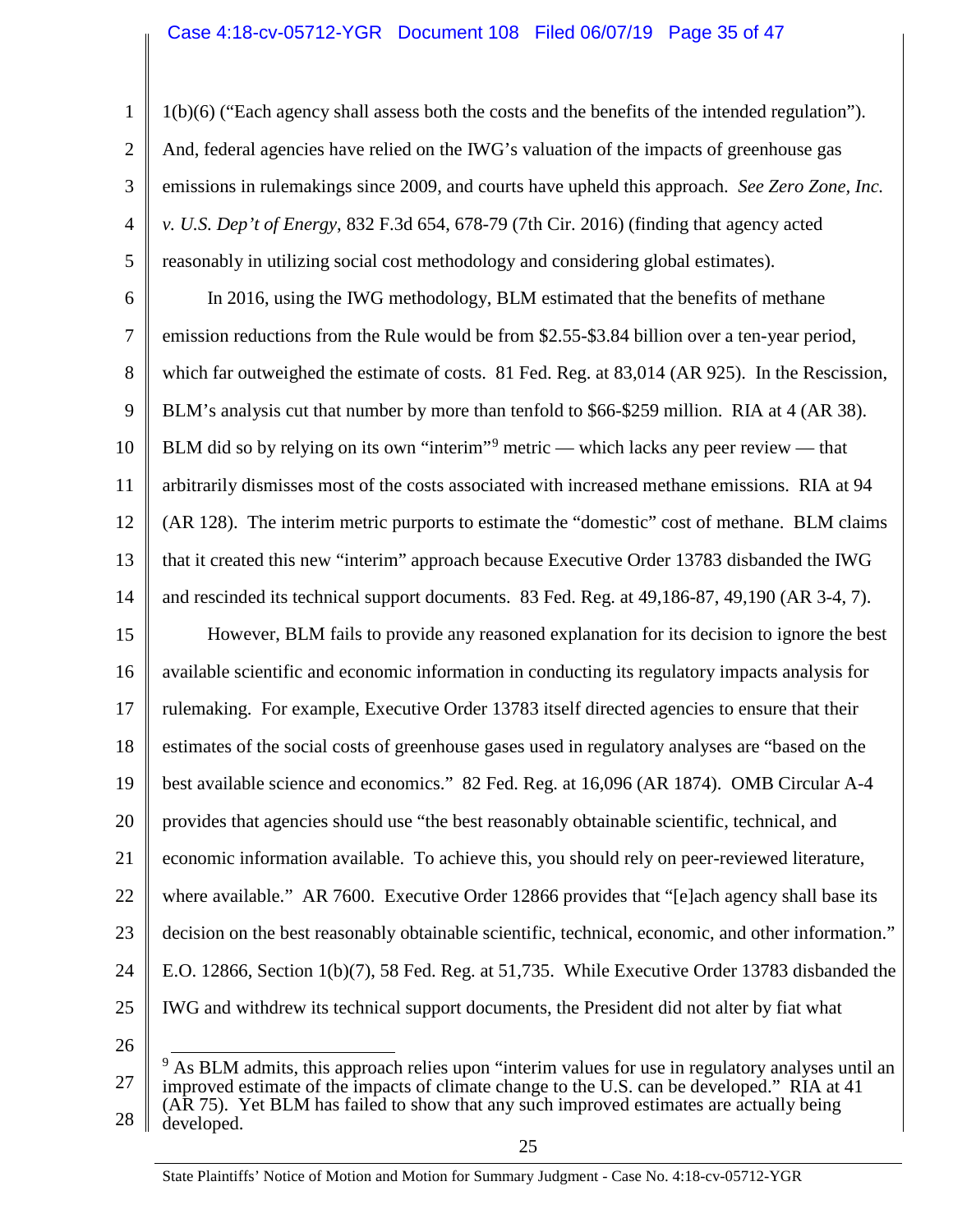1(b)(6) ("Each agency shall assess both the costs and the benefits of the intended regulation"). And, federal agencies have relied on the IWG's valuation of the impacts of greenhouse gas emissions in rulemakings since 2009, and courts have upheld this approach. *See Zero Zone, Inc. v. U.S. Dep't of Energy*, 832 F.3d 654, 678-79 (7th Cir. 2016) (finding that agency acted reasonably in utilizing social cost methodology and considering global estimates).

In 2016, using the IWG methodology, BLM estimated that the benefits of methane emission reductions from the Rule would be from $2.55-$3.84 billion over a ten-year period, which far outweighed the estimate of costs. 81 Fed. Reg. at 83,014 (AR 925). In the Rescission, BLM's analysis cut that number by more than tenfold to $66-$259 million. RIA at 4 (AR 38). BLM did so by relying on its own "interim"[9] metric — which lacks any peer review — that arbitrarily dismisses most of the costs associated with increased methane emissions. RIA at 94 (AR 128). The interim metric purports to estimate the "domestic" cost of methane. BLM claims that it created this new "interim" approach because Executive Order 13783 disbanded the IWG and rescinded its technical support documents. 83 Fed. Reg. at 49,186-87, 49,190 (AR 3-4, 7).

However, BLM fails to provide any reasoned explanation for its decision to ignore the best available scientific and economic information in conducting its regulatory impacts analysis for rulemaking. For example, Executive Order 13783 itself directed agencies to ensure that their estimates of the social costs of greenhouse gases used in regulatory analyses are "based on the best available science and economics." 82 Fed. Reg. at 16,096 (AR 1874). OMB Circular A-4 provides that agencies should use "the best reasonably obtainable scientific, technical, and economic information available. To achieve this, you should rely on peer-reviewed literature, where available." AR 7600. Executive Order 12866 provides that "[e]ach agency shall base its decision on the best reasonably obtainable scientific, technical, economic, and other information." E.O. 12866, Section 1(b)(7), 58 Fed. Reg. at 51,735. While Executive Order 13783 disbanded the IWG and withdrew its technical support documents, the President did not alter by fiat what

---

[9] As BLM admits, this approach relies upon "interim values for use in regulatory analyses until an improved estimate of the impacts of climate change to the U.S. can be developed." RIA at 41 (AR 75). Yet BLM has failed to show that any such improved estimates are actually being developed.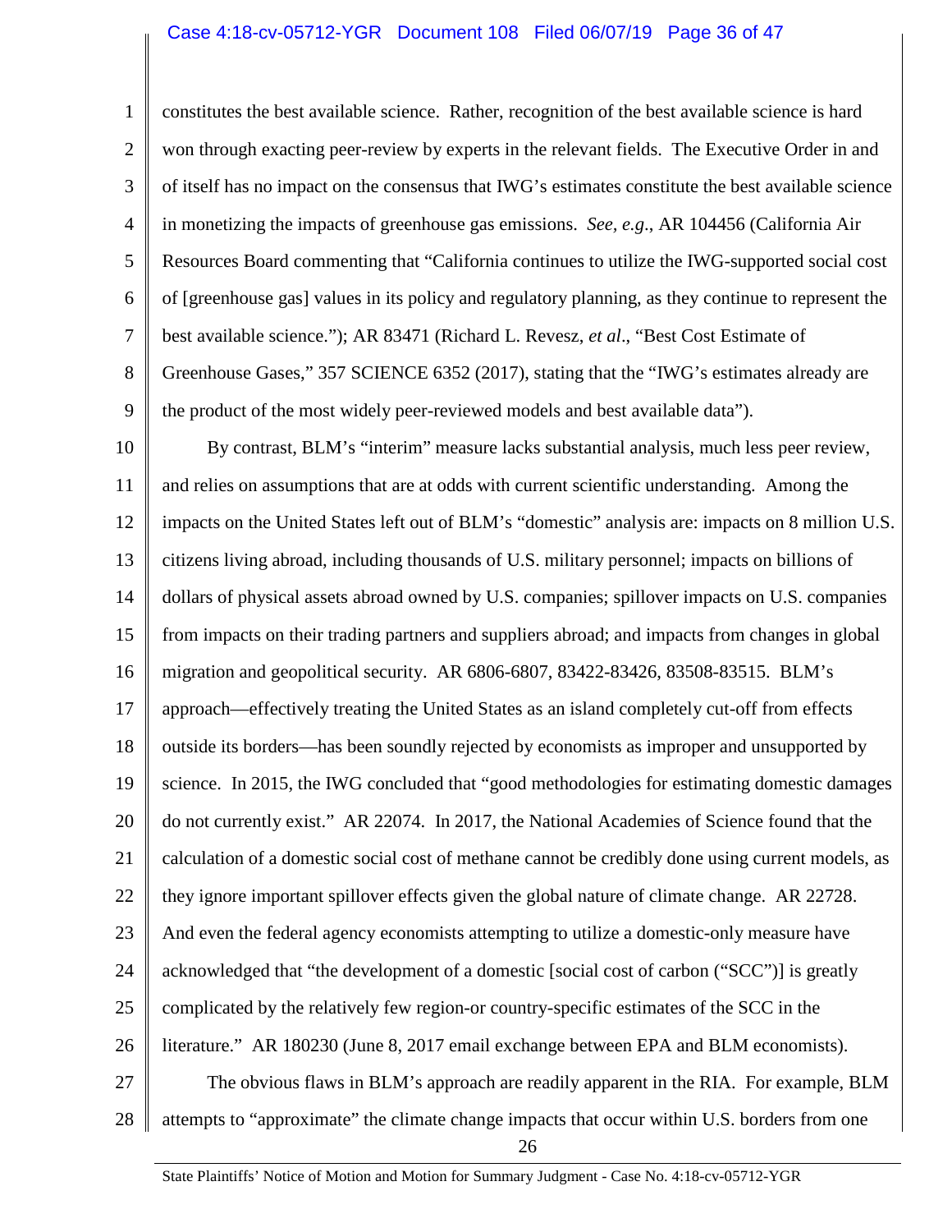constitutes the best available science. Rather, recognition of the best available science is hard won through exacting peer-review by experts in the relevant fields. The Executive Order in and of itself has no impact on the consensus that IWG's estimates constitute the best available science in monetizing the impacts of greenhouse gas emissions. *See, e.g.*, AR 104456 (California Air Resources Board commenting that "California continues to utilize the IWG-supported social cost of [greenhouse gas] values in its policy and regulatory planning, as they continue to represent the best available science."); AR 83471 (Richard L. Revesz, *et al*., "Best Cost Estimate of Greenhouse Gases," 357 SCIENCE 6352 (2017), stating that the "IWG's estimates already are the product of the most widely peer-reviewed models and best available data").

By contrast, BLM's "interim" measure lacks substantial analysis, much less peer review, and relies on assumptions that are at odds with current scientific understanding. Among the impacts on the United States left out of BLM's "domestic" analysis are: impacts on 8 million U.S. citizens living abroad, including thousands of U.S. military personnel; impacts on billions of dollars of physical assets abroad owned by U.S. companies; spillover impacts on U.S. companies from impacts on their trading partners and suppliers abroad; and impacts from changes in global migration and geopolitical security. AR 6806-6807, 83422-83426, 83508-83515. BLM's approach—effectively treating the United States as an island completely cut-off from effects outside its borders—has been soundly rejected by economists as improper and unsupported by science. In 2015, the IWG concluded that "good methodologies for estimating domestic damages do not currently exist." AR 22074. In 2017, the National Academies of Science found that the calculation of a domestic social cost of methane cannot be credibly done using current models, as they ignore important spillover effects given the global nature of climate change. AR 22728. And even the federal agency economists attempting to utilize a domestic-only measure have acknowledged that "the development of a domestic [social cost of carbon ("SCC")] is greatly complicated by the relatively few region-or country-specific estimates of the SCC in the literature." AR 180230 (June 8, 2017 email exchange between EPA and BLM economists).

The obvious flaws in BLM's approach are readily apparent in the RIA. For example, BLM attempts to "approximate" the climate change impacts that occur within U.S. borders from one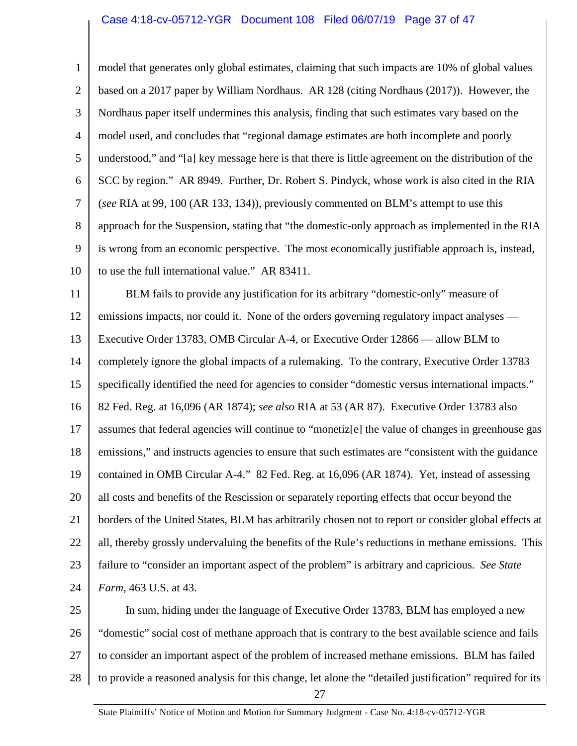model that generates only global estimates, claiming that such impacts are 10% of global values based on a 2017 paper by William Nordhaus. AR 128 (citing Nordhaus (2017)). However, the Nordhaus paper itself undermines this analysis, finding that such estimates vary based on the model used, and concludes that "regional damage estimates are both incomplete and poorly understood," and "[a] key message here is that there is little agreement on the distribution of the SCC by region." AR 8949. Further, Dr. Robert S. Pindyck, whose work is also cited in the RIA (*see* RIA at 99, 100 (AR 133, 134)), previously commented on BLM's attempt to use this approach for the Suspension, stating that "the domestic-only approach as implemented in the RIA is wrong from an economic perspective. The most economically justifiable approach is, instead, to use the full international value." AR 83411.

BLM fails to provide any justification for its arbitrary "domestic-only" measure of emissions impacts, nor could it. None of the orders governing regulatory impact analyses — Executive Order 13783, OMB Circular A-4, or Executive Order 12866 — allow BLM to completely ignore the global impacts of a rulemaking. To the contrary, Executive Order 13783 specifically identified the need for agencies to consider "domestic versus international impacts." 82 Fed. Reg. at 16,096 (AR 1874); *see also* RIA at 53 (AR 87). Executive Order 13783 also assumes that federal agencies will continue to "monetiz[e] the value of changes in greenhouse gas emissions," and instructs agencies to ensure that such estimates are "consistent with the guidance contained in OMB Circular A-4." 82 Fed. Reg. at 16,096 (AR 1874). Yet, instead of assessing all costs and benefits of the Rescission or separately reporting effects that occur beyond the borders of the United States, BLM has arbitrarily chosen not to report or consider global effects at all, thereby grossly undervaluing the benefits of the Rule's reductions in methane emissions. This failure to "consider an important aspect of the problem" is arbitrary and capricious. *See State Farm*, 463 U.S. at 43.

In sum, hiding under the language of Executive Order 13783, BLM has employed a new "domestic" social cost of methane approach that is contrary to the best available science and fails to consider an important aspect of the problem of increased methane emissions. BLM has failed to provide a reasoned analysis for this change, let alone the "detailed justification" required for its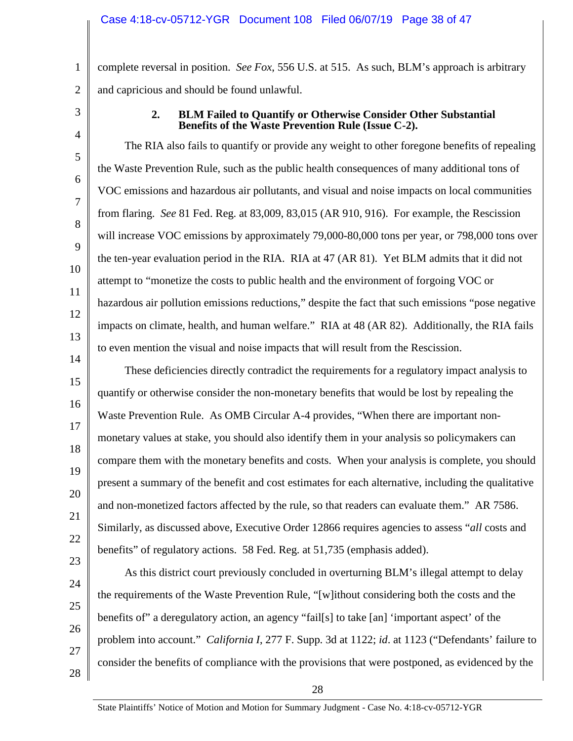complete reversal in position. *See Fox*, 556 U.S. at 515. As such, BLM's approach is arbitrary and capricious and should be found unlawful.

#### 2. BLM Failed to Quantify or Otherwise Consider Other Substantial Benefits of the Waste Prevention Rule (Issue C-2).

The RIA also fails to quantify or provide any weight to other foregone benefits of repealing the Waste Prevention Rule, such as the public health consequences of many additional tons of VOC emissions and hazardous air pollutants, and visual and noise impacts on local communities from flaring. *See* 81 Fed. Reg. at 83,009, 83,015 (AR 910, 916). For example, the Rescission will increase VOC emissions by approximately 79,000-80,000 tons per year, or 798,000 tons over the ten-year evaluation period in the RIA. RIA at 47 (AR 81). Yet BLM admits that it did not attempt to "monetize the costs to public health and the environment of forgoing VOC or hazardous air pollution emissions reductions," despite the fact that such emissions "pose negative impacts on climate, health, and human welfare." RIA at 48 (AR 82). Additionally, the RIA fails to even mention the visual and noise impacts that will result from the Rescission.

These deficiencies directly contradict the requirements for a regulatory impact analysis to quantify or otherwise consider the non-monetary benefits that would be lost by repealing the Waste Prevention Rule. As OMB Circular A-4 provides, "When there are important non-monetary values at stake, you should also identify them in your analysis so policymakers can compare them with the monetary benefits and costs. When your analysis is complete, you should present a summary of the benefit and cost estimates for each alternative, including the qualitative and non-monetized factors affected by the rule, so that readers can evaluate them." AR 7586. Similarly, as discussed above, Executive Order 12866 requires agencies to assess "*all* costs and benefits" of regulatory actions. 58 Fed. Reg. at 51,735 (emphasis added).

As this district court previously concluded in overturning BLM's illegal attempt to delay the requirements of the Waste Prevention Rule, "[w]ithout considering both the costs and the benefits of" a deregulatory action, an agency "fail[s] to take [an] 'important aspect' of the problem into account." *California I*, 277 F. Supp. 3d at 1122; *id*. at 1123 ("Defendants' failure to consider the benefits of compliance with the provisions that were postponed, as evidenced by the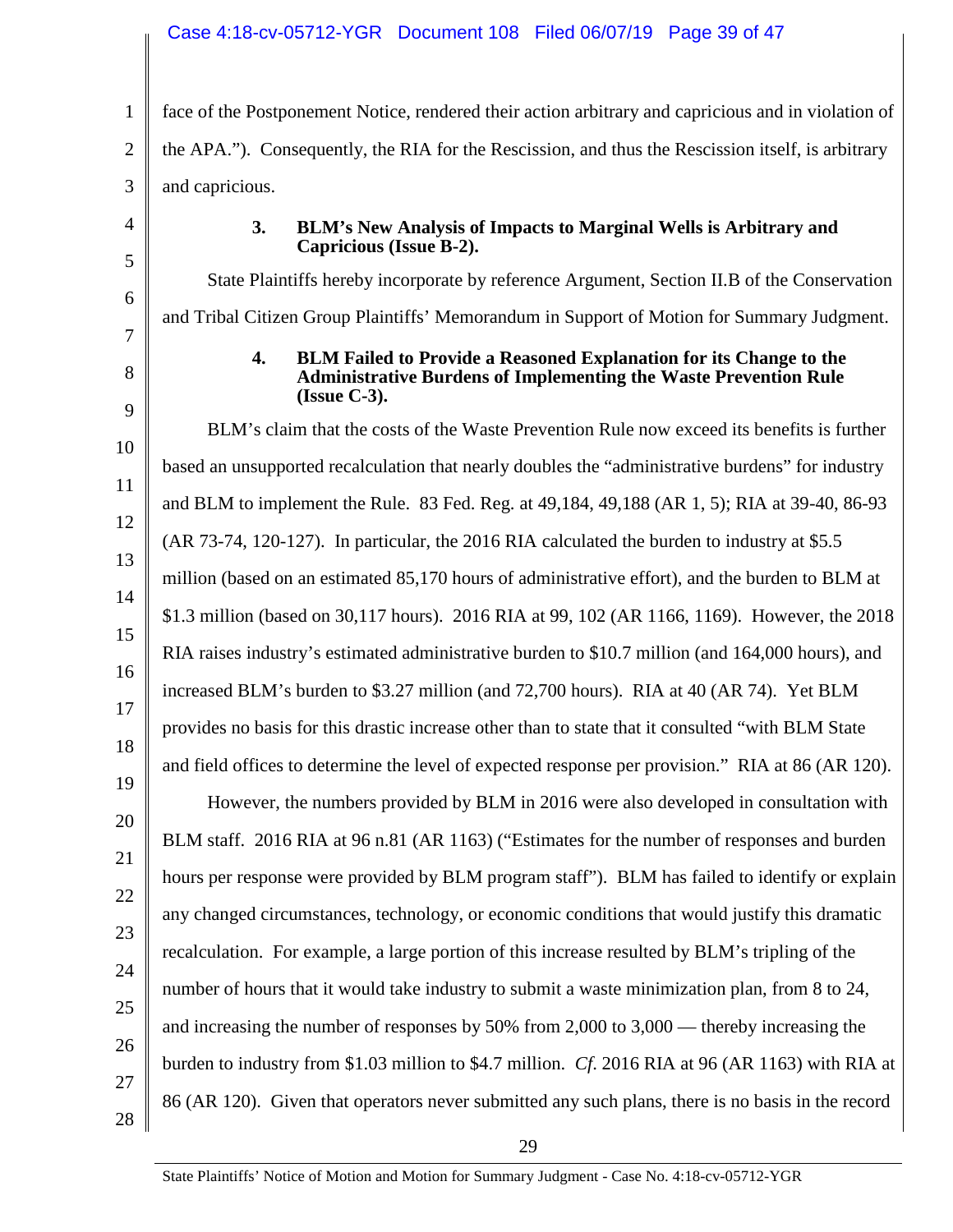face of the Postponement Notice, rendered their action arbitrary and capricious and in violation of the APA."). Consequently, the RIA for the Rescission, and thus the Rescission itself, is arbitrary and capricious.

#### 3. BLM's New Analysis of Impacts to Marginal Wells is Arbitrary and Capricious (Issue B-2).

State Plaintiffs hereby incorporate by reference Argument, Section II.B of the Conservation and Tribal Citizen Group Plaintiffs' Memorandum in Support of Motion for Summary Judgment.

#### 4. BLM Failed to Provide a Reasoned Explanation for its Change to the Administrative Burdens of Implementing the Waste Prevention Rule (Issue C-3).

BLM's claim that the costs of the Waste Prevention Rule now exceed its benefits is further based an unsupported recalculation that nearly doubles the "administrative burdens" for industry and BLM to implement the Rule. 83 Fed. Reg. at 49,184, 49,188 (AR 1, 5); RIA at 39-40, 86-93 (AR 73-74, 120-127). In particular, the 2016 RIA calculated the burden to industry at $5.5 million (based on an estimated 85,170 hours of administrative effort), and the burden to BLM at $1.3 million (based on 30,117 hours). 2016 RIA at 99, 102 (AR 1166, 1169). However, the 2018 RIA raises industry's estimated administrative burden to $10.7 million (and 164,000 hours), and increased BLM's burden to $3.27 million (and 72,700 hours). RIA at 40 (AR 74). Yet BLM provides no basis for this drastic increase other than to state that it consulted "with BLM State and field offices to determine the level of expected response per provision." RIA at 86 (AR 120).

However, the numbers provided by BLM in 2016 were also developed in consultation with BLM staff. 2016 RIA at 96 n.81 (AR 1163) ("Estimates for the number of responses and burden hours per response were provided by BLM program staff"). BLM has failed to identify or explain any changed circumstances, technology, or economic conditions that would justify this dramatic recalculation. For example, a large portion of this increase resulted by BLM's tripling of the number of hours that it would take industry to submit a waste minimization plan, from 8 to 24, and increasing the number of responses by 50% from 2,000 to 3,000 — thereby increasing the burden to industry from $1.03 million to $4.7 million. *Cf.* 2016 RIA at 96 (AR 1163) with RIA at 86 (AR 120). Given that operators never submitted any such plans, there is no basis in the record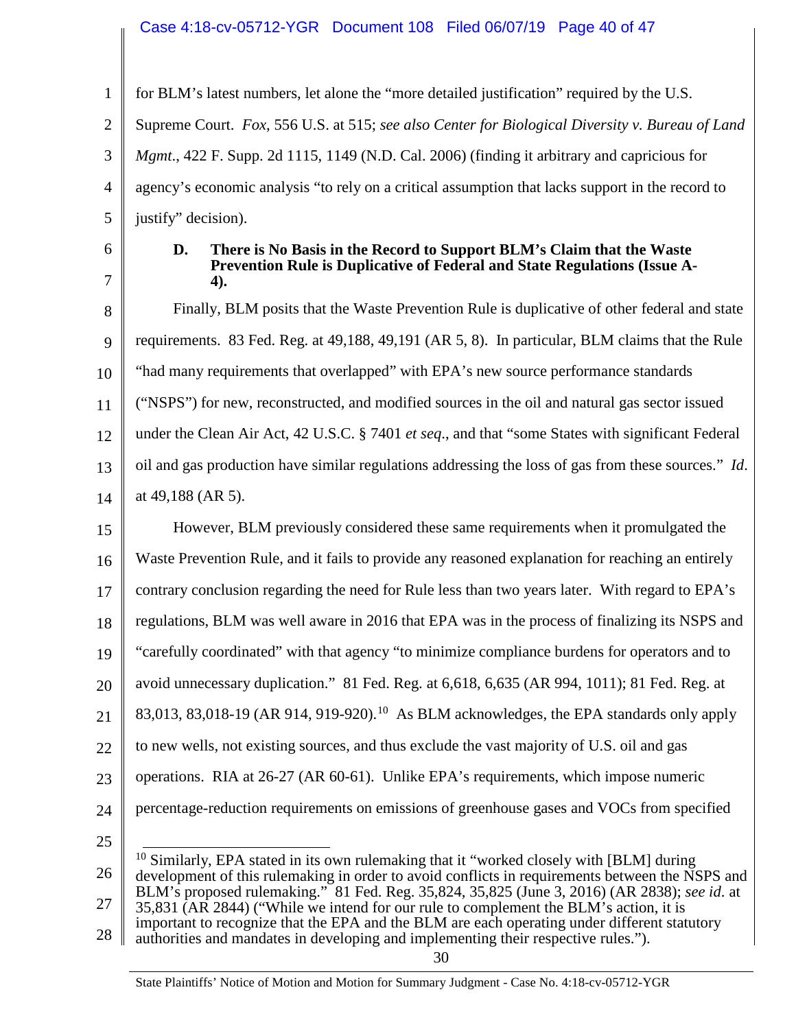for BLM's latest numbers, let alone the "more detailed justification" required by the U.S. Supreme Court. *Fox*, 556 U.S. at 515; *see also Center for Biological Diversity v. Bureau of Land Mgmt*., 422 F. Supp. 2d 1115, 1149 (N.D. Cal. 2006) (finding it arbitrary and capricious for agency's economic analysis "to rely on a critical assumption that lacks support in the record to justify" decision).

### D. There is No Basis in the Record to Support BLM's Claim that the Waste Prevention Rule is Duplicative of Federal and State Regulations (Issue A-4).

Finally, BLM posits that the Waste Prevention Rule is duplicative of other federal and state requirements. 83 Fed. Reg. at 49,188, 49,191 (AR 5, 8). In particular, BLM claims that the Rule "had many requirements that overlapped" with EPA's new source performance standards ("NSPS") for new, reconstructed, and modified sources in the oil and natural gas sector issued under the Clean Air Act, 42 U.S.C. § 7401 *et seq*., and that "some States with significant Federal oil and gas production have similar regulations addressing the loss of gas from these sources." *Id*. at 49,188 (AR 5).

However, BLM previously considered these same requirements when it promulgated the Waste Prevention Rule, and it fails to provide any reasoned explanation for reaching an entirely contrary conclusion regarding the need for Rule less than two years later. With regard to EPA's regulations, BLM was well aware in 2016 that EPA was in the process of finalizing its NSPS and "carefully coordinated" with that agency "to minimize compliance burdens for operators and to avoid unnecessary duplication." 81 Fed. Reg. at 6,618, 6,635 (AR 994, 1011); 81 Fed. Reg. at 83,013, 83,018-19 (AR 914, 919-920).[10] As BLM acknowledges, the EPA standards only apply to new wells, not existing sources, and thus exclude the vast majority of U.S. oil and gas operations. RIA at 26-27 (AR 60-61). Unlike EPA's requirements, which impose numeric percentage-reduction requirements on emissions of greenhouse gases and VOCs from specified

---

[10] Similarly, EPA stated in its own rulemaking that it "worked closely with [BLM] during development of this rulemaking in order to avoid conflicts in requirements between the NSPS and BLM's proposed rulemaking." 81 Fed. Reg. 35,824, 35,825 (June 3, 2016) (AR 2838); *see id.* at 35,831 (AR 2844) ("While we intend for our rule to complement the BLM's action, it is important to recognize that the EPA and the BLM are each operating under different statutory authorities and mandates in developing and implementing their respective rules.").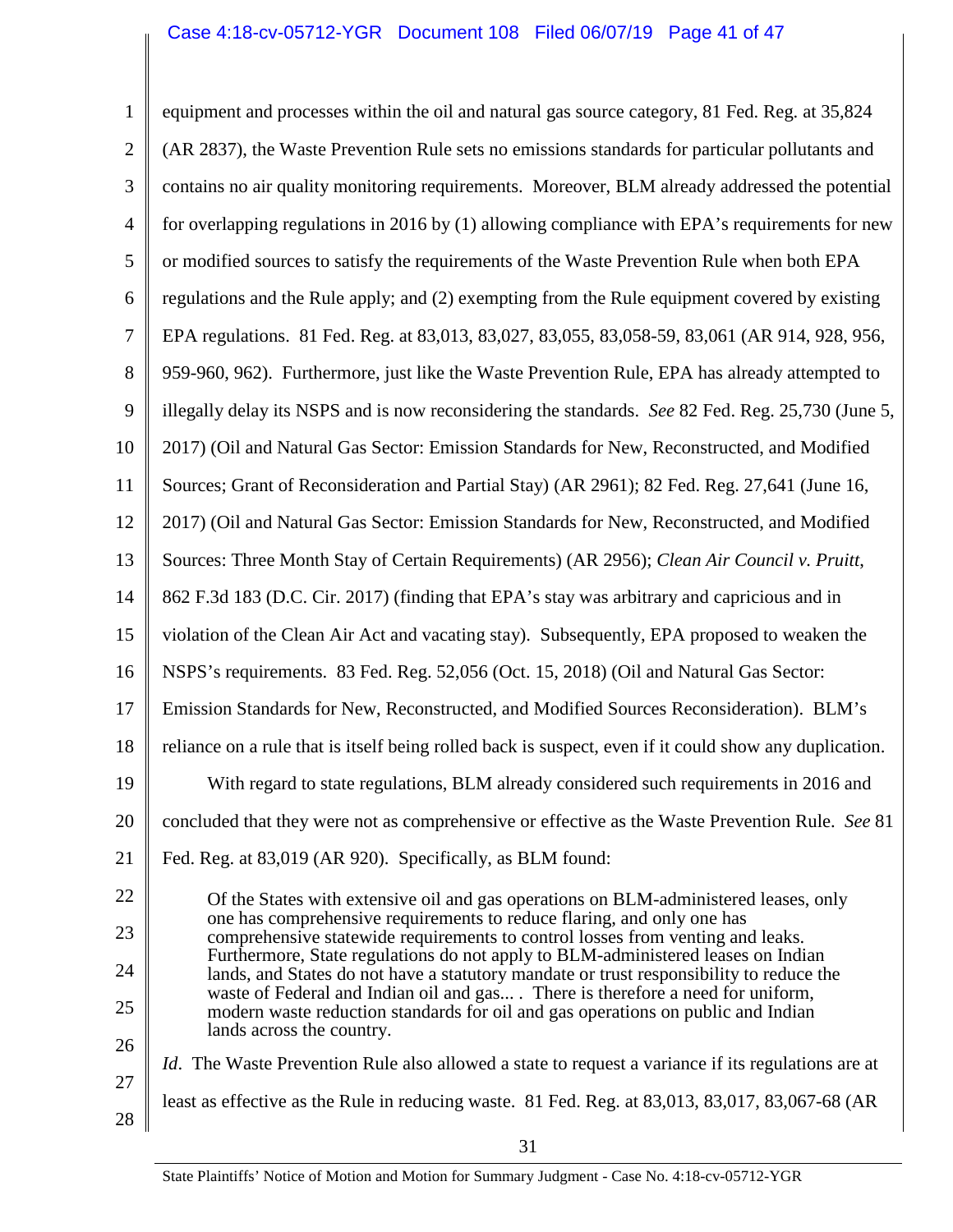equipment and processes within the oil and natural gas source category, 81 Fed. Reg. at 35,824 (AR 2837), the Waste Prevention Rule sets no emissions standards for particular pollutants and contains no air quality monitoring requirements. Moreover, BLM already addressed the potential for overlapping regulations in 2016 by (1) allowing compliance with EPA's requirements for new or modified sources to satisfy the requirements of the Waste Prevention Rule when both EPA regulations and the Rule apply; and (2) exempting from the Rule equipment covered by existing EPA regulations. 81 Fed. Reg. at 83,013, 83,027, 83,055, 83,058-59, 83,061 (AR 914, 928, 956, 959-960, 962). Furthermore, just like the Waste Prevention Rule, EPA has already attempted to illegally delay its NSPS and is now reconsidering the standards. *See* 82 Fed. Reg. 25,730 (June 5, 2017) (Oil and Natural Gas Sector: Emission Standards for New, Reconstructed, and Modified Sources; Grant of Reconsideration and Partial Stay) (AR 2961); 82 Fed. Reg. 27,641 (June 16, 2017) (Oil and Natural Gas Sector: Emission Standards for New, Reconstructed, and Modified Sources: Three Month Stay of Certain Requirements) (AR 2956); *Clean Air Council v. Pruitt*, 862 F.3d 183 (D.C. Cir. 2017) (finding that EPA's stay was arbitrary and capricious and in violation of the Clean Air Act and vacating stay). Subsequently, EPA proposed to weaken the NSPS's requirements. 83 Fed. Reg. 52,056 (Oct. 15, 2018) (Oil and Natural Gas Sector: Emission Standards for New, Reconstructed, and Modified Sources Reconsideration). BLM's reliance on a rule that is itself being rolled back is suspect, even if it could show any duplication.

With regard to state regulations, BLM already considered such requirements in 2016 and concluded that they were not as comprehensive or effective as the Waste Prevention Rule. *See* 81 Fed. Reg. at 83,019 (AR 920). Specifically, as BLM found:

> Of the States with extensive oil and gas operations on BLM-administered leases, only one has comprehensive requirements to reduce flaring, and only one has comprehensive statewide requirements to control losses from venting and leaks. Furthermore, State regulations do not apply to BLM-administered leases on Indian lands, and States do not have a statutory mandate or trust responsibility to reduce the waste of Federal and Indian oil and gas... . There is therefore a need for uniform, modern waste reduction standards for oil and gas operations on public and Indian lands across the country.

*Id*. The Waste Prevention Rule also allowed a state to request a variance if its regulations are at least as effective as the Rule in reducing waste. 81 Fed. Reg. at 83,013, 83,017, 83,067-68 (AR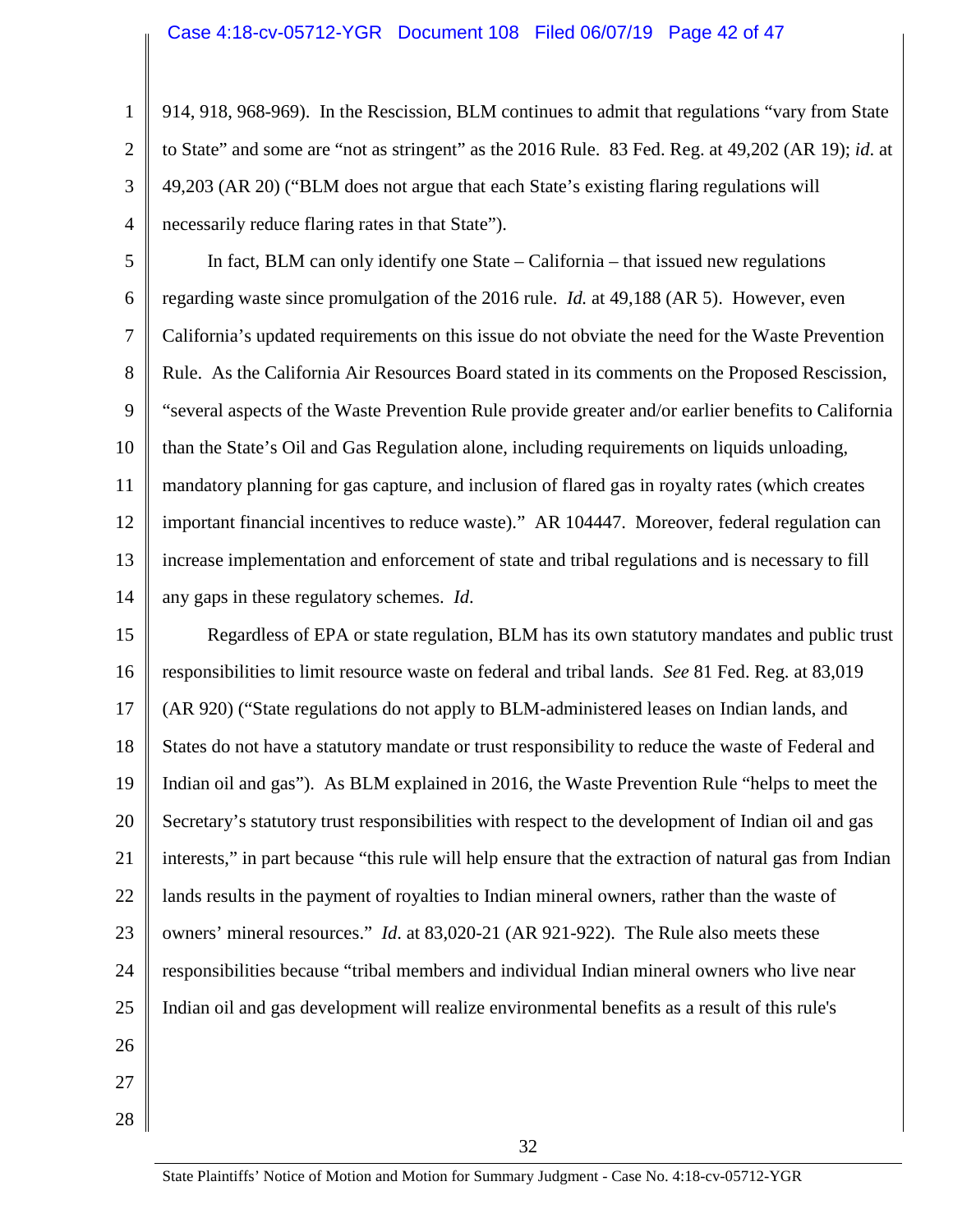914, 918, 968-969). In the Rescission, BLM continues to admit that regulations "vary from State to State" and some are "not as stringent" as the 2016 Rule. 83 Fed. Reg. at 49,202 (AR 19); *id*. at 49,203 (AR 20) ("BLM does not argue that each State's existing flaring regulations will necessarily reduce flaring rates in that State").

In fact, BLM can only identify one State – California – that issued new regulations regarding waste since promulgation of the 2016 rule. *Id.* at 49,188 (AR 5). However, even California's updated requirements on this issue do not obviate the need for the Waste Prevention Rule. As the California Air Resources Board stated in its comments on the Proposed Rescission, "several aspects of the Waste Prevention Rule provide greater and/or earlier benefits to California than the State's Oil and Gas Regulation alone, including requirements on liquids unloading, mandatory planning for gas capture, and inclusion of flared gas in royalty rates (which creates important financial incentives to reduce waste)." AR 104447. Moreover, federal regulation can increase implementation and enforcement of state and tribal regulations and is necessary to fill any gaps in these regulatory schemes. *Id*.

Regardless of EPA or state regulation, BLM has its own statutory mandates and public trust responsibilities to limit resource waste on federal and tribal lands. *See* 81 Fed. Reg. at 83,019 (AR 920) ("State regulations do not apply to BLM-administered leases on Indian lands, and States do not have a statutory mandate or trust responsibility to reduce the waste of Federal and Indian oil and gas"). As BLM explained in 2016, the Waste Prevention Rule "helps to meet the Secretary's statutory trust responsibilities with respect to the development of Indian oil and gas interests," in part because "this rule will help ensure that the extraction of natural gas from Indian lands results in the payment of royalties to Indian mineral owners, rather than the waste of owners' mineral resources." *Id*. at 83,020-21 (AR 921-922). The Rule also meets these responsibilities because "tribal members and individual Indian mineral owners who live near Indian oil and gas development will realize environmental benefits as a result of this rule's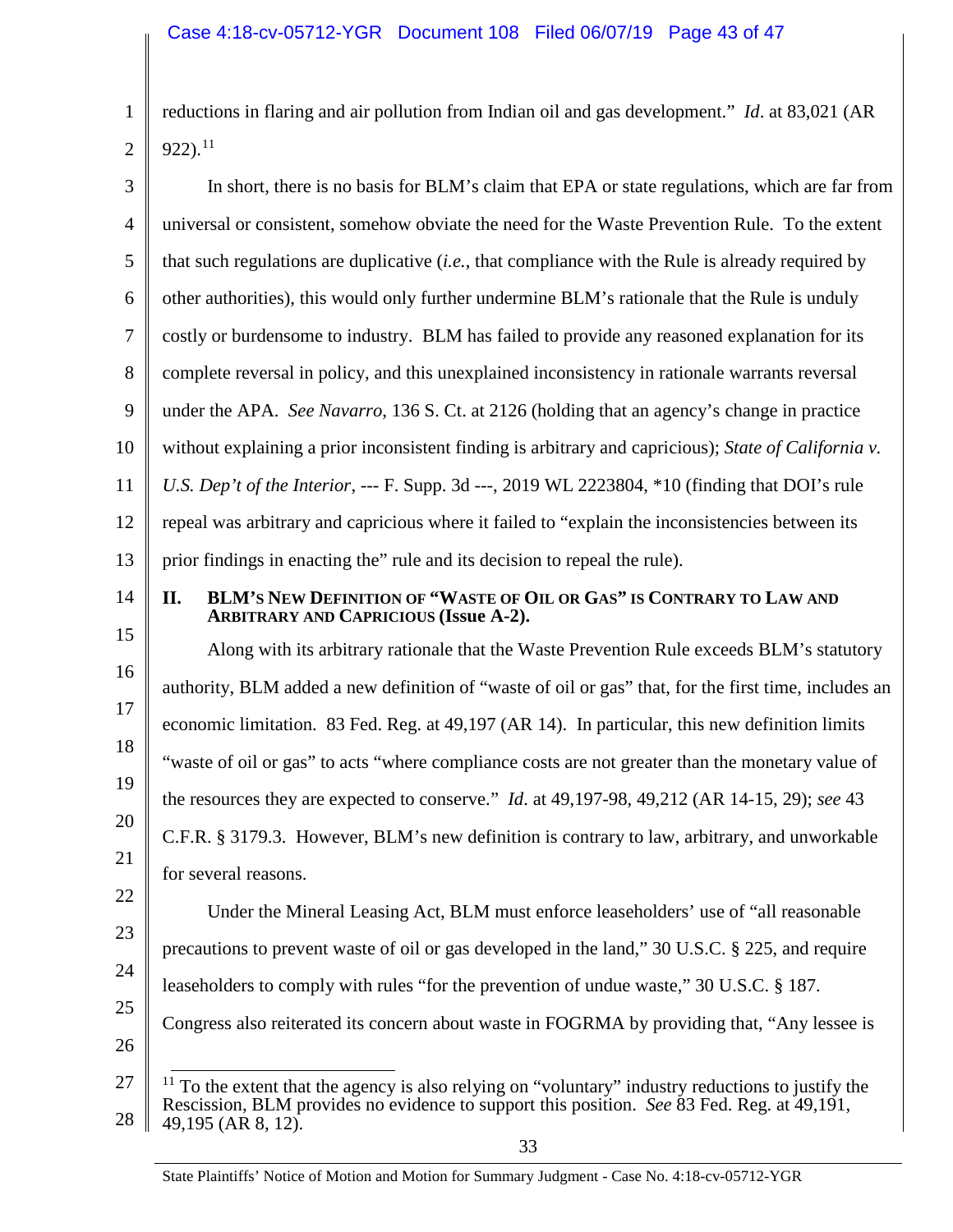reductions in flaring and air pollution from Indian oil and gas development." *Id*. at 83,021 (AR 922).[11]

In short, there is no basis for BLM's claim that EPA or state regulations, which are far from universal or consistent, somehow obviate the need for the Waste Prevention Rule. To the extent that such regulations are duplicative (*i.e.*, that compliance with the Rule is already required by other authorities), this would only further undermine BLM's rationale that the Rule is unduly costly or burdensome to industry. BLM has failed to provide any reasoned explanation for its complete reversal in policy, and this unexplained inconsistency in rationale warrants reversal under the APA. *See Navarro*, 136 S. Ct. at 2126 (holding that an agency's change in practice without explaining a prior inconsistent finding is arbitrary and capricious); *State of California v. U.S. Dep't of the Interior*, --- F. Supp. 3d ---, 2019 WL 2223804, *10 (finding that DOI's rule repeal was arbitrary and capricious where it failed to "explain the inconsistencies between its prior findings in enacting the" rule and its decision to repeal the rule).

## II. BLM's New Definition of "Waste of Oil or Gas" is Contrary to Law and Arbitrary and Capricious (Issue A-2).

Along with its arbitrary rationale that the Waste Prevention Rule exceeds BLM's statutory authority, BLM added a new definition of "waste of oil or gas" that, for the first time, includes an economic limitation. 83 Fed. Reg. at 49,197 (AR 14). In particular, this new definition limits "waste of oil or gas" to acts "where compliance costs are not greater than the monetary value of the resources they are expected to conserve." *Id*. at 49,197-98, 49,212 (AR 14-15, 29); *see* 43 C.F.R. § 3179.3. However, BLM's new definition is contrary to law, arbitrary, and unworkable for several reasons.

Under the Mineral Leasing Act, BLM must enforce leaseholders' use of "all reasonable precautions to prevent waste of oil or gas developed in the land," 30 U.S.C. § 225, and require leaseholders to comply with rules "for the prevention of undue waste," 30 U.S.C. § 187. Congress also reiterated its concern about waste in FOGRMA by providing that, "Any lessee is

---

[11] To the extent that the agency is also relying on "voluntary" industry reductions to justify the Rescission, BLM provides no evidence to support this position. *See* 83 Fed. Reg. at 49,191, 49,195 (AR 8, 12).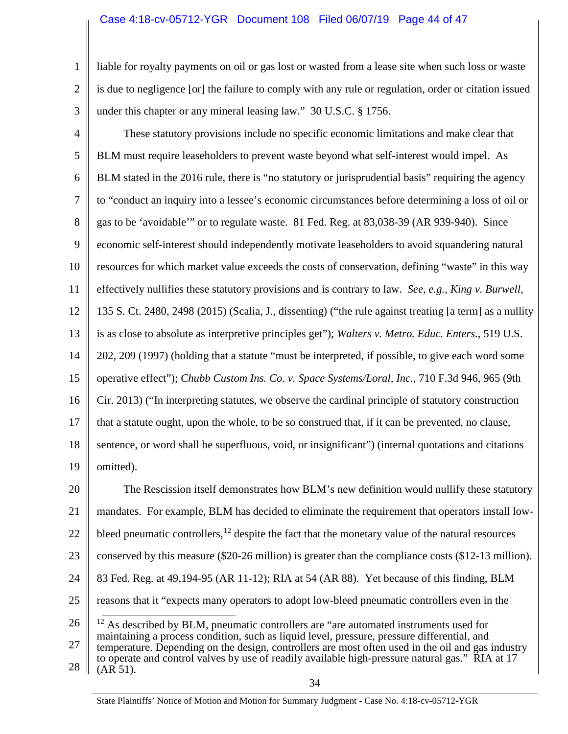liable for royalty payments on oil or gas lost or wasted from a lease site when such loss or waste is due to negligence [or] the failure to comply with any rule or regulation, order or citation issued under this chapter or any mineral leasing law." 30 U.S.C. § 1756.

These statutory provisions include no specific economic limitations and make clear that BLM must require leaseholders to prevent waste beyond what self-interest would impel. As BLM stated in the 2016 rule, there is "no statutory or jurisprudential basis" requiring the agency to "conduct an inquiry into a lessee's economic circumstances before determining a loss of oil or gas to be 'avoidable'" or to regulate waste. 81 Fed. Reg. at 83,038-39 (AR 939-940). Since economic self-interest should independently motivate leaseholders to avoid squandering natural resources for which market value exceeds the costs of conservation, defining "waste" in this way effectively nullifies these statutory provisions and is contrary to law. *See, e.g., King v. Burwell*, 135 S. Ct. 2480, 2498 (2015) (Scalia, J., dissenting) ("the rule against treating [a term] as a nullity is as close to absolute as interpretive principles get"); *Walters v. Metro. Educ. Enters*., 519 U.S. 202, 209 (1997) (holding that a statute "must be interpreted, if possible, to give each word some operative effect"); *Chubb Custom Ins. Co. v. Space Systems/Loral, Inc*., 710 F.3d 946, 965 (9th Cir. 2013) ("In interpreting statutes, we observe the cardinal principle of statutory construction that a statute ought, upon the whole, to be so construed that, if it can be prevented, no clause, sentence, or word shall be superfluous, void, or insignificant") (internal quotations and citations omitted).

The Rescission itself demonstrates how BLM's new definition would nullify these statutory mandates. For example, BLM has decided to eliminate the requirement that operators install low-bleed pneumatic controllers,[12] despite the fact that the monetary value of the natural resources conserved by this measure ($20-26 million) is greater than the compliance costs ($12-13 million). 83 Fed. Reg. at 49,194-95 (AR 11-12); RIA at 54 (AR 88). Yet because of this finding, BLM reasons that it "expects many operators to adopt low-bleed pneumatic controllers even in the

[12] As described by BLM, pneumatic controllers are "are automated instruments used for maintaining a process condition, such as liquid level, pressure, pressure differential, and temperature. Depending on the design, controllers are most often used in the oil and gas industry to operate and control valves by use of readily available high-pressure natural gas." RIA at 17 (AR 51).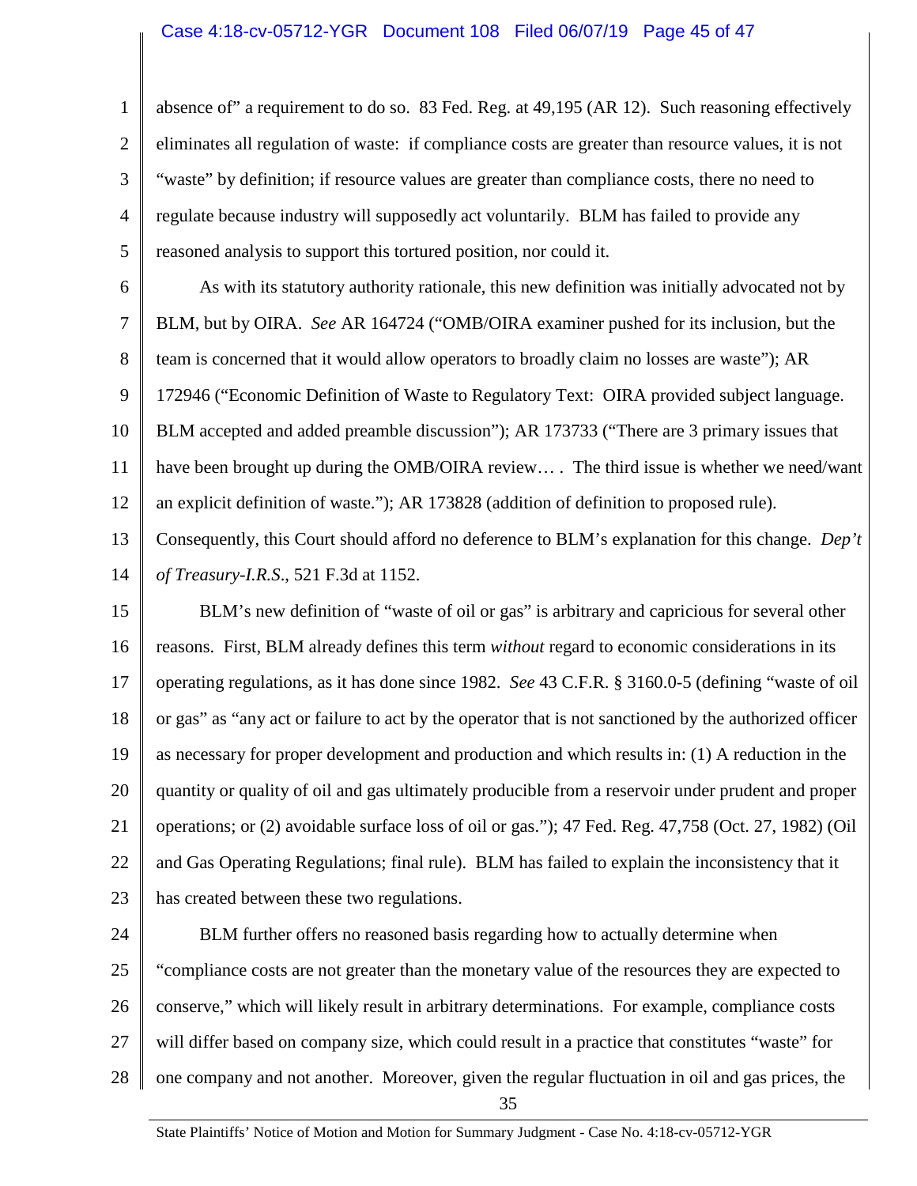absence of" a requirement to do so. 83 Fed. Reg. at 49,195 (AR 12). Such reasoning effectively eliminates all regulation of waste: if compliance costs are greater than resource values, it is not "waste" by definition; if resource values are greater than compliance costs, there no need to regulate because industry will supposedly act voluntarily. BLM has failed to provide any reasoned analysis to support this tortured position, nor could it.

As with its statutory authority rationale, this new definition was initially advocated not by BLM, but by OIRA. *See* AR 164724 ("OMB/OIRA examiner pushed for its inclusion, but the team is concerned that it would allow operators to broadly claim no losses are waste"); AR 172946 ("Economic Definition of Waste to Regulatory Text: OIRA provided subject language. BLM accepted and added preamble discussion"); AR 173733 ("There are 3 primary issues that have been brought up during the OMB/OIRA review… . The third issue is whether we need/want an explicit definition of waste."); AR 173828 (addition of definition to proposed rule). Consequently, this Court should afford no deference to BLM's explanation for this change. *Dep't of Treasury-I.R.S*., 521 F.3d at 1152.

BLM's new definition of "waste of oil or gas" is arbitrary and capricious for several other reasons. First, BLM already defines this term *without* regard to economic considerations in its operating regulations, as it has done since 1982. *See* 43 C.F.R. § 3160.0-5 (defining "waste of oil or gas" as "any act or failure to act by the operator that is not sanctioned by the authorized officer as necessary for proper development and production and which results in: (1) A reduction in the quantity or quality of oil and gas ultimately producible from a reservoir under prudent and proper operations; or (2) avoidable surface loss of oil or gas."); 47 Fed. Reg. 47,758 (Oct. 27, 1982) (Oil and Gas Operating Regulations; final rule). BLM has failed to explain the inconsistency that it has created between these two regulations.

BLM further offers no reasoned basis regarding how to actually determine when "compliance costs are not greater than the monetary value of the resources they are expected to conserve," which will likely result in arbitrary determinations. For example, compliance costs will differ based on company size, which could result in a practice that constitutes "waste" for one company and not another. Moreover, given the regular fluctuation in oil and gas prices, the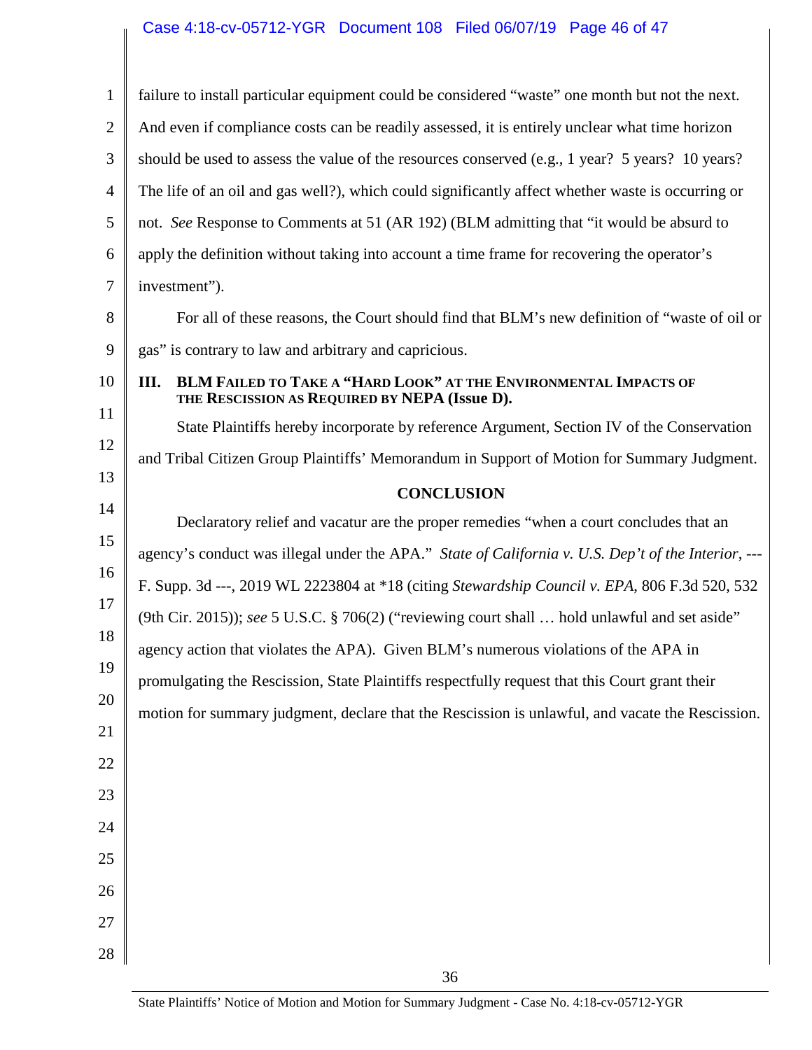failure to install particular equipment could be considered "waste" one month but not the next. And even if compliance costs can be readily assessed, it is entirely unclear what time horizon should be used to assess the value of the resources conserved (e.g., 1 year? 5 years? 10 years? The life of an oil and gas well?), which could significantly affect whether waste is occurring or not. *See* Response to Comments at 51 (AR 192) (BLM admitting that "it would be absurd to apply the definition without taking into account a time frame for recovering the operator's investment").

For all of these reasons, the Court should find that BLM's new definition of "waste of oil or gas" is contrary to law and arbitrary and capricious.

### III. BLM FAILED TO TAKE A "HARD LOOK" AT THE ENVIRONMENTAL IMPACTS OF THE RESCISSION AS REQUIRED BY NEPA (Issue D).

State Plaintiffs hereby incorporate by reference Argument, Section IV of the Conservation and Tribal Citizen Group Plaintiffs' Memorandum in Support of Motion for Summary Judgment.

## CONCLUSION

Declaratory relief and vacatur are the proper remedies "when a court concludes that an agency's conduct was illegal under the APA." *State of California v. U.S. Dep't of the Interior*, --- F. Supp. 3d ---, 2019 WL 2223804 at *18 (citing *Stewardship Council v. EPA*, 806 F.3d 520, 532 (9th Cir. 2015)); *see* 5 U.S.C. § 706(2) ("reviewing court shall … hold unlawful and set aside" agency action that violates the APA). Given BLM's numerous violations of the APA in promulgating the Rescission, State Plaintiffs respectfully request that this Court grant their motion for summary judgment, declare that the Rescission is unlawful, and vacate the Rescission.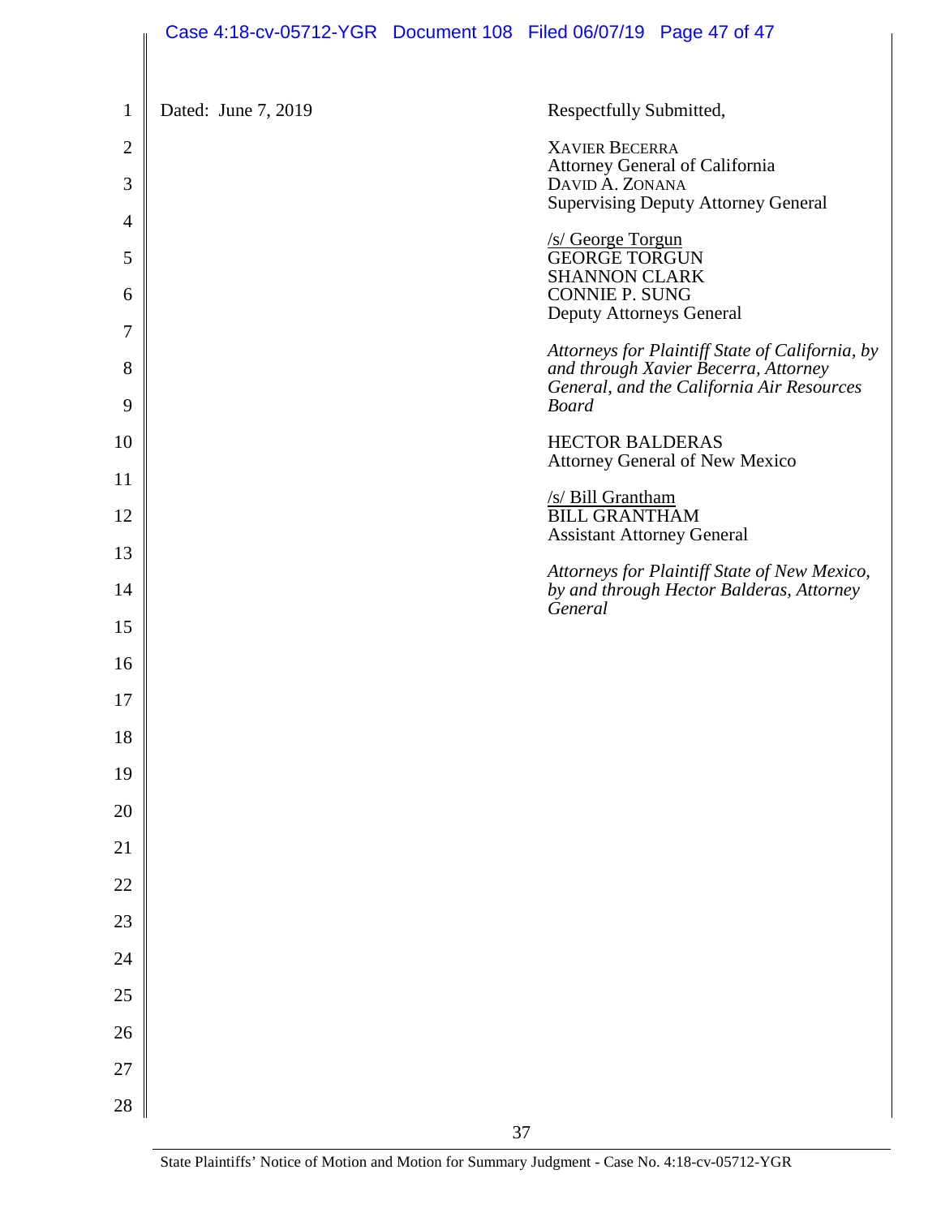Dated: June 7, 2019

Respectfully Submitted,

XAVIER BECERRA
Attorney General of California
DAVID A. ZONANA
Supervising Deputy Attorney General

/s/ George Torgun
GEORGE TORGUN
SHANNON CLARK
CONNIE P. SUNG
Deputy Attorneys General

*Attorneys for Plaintiff State of California, by and through Xavier Becerra, Attorney General, and the California Air Resources Board*

HECTOR BALDERAS
Attorney General of New Mexico

/s/ Bill Grantham
BILL GRANTHAM
Assistant Attorney General

*Attorneys for Plaintiff State of New Mexico, by and through Hector Balderas, Attorney General*